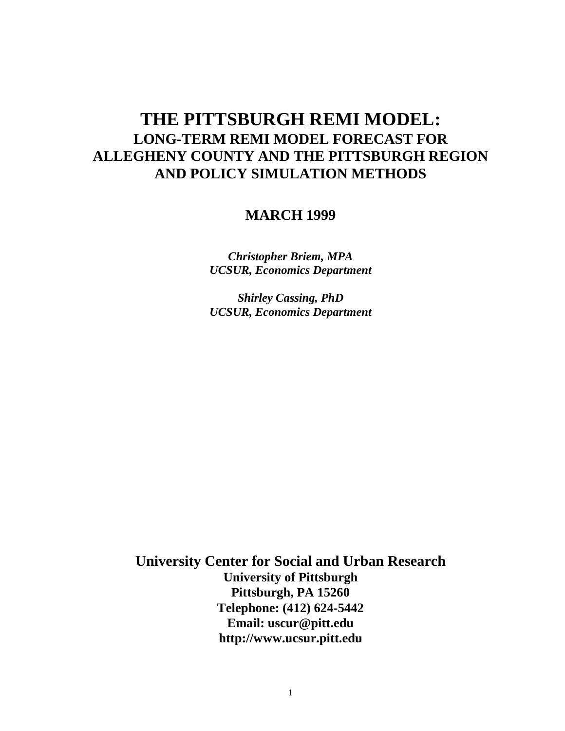# THE PITTSBURGH REMI MODEL:

## LONG-TERM REMI MODEL FORECAST FOR ALLEGHENY COUNTY AND THE PITTSBURGH REGION AND POLICY SIMULATION METHODS

**MARCH 1999**

***Christopher Briem, MPA***
***UCSUR, Economics Department***

***Shirley Cassing, PhD***
***UCSUR, Economics Department***

**University Center for Social and Urban Research**
**University of Pittsburgh**
**Pittsburgh, PA 15260**
**Telephone: (412) 624-5442**
**Email: uscur@pitt.edu**
**http://www.ucsur.pitt.edu**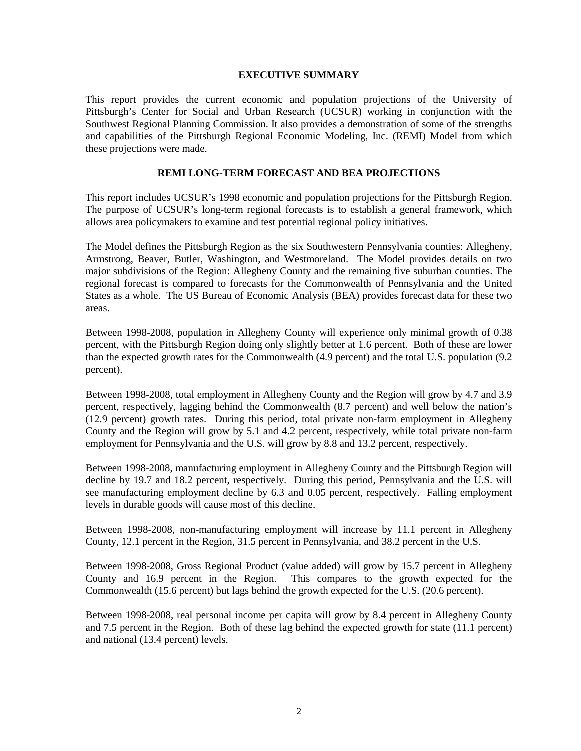## EXECUTIVE SUMMARY

This report provides the current economic and population projections of the University of Pittsburgh's Center for Social and Urban Research (UCSUR) working in conjunction with the Southwest Regional Planning Commission. It also provides a demonstration of some of the strengths and capabilities of the Pittsburgh Regional Economic Modeling, Inc. (REMI) Model from which these projections were made.

## REMI LONG-TERM FORECAST AND BEA PROJECTIONS

This report includes UCSUR's 1998 economic and population projections for the Pittsburgh Region. The purpose of UCSUR's long-term regional forecasts is to establish a general framework, which allows area policymakers to examine and test potential regional policy initiatives.

The Model defines the Pittsburgh Region as the six Southwestern Pennsylvania counties: Allegheny, Armstrong, Beaver, Butler, Washington, and Westmoreland. The Model provides details on two major subdivisions of the Region: Allegheny County and the remaining five suburban counties. The regional forecast is compared to forecasts for the Commonwealth of Pennsylvania and the United States as a whole. The US Bureau of Economic Analysis (BEA) provides forecast data for these two areas.

Between 1998-2008, population in Allegheny County will experience only minimal growth of 0.38 percent, with the Pittsburgh Region doing only slightly better at 1.6 percent. Both of these are lower than the expected growth rates for the Commonwealth (4.9 percent) and the total U.S. population (9.2 percent).

Between 1998-2008, total employment in Allegheny County and the Region will grow by 4.7 and 3.9 percent, respectively, lagging behind the Commonwealth (8.7 percent) and well below the nation's (12.9 percent) growth rates. During this period, total private non-farm employment in Allegheny County and the Region will grow by 5.1 and 4.2 percent, respectively, while total private non-farm employment for Pennsylvania and the U.S. will grow by 8.8 and 13.2 percent, respectively.

Between 1998-2008, manufacturing employment in Allegheny County and the Pittsburgh Region will decline by 19.7 and 18.2 percent, respectively. During this period, Pennsylvania and the U.S. will see manufacturing employment decline by 6.3 and 0.05 percent, respectively. Falling employment levels in durable goods will cause most of this decline.

Between 1998-2008, non-manufacturing employment will increase by 11.1 percent in Allegheny County, 12.1 percent in the Region, 31.5 percent in Pennsylvania, and 38.2 percent in the U.S.

Between 1998-2008, Gross Regional Product (value added) will grow by 15.7 percent in Allegheny County and 16.9 percent in the Region. This compares to the growth expected for the Commonwealth (15.6 percent) but lags behind the growth expected for the U.S. (20.6 percent).

Between 1998-2008, real personal income per capita will grow by 8.4 percent in Allegheny County and 7.5 percent in the Region. Both of these lag behind the expected growth for state (11.1 percent) and national (13.4 percent) levels.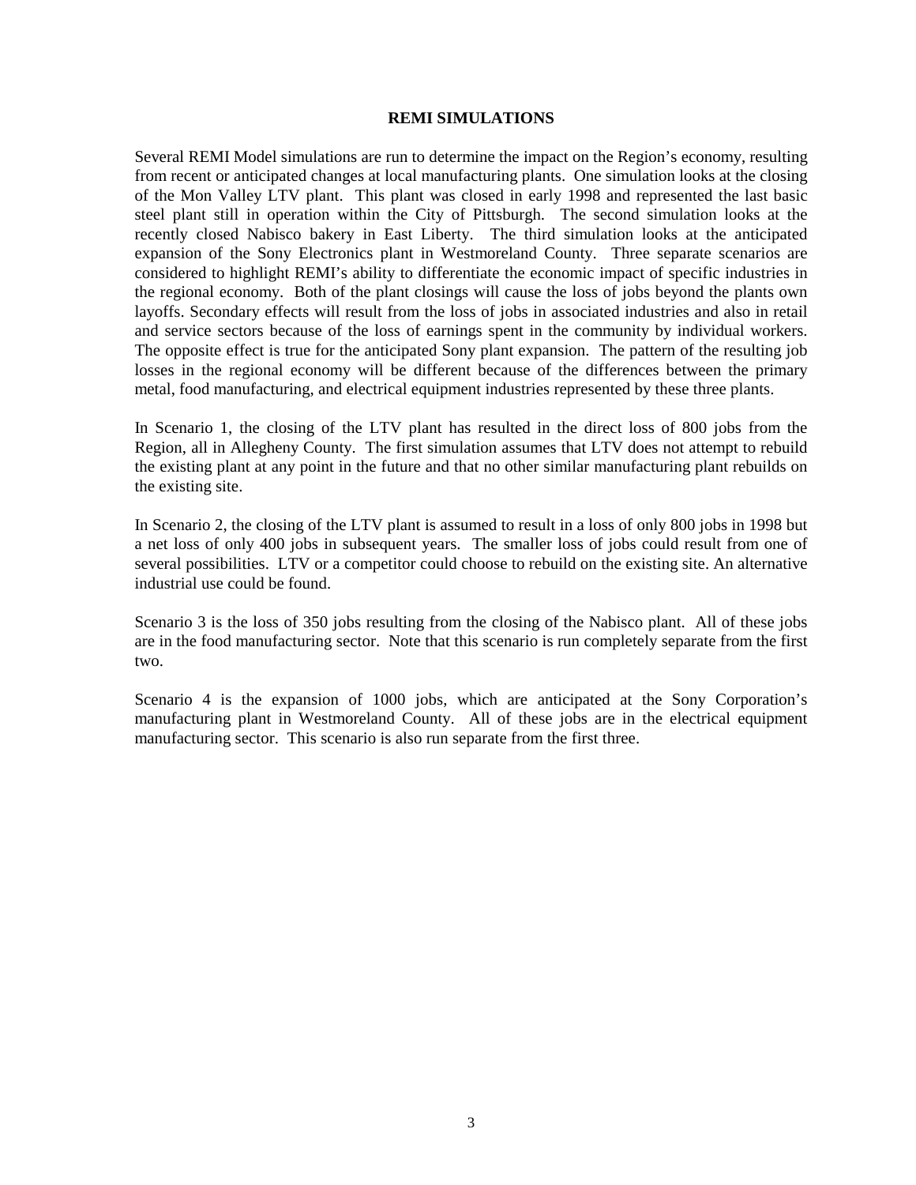## REMI SIMULATIONS

Several REMI Model simulations are run to determine the impact on the Region's economy, resulting from recent or anticipated changes at local manufacturing plants. One simulation looks at the closing of the Mon Valley LTV plant. This plant was closed in early 1998 and represented the last basic steel plant still in operation within the City of Pittsburgh. The second simulation looks at the recently closed Nabisco bakery in East Liberty. The third simulation looks at the anticipated expansion of the Sony Electronics plant in Westmoreland County. Three separate scenarios are considered to highlight REMI's ability to differentiate the economic impact of specific industries in the regional economy. Both of the plant closings will cause the loss of jobs beyond the plants own layoffs. Secondary effects will result from the loss of jobs in associated industries and also in retail and service sectors because of the loss of earnings spent in the community by individual workers. The opposite effect is true for the anticipated Sony plant expansion. The pattern of the resulting job losses in the regional economy will be different because of the differences between the primary metal, food manufacturing, and electrical equipment industries represented by these three plants.

In Scenario 1, the closing of the LTV plant has resulted in the direct loss of 800 jobs from the Region, all in Allegheny County. The first simulation assumes that LTV does not attempt to rebuild the existing plant at any point in the future and that no other similar manufacturing plant rebuilds on the existing site.

In Scenario 2, the closing of the LTV plant is assumed to result in a loss of only 800 jobs in 1998 but a net loss of only 400 jobs in subsequent years. The smaller loss of jobs could result from one of several possibilities. LTV or a competitor could choose to rebuild on the existing site. An alternative industrial use could be found.

Scenario 3 is the loss of 350 jobs resulting from the closing of the Nabisco plant. All of these jobs are in the food manufacturing sector. Note that this scenario is run completely separate from the first two.

Scenario 4 is the expansion of 1000 jobs, which are anticipated at the Sony Corporation's manufacturing plant in Westmoreland County. All of these jobs are in the electrical equipment manufacturing sector. This scenario is also run separate from the first three.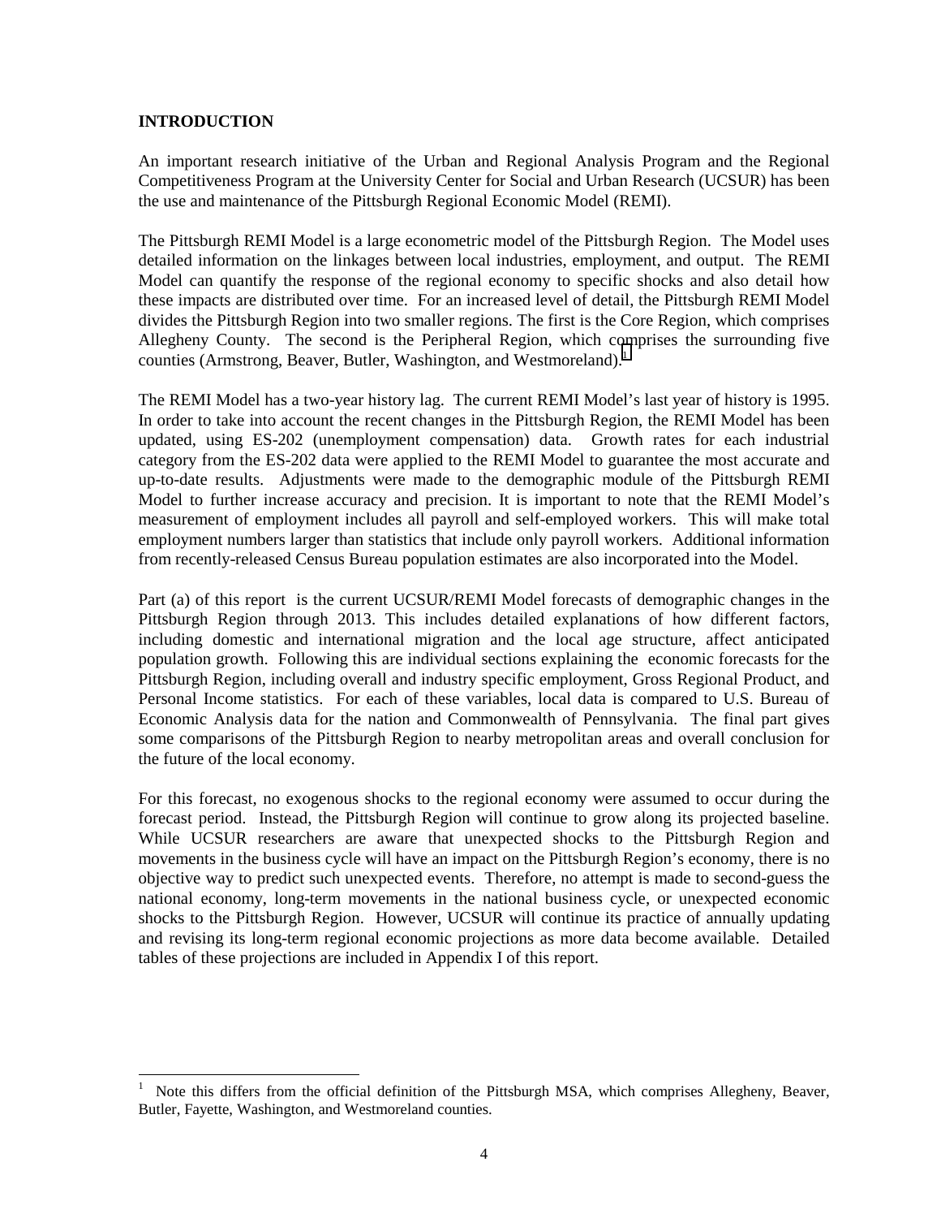## INTRODUCTION

An important research initiative of the Urban and Regional Analysis Program and the Regional Competitiveness Program at the University Center for Social and Urban Research (UCSUR) has been the use and maintenance of the Pittsburgh Regional Economic Model (REMI).

The Pittsburgh REMI Model is a large econometric model of the Pittsburgh Region. The Model uses detailed information on the linkages between local industries, employment, and output. The REMI Model can quantify the response of the regional economy to specific shocks and also detail how these impacts are distributed over time. For an increased level of detail, the Pittsburgh REMI Model divides the Pittsburgh Region into two smaller regions. The first is the Core Region, which comprises Allegheny County. The second is the Peripheral Region, which comprises the surrounding five counties (Armstrong, Beaver, Butler, Washington, and Westmoreland).[1]

The REMI Model has a two-year history lag. The current REMI Model's last year of history is 1995. In order to take into account the recent changes in the Pittsburgh Region, the REMI Model has been updated, using ES-202 (unemployment compensation) data. Growth rates for each industrial category from the ES-202 data were applied to the REMI Model to guarantee the most accurate and up-to-date results. Adjustments were made to the demographic module of the Pittsburgh REMI Model to further increase accuracy and precision. It is important to note that the REMI Model's measurement of employment includes all payroll and self-employed workers. This will make total employment numbers larger than statistics that include only payroll workers. Additional information from recently-released Census Bureau population estimates are also incorporated into the Model.

Part (a) of this report is the current UCSUR/REMI Model forecasts of demographic changes in the Pittsburgh Region through 2013. This includes detailed explanations of how different factors, including domestic and international migration and the local age structure, affect anticipated population growth. Following this are individual sections explaining the economic forecasts for the Pittsburgh Region, including overall and industry specific employment, Gross Regional Product, and Personal Income statistics. For each of these variables, local data is compared to U.S. Bureau of Economic Analysis data for the nation and Commonwealth of Pennsylvania. The final part gives some comparisons of the Pittsburgh Region to nearby metropolitan areas and overall conclusion for the future of the local economy.

For this forecast, no exogenous shocks to the regional economy were assumed to occur during the forecast period. Instead, the Pittsburgh Region will continue to grow along its projected baseline. While UCSUR researchers are aware that unexpected shocks to the Pittsburgh Region and movements in the business cycle will have an impact on the Pittsburgh Region's economy, there is no objective way to predict such unexpected events. Therefore, no attempt is made to second-guess the national economy, long-term movements in the national business cycle, or unexpected economic shocks to the Pittsburgh Region. However, UCSUR will continue its practice of annually updating and revising its long-term regional economic projections as more data become available. Detailed tables of these projections are included in Appendix I of this report.

---

[1] Note this differs from the official definition of the Pittsburgh MSA, which comprises Allegheny, Beaver, Butler, Fayette, Washington, and Westmoreland counties.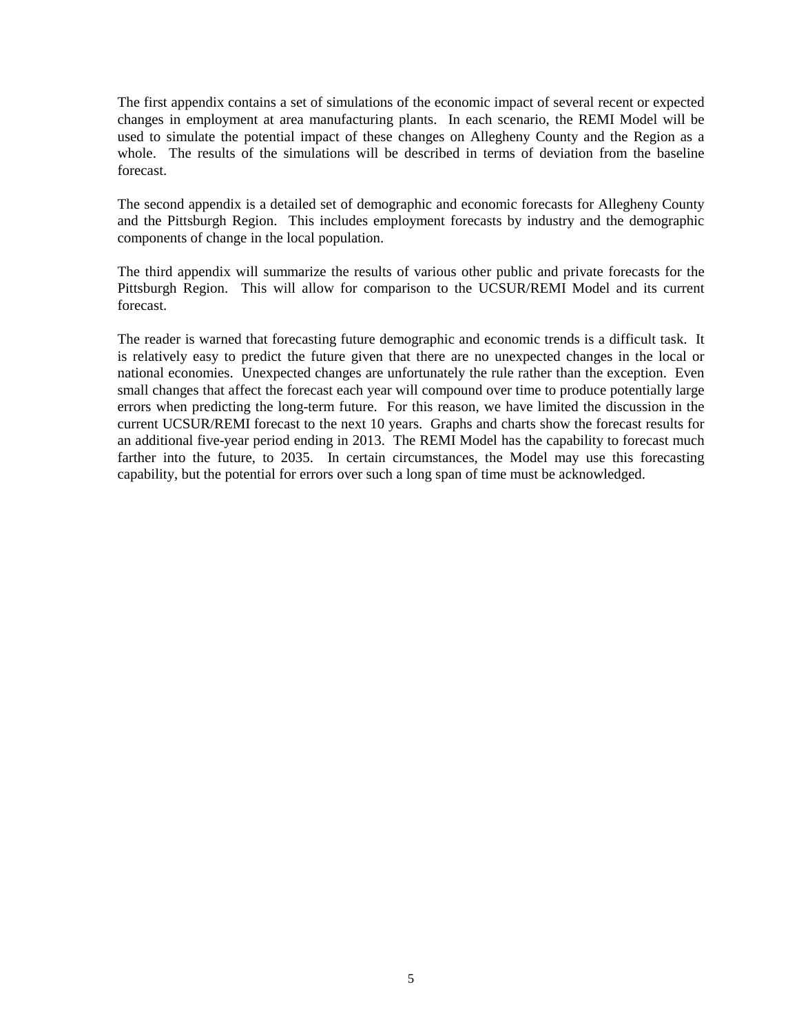The first appendix contains a set of simulations of the economic impact of several recent or expected changes in employment at area manufacturing plants. In each scenario, the REMI Model will be used to simulate the potential impact of these changes on Allegheny County and the Region as a whole. The results of the simulations will be described in terms of deviation from the baseline forecast.

The second appendix is a detailed set of demographic and economic forecasts for Allegheny County and the Pittsburgh Region. This includes employment forecasts by industry and the demographic components of change in the local population.

The third appendix will summarize the results of various other public and private forecasts for the Pittsburgh Region. This will allow for comparison to the UCSUR/REMI Model and its current forecast.

The reader is warned that forecasting future demographic and economic trends is a difficult task. It is relatively easy to predict the future given that there are no unexpected changes in the local or national economies. Unexpected changes are unfortunately the rule rather than the exception. Even small changes that affect the forecast each year will compound over time to produce potentially large errors when predicting the long-term future. For this reason, we have limited the discussion in the current UCSUR/REMI forecast to the next 10 years. Graphs and charts show the forecast results for an additional five-year period ending in 2013. The REMI Model has the capability to forecast much farther into the future, to 2035. In certain circumstances, the Model may use this forecasting capability, but the potential for errors over such a long span of time must be acknowledged.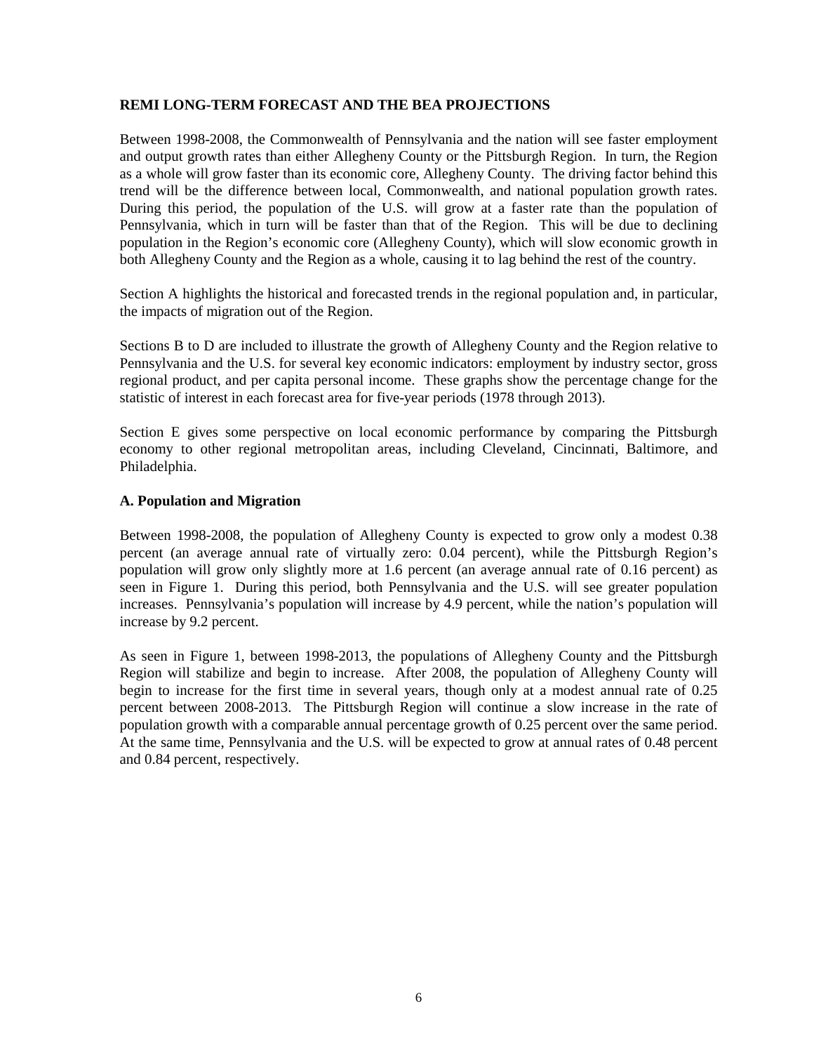## REMI LONG-TERM FORECAST AND THE BEA PROJECTIONS

Between 1998-2008, the Commonwealth of Pennsylvania and the nation will see faster employment and output growth rates than either Allegheny County or the Pittsburgh Region. In turn, the Region as a whole will grow faster than its economic core, Allegheny County. The driving factor behind this trend will be the difference between local, Commonwealth, and national population growth rates. During this period, the population of the U.S. will grow at a faster rate than the population of Pennsylvania, which in turn will be faster than that of the Region. This will be due to declining population in the Region's economic core (Allegheny County), which will slow economic growth in both Allegheny County and the Region as a whole, causing it to lag behind the rest of the country.

Section A highlights the historical and forecasted trends in the regional population and, in particular, the impacts of migration out of the Region.

Sections B to D are included to illustrate the growth of Allegheny County and the Region relative to Pennsylvania and the U.S. for several key economic indicators: employment by industry sector, gross regional product, and per capita personal income. These graphs show the percentage change for the statistic of interest in each forecast area for five-year periods (1978 through 2013).

Section E gives some perspective on local economic performance by comparing the Pittsburgh economy to other regional metropolitan areas, including Cleveland, Cincinnati, Baltimore, and Philadelphia.

### A. Population and Migration

Between 1998-2008, the population of Allegheny County is expected to grow only a modest 0.38 percent (an average annual rate of virtually zero: 0.04 percent), while the Pittsburgh Region's population will grow only slightly more at 1.6 percent (an average annual rate of 0.16 percent) as seen in Figure 1. During this period, both Pennsylvania and the U.S. will see greater population increases. Pennsylvania's population will increase by 4.9 percent, while the nation's population will increase by 9.2 percent.

As seen in Figure 1, between 1998-2013, the populations of Allegheny County and the Pittsburgh Region will stabilize and begin to increase. After 2008, the population of Allegheny County will begin to increase for the first time in several years, though only at a modest annual rate of 0.25 percent between 2008-2013. The Pittsburgh Region will continue a slow increase in the rate of population growth with a comparable annual percentage growth of 0.25 percent over the same period. At the same time, Pennsylvania and the U.S. will be expected to grow at annual rates of 0.48 percent and 0.84 percent, respectively.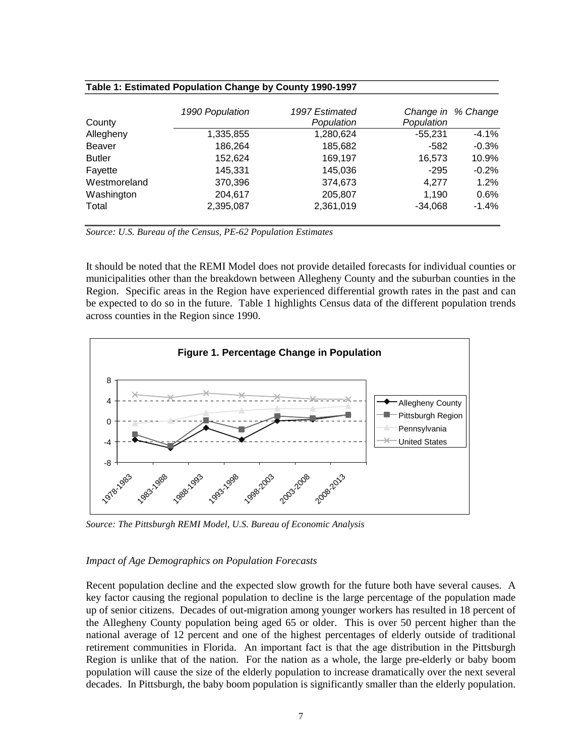**Table 1: Estimated Population Change by County 1990-1997**

| County | *1990 Population* | *1997 Estimated Population* | *Change in Population* | *% Change* |
|---|---|---|---|---|
| Allegheny | 1,335,855 | 1,280,624 | -55,231 | -4.1% |
| Beaver | 186,264 | 185,682 | -582 | -0.3% |
| Butler | 152,624 | 169,197 | 16,573 | 10.9% |
| Fayette | 145,331 | 145,036 | -295 | -0.2% |
| Westmoreland | 370,396 | 374,673 | 4,277 | 1.2% |
| Washington | 204,617 | 205,807 | 1,190 | 0.6% |
| Total | 2,395,087 | 2,361,019 | -34,068 | -1.4% |

*Source: U.S. Bureau of the Census, PE-62 Population Estimates*

It should be noted that the REMI Model does not provide detailed forecasts for individual counties or municipalities other than the breakdown between Allegheny County and the suburban counties in the Region. Specific areas in the Region have experienced differential growth rates in the past and can be expected to do so in the future. Table 1 highlights Census data of the different population trends across counties in the Region since 1990.

**Figure 1. Percentage Change in Population**

*Source: The Pittsburgh REMI Model, U.S. Bureau of Economic Analysis*

*Impact of Age Demographics on Population Forecasts*

Recent population decline and the expected slow growth for the future both have several causes. A key factor causing the regional population to decline is the large percentage of the population made up of senior citizens. Decades of out-migration among younger workers has resulted in 18 percent of the Allegheny County population being aged 65 or older. This is over 50 percent higher than the national average of 12 percent and one of the highest percentages of elderly outside of traditional retirement communities in Florida. An important fact is that the age distribution in the Pittsburgh Region is unlike that of the nation. For the nation as a whole, the large pre-elderly or baby boom population will cause the size of the elderly population to increase dramatically over the next several decades. In Pittsburgh, the baby boom population is significantly smaller than the elderly population.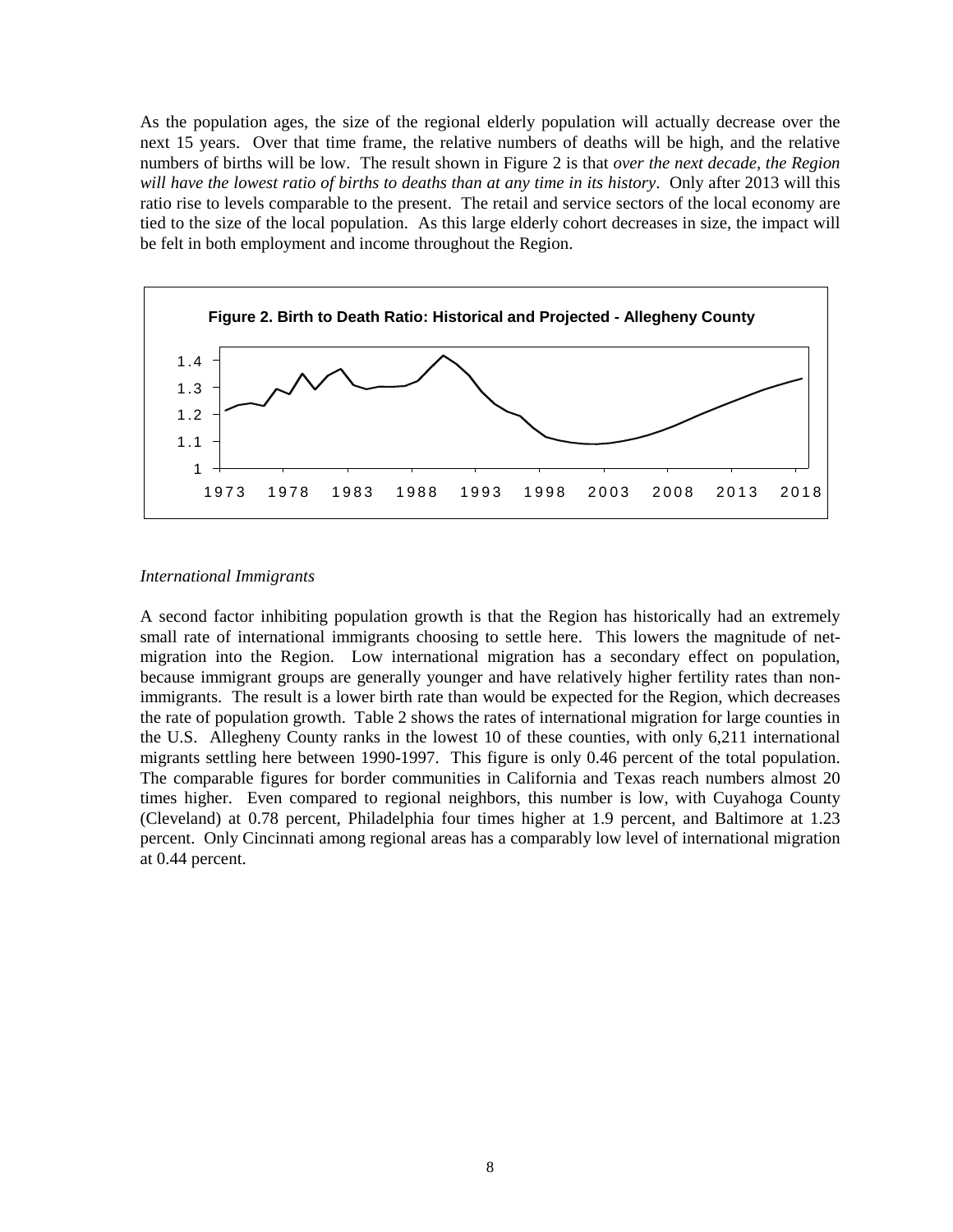As the population ages, the size of the regional elderly population will actually decrease over the next 15 years. Over that time frame, the relative numbers of deaths will be high, and the relative numbers of births will be low. The result shown in Figure 2 is that *over the next decade, the Region will have the lowest ratio of births to deaths than at any time in its history*. Only after 2013 will this ratio rise to levels comparable to the present. The retail and service sectors of the local economy are tied to the size of the local population. As this large elderly cohort decreases in size, the impact will be felt in both employment and income throughout the Region.

**Figure 2. Birth to Death Ratio: Historical and Projected - Allegheny County**

### *International Immigrants*

A second factor inhibiting population growth is that the Region has historically had an extremely small rate of international immigrants choosing to settle here. This lowers the magnitude of net-migration into the Region. Low international migration has a secondary effect on population, because immigrant groups are generally younger and have relatively higher fertility rates than non-immigrants. The result is a lower birth rate than would be expected for the Region, which decreases the rate of population growth. Table 2 shows the rates of international migration for large counties in the U.S. Allegheny County ranks in the lowest 10 of these counties, with only 6,211 international migrants settling here between 1990-1997. This figure is only 0.46 percent of the total population. The comparable figures for border communities in California and Texas reach numbers almost 20 times higher. Even compared to regional neighbors, this number is low, with Cuyahoga County (Cleveland) at 0.78 percent, Philadelphia four times higher at 1.9 percent, and Baltimore at 1.23 percent. Only Cincinnati among regional areas has a comparably low level of international migration at 0.44 percent.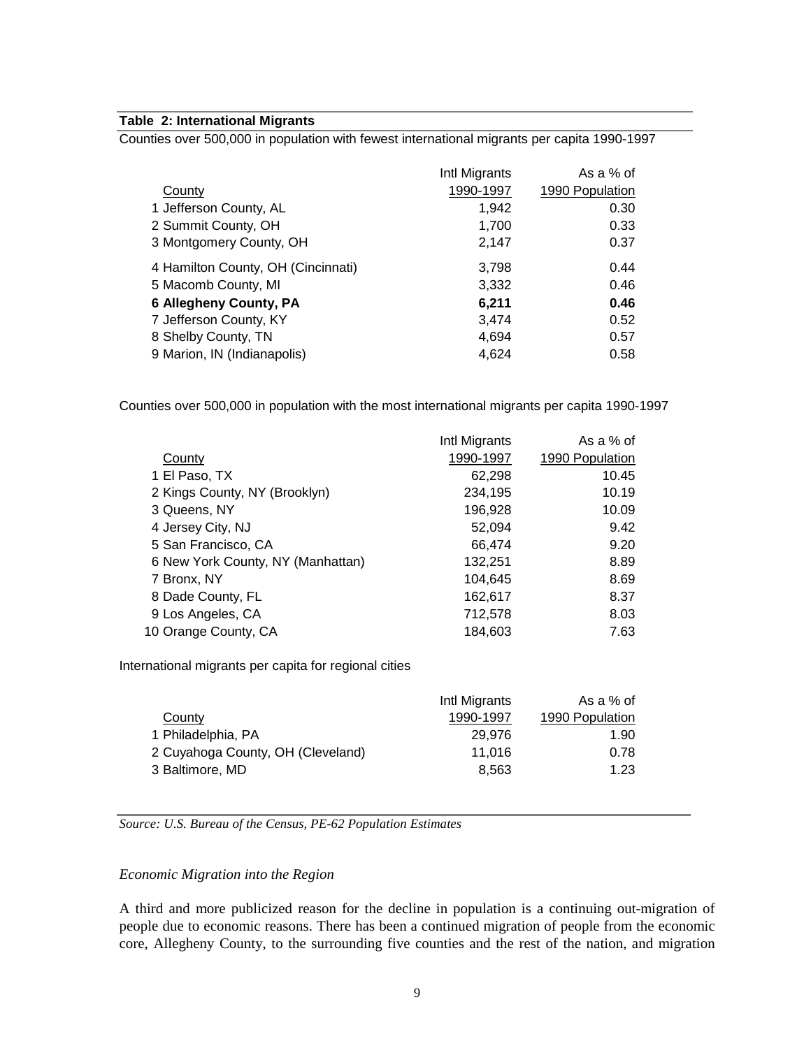**Table 2: International Migrants**

Counties over 500,000 in population with fewest international migrants per capita 1990-1997

| County | Intl Migrants 1990-1997 | As a % of 1990 Population |
|---|---|---|
| 1 Jefferson County, AL | 1,942 | 0.30 |
| 2 Summit County, OH | 1,700 | 0.33 |
| 3 Montgomery County, OH | 2,147 | 0.37 |
| 4 Hamilton County, OH (Cincinnati) | 3,798 | 0.44 |
| 5 Macomb County, MI | 3,332 | 0.46 |
| **6 Allegheny County, PA** | **6,211** | **0.46** |
| 7 Jefferson County, KY | 3,474 | 0.52 |
| 8 Shelby County, TN | 4,694 | 0.57 |
| 9 Marion, IN (Indianapolis) | 4,624 | 0.58 |

Counties over 500,000 in population with the most international migrants per capita 1990-1997

| County | Intl Migrants 1990-1997 | As a % of 1990 Population |
|---|---|---|
| 1 El Paso, TX | 62,298 | 10.45 |
| 2 Kings County, NY (Brooklyn) | 234,195 | 10.19 |
| 3 Queens, NY | 196,928 | 10.09 |
| 4 Jersey City, NJ | 52,094 | 9.42 |
| 5 San Francisco, CA | 66,474 | 9.20 |
| 6 New York County, NY (Manhattan) | 132,251 | 8.89 |
| 7 Bronx, NY | 104,645 | 8.69 |
| 8 Dade County, FL | 162,617 | 8.37 |
| 9 Los Angeles, CA | 712,578 | 8.03 |
| 10 Orange County, CA | 184,603 | 7.63 |

International migrants per capita for regional cities

| County | Intl Migrants 1990-1997 | As a % of 1990 Population |
|---|---|---|
| 1 Philadelphia, PA | 29,976 | 1.90 |
| 2 Cuyahoga County, OH (Cleveland) | 11,016 | 0.78 |
| 3 Baltimore, MD | 8,563 | 1.23 |

*Source: U.S. Bureau of the Census, PE-62 Population Estimates*

*Economic Migration into the Region*

A third and more publicized reason for the decline in population is a continuing out-migration of people due to economic reasons. There has been a continued migration of people from the economic core, Allegheny County, to the surrounding five counties and the rest of the nation, and migration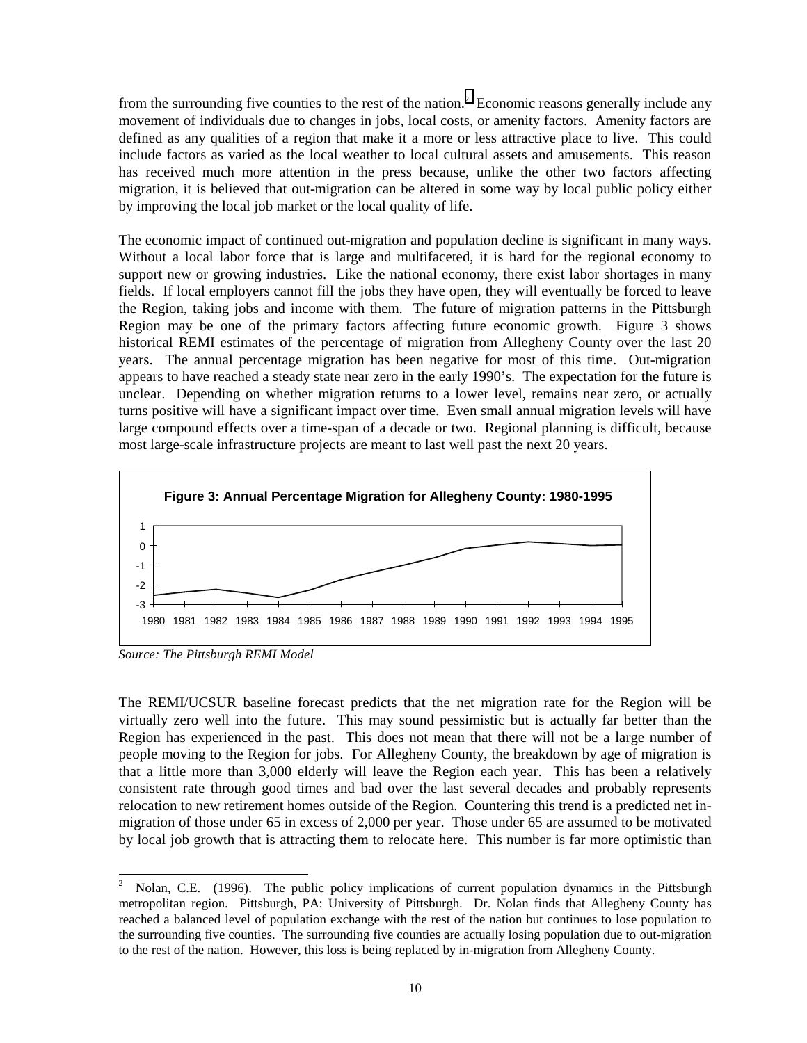from the surrounding five counties to the rest of the nation.[2] Economic reasons generally include any movement of individuals due to changes in jobs, local costs, or amenity factors. Amenity factors are defined as any qualities of a region that make it a more or less attractive place to live. This could include factors as varied as the local weather to local cultural assets and amusements. This reason has received much more attention in the press because, unlike the other two factors affecting migration, it is believed that out-migration can be altered in some way by local public policy either by improving the local job market or the local quality of life.

The economic impact of continued out-migration and population decline is significant in many ways. Without a local labor force that is large and multifaceted, it is hard for the regional economy to support new or growing industries. Like the national economy, there exist labor shortages in many fields. If local employers cannot fill the jobs they have open, they will eventually be forced to leave the Region, taking jobs and income with them. The future of migration patterns in the Pittsburgh Region may be one of the primary factors affecting future economic growth. Figure 3 shows historical REMI estimates of the percentage of migration from Allegheny County over the last 20 years. The annual percentage migration has been negative for most of this time. Out-migration appears to have reached a steady state near zero in the early 1990's. The expectation for the future is unclear. Depending on whether migration returns to a lower level, remains near zero, or actually turns positive will have a significant impact over time. Even small annual migration levels will have large compound effects over a time-span of a decade or two. Regional planning is difficult, because most large-scale infrastructure projects are meant to last well past the next 20 years.

**Figure 3: Annual Percentage Migration for Allegheny County: 1980-1995**

*Source: The Pittsburgh REMI Model*

The REMI/UCSUR baseline forecast predicts that the net migration rate for the Region will be virtually zero well into the future. This may sound pessimistic but is actually far better than the Region has experienced in the past. This does not mean that there will not be a large number of people moving to the Region for jobs. For Allegheny County, the breakdown by age of migration is that a little more than 3,000 elderly will leave the Region each year. This has been a relatively consistent rate through good times and bad over the last several decades and probably represents relocation to new retirement homes outside of the Region. Countering this trend is a predicted net in-migration of those under 65 in excess of 2,000 per year. Those under 65 are assumed to be motivated by local job growth that is attracting them to relocate here. This number is far more optimistic than

---

[2] Nolan, C.E. (1996). The public policy implications of current population dynamics in the Pittsburgh metropolitan region. Pittsburgh, PA: University of Pittsburgh. Dr. Nolan finds that Allegheny County has reached a balanced level of population exchange with the rest of the nation but continues to lose population to the surrounding five counties. The surrounding five counties are actually losing population due to out-migration to the rest of the nation. However, this loss is being replaced by in-migration from Allegheny County.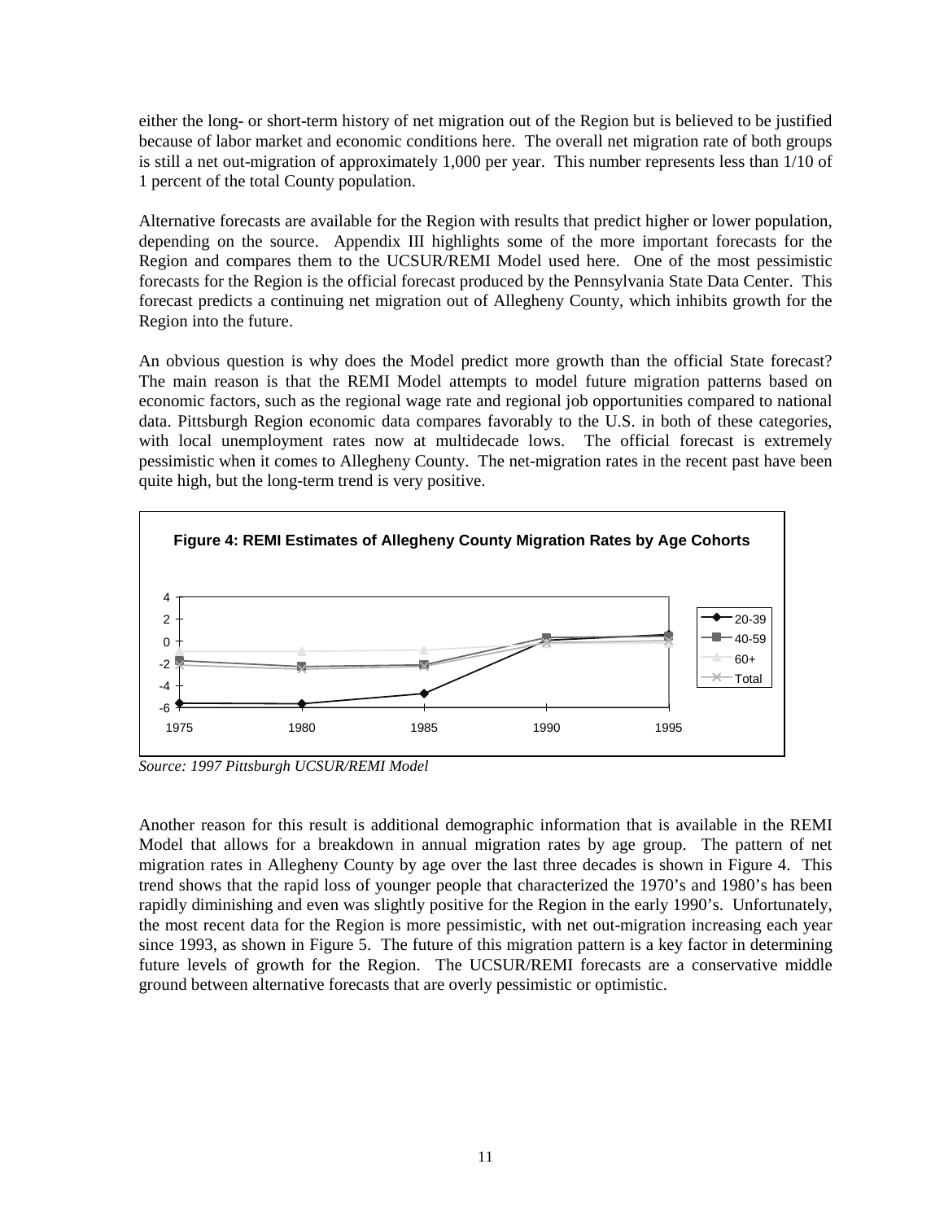either the long- or short-term history of net migration out of the Region but is believed to be justified because of labor market and economic conditions here. The overall net migration rate of both groups is still a net out-migration of approximately 1,000 per year. This number represents less than 1/10 of 1 percent of the total County population.

Alternative forecasts are available for the Region with results that predict higher or lower population, depending on the source. Appendix III highlights some of the more important forecasts for the Region and compares them to the UCSUR/REMI Model used here. One of the most pessimistic forecasts for the Region is the official forecast produced by the Pennsylvania State Data Center. This forecast predicts a continuing net migration out of Allegheny County, which inhibits growth for the Region into the future.

An obvious question is why does the Model predict more growth than the official State forecast? The main reason is that the REMI Model attempts to model future migration patterns based on economic factors, such as the regional wage rate and regional job opportunities compared to national data. Pittsburgh Region economic data compares favorably to the U.S. in both of these categories, with local unemployment rates now at multidecade lows. The official forecast is extremely pessimistic when it comes to Allegheny County. The net-migration rates in the recent past have been quite high, but the long-term trend is very positive.

**Figure 4: REMI Estimates of Allegheny County Migration Rates by Age Cohorts**

*Source: 1997 Pittsburgh UCSUR/REMI Model*

Another reason for this result is additional demographic information that is available in the REMI Model that allows for a breakdown in annual migration rates by age group. The pattern of net migration rates in Allegheny County by age over the last three decades is shown in Figure 4. This trend shows that the rapid loss of younger people that characterized the 1970's and 1980's has been rapidly diminishing and even was slightly positive for the Region in the early 1990's. Unfortunately, the most recent data for the Region is more pessimistic, with net out-migration increasing each year since 1993, as shown in Figure 5. The future of this migration pattern is a key factor in determining future levels of growth for the Region. The UCSUR/REMI forecasts are a conservative middle ground between alternative forecasts that are overly pessimistic or optimistic.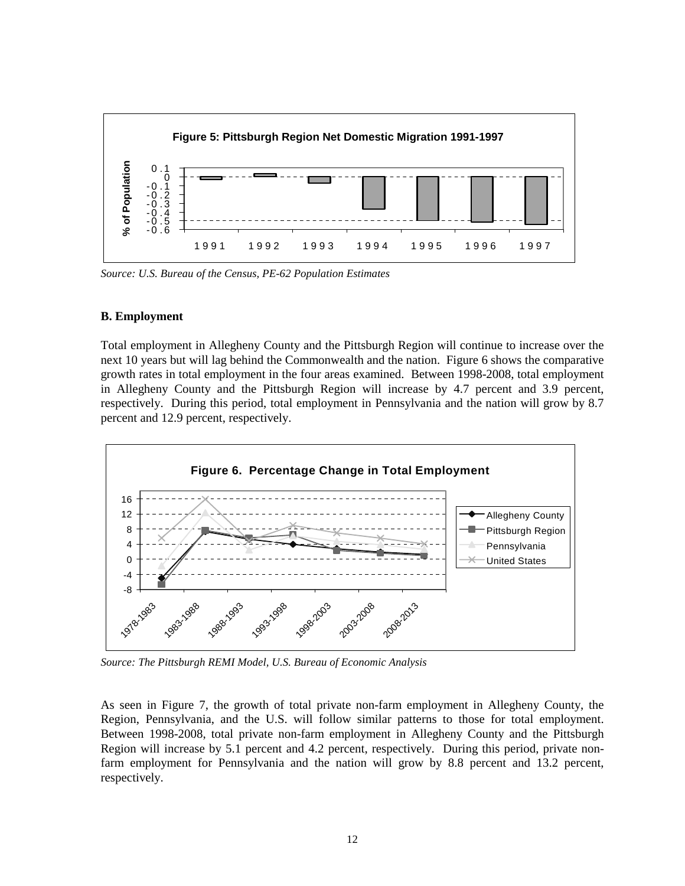**Figure 5: Pittsburgh Region Net Domestic Migration 1991-1997**

*Source: U.S. Bureau of the Census, PE-62 Population Estimates*

### B. Employment

Total employment in Allegheny County and the Pittsburgh Region will continue to increase over the next 10 years but will lag behind the Commonwealth and the nation. Figure 6 shows the comparative growth rates in total employment in the four areas examined. Between 1998-2008, total employment in Allegheny County and the Pittsburgh Region will increase by 4.7 percent and 3.9 percent, respectively. During this period, total employment in Pennsylvania and the nation will grow by 8.7 percent and 12.9 percent, respectively.

**Figure 6. Percentage Change in Total Employment**

*Source: The Pittsburgh REMI Model, U.S. Bureau of Economic Analysis*

As seen in Figure 7, the growth of total private non-farm employment in Allegheny County, the Region, Pennsylvania, and the U.S. will follow similar patterns to those for total employment. Between 1998-2008, total private non-farm employment in Allegheny County and the Pittsburgh Region will increase by 5.1 percent and 4.2 percent, respectively. During this period, private non-farm employment for Pennsylvania and the nation will grow by 8.8 percent and 13.2 percent, respectively.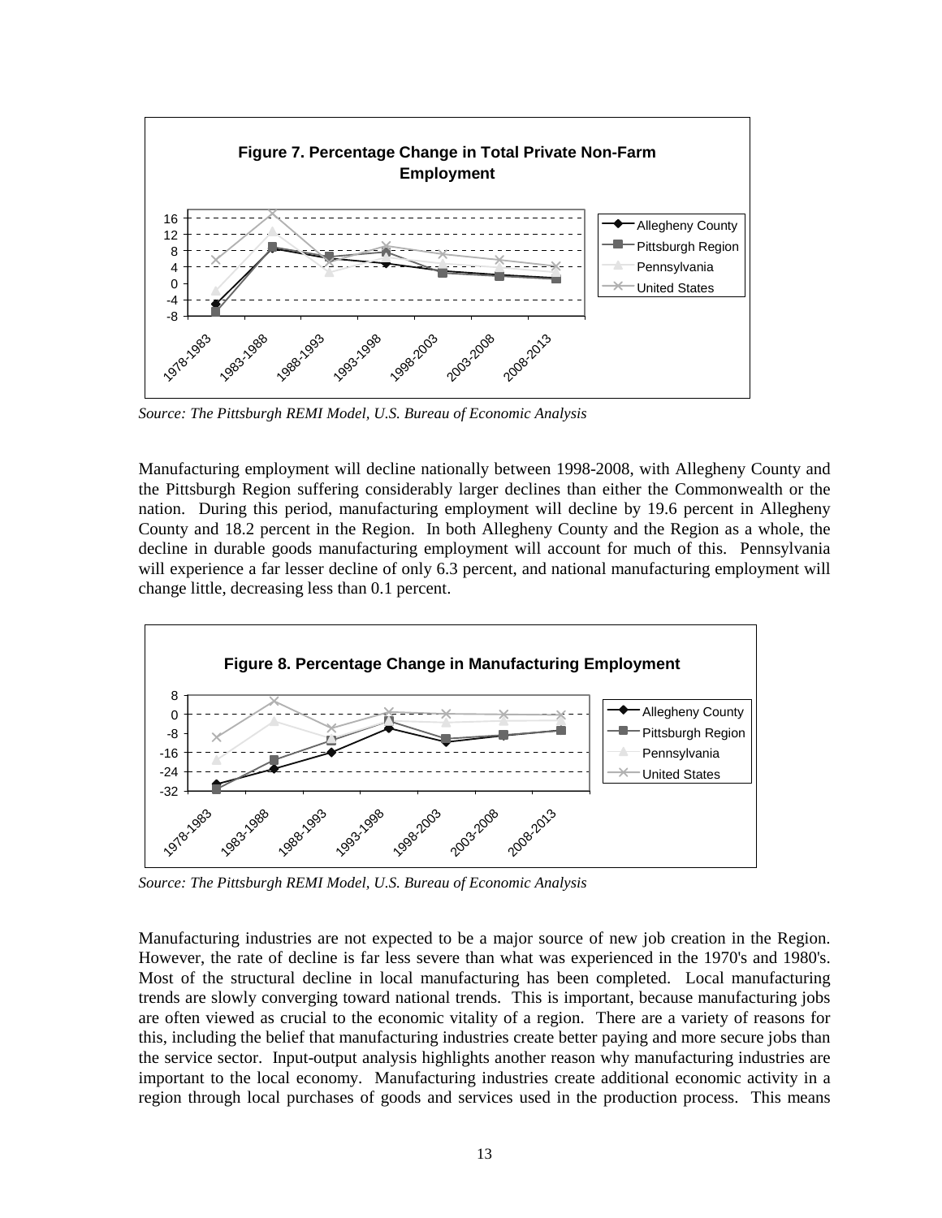**Figure 7. Percentage Change in Total Private Non-Farm Employment**

*Source: The Pittsburgh REMI Model, U.S. Bureau of Economic Analysis*

Manufacturing employment will decline nationally between 1998-2008, with Allegheny County and the Pittsburgh Region suffering considerably larger declines than either the Commonwealth or the nation. During this period, manufacturing employment will decline by 19.6 percent in Allegheny County and 18.2 percent in the Region. In both Allegheny County and the Region as a whole, the decline in durable goods manufacturing employment will account for much of this. Pennsylvania will experience a far lesser decline of only 6.3 percent, and national manufacturing employment will change little, decreasing less than 0.1 percent.

**Figure 8. Percentage Change in Manufacturing Employment**

*Source: The Pittsburgh REMI Model, U.S. Bureau of Economic Analysis*

Manufacturing industries are not expected to be a major source of new job creation in the Region. However, the rate of decline is far less severe than what was experienced in the 1970's and 1980's. Most of the structural decline in local manufacturing has been completed. Local manufacturing trends are slowly converging toward national trends. This is important, because manufacturing jobs are often viewed as crucial to the economic vitality of a region. There are a variety of reasons for this, including the belief that manufacturing industries create better paying and more secure jobs than the service sector. Input-output analysis highlights another reason why manufacturing industries are important to the local economy. Manufacturing industries create additional economic activity in a region through local purchases of goods and services used in the production process. This means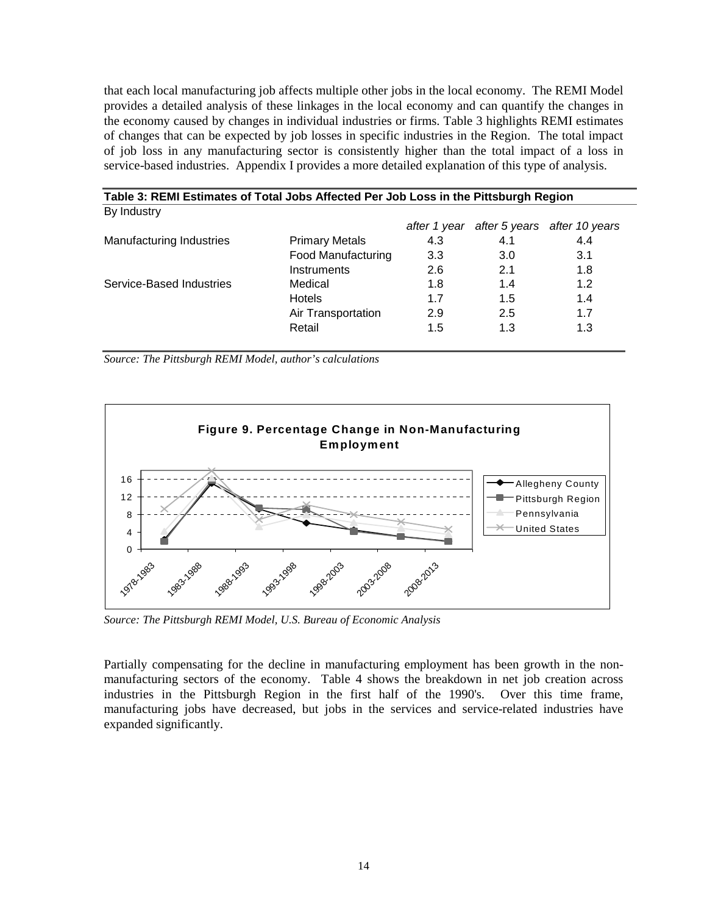that each local manufacturing job affects multiple other jobs in the local economy. The REMI Model provides a detailed analysis of these linkages in the local economy and can quantify the changes in the economy caused by changes in individual industries or firms. Table 3 highlights REMI estimates of changes that can be expected by job losses in specific industries in the Region. The total impact of job loss in any manufacturing sector is consistently higher than the total impact of a loss in service-based industries. Appendix I provides a more detailed explanation of this type of analysis.

**Table 3: REMI Estimates of Total Jobs Affected Per Job Loss in the Pittsburgh Region**

By Industry

| | | *after 1 year* | *after 5 years* | *after 10 years* |
|---|---|---|---|---|
| Manufacturing Industries | Primary Metals | 4.3 | 4.1 | 4.4 |
| | Food Manufacturing | 3.3 | 3.0 | 3.1 |
| | Instruments | 2.6 | 2.1 | 1.8 |
| Service-Based Industries | Medical | 1.8 | 1.4 | 1.2 |
| | Hotels | 1.7 | 1.5 | 1.4 |
| | Air Transportation | 2.9 | 2.5 | 1.7 |
| | Retail | 1.5 | 1.3 | 1.3 |

*Source: The Pittsburgh REMI Model, author's calculations*

**Figure 9. Percentage Change in Non-Manufacturing Employment**

*Source: The Pittsburgh REMI Model, U.S. Bureau of Economic Analysis*

Partially compensating for the decline in manufacturing employment has been growth in the non-manufacturing sectors of the economy. Table 4 shows the breakdown in net job creation across industries in the Pittsburgh Region in the first half of the 1990's. Over this time frame, manufacturing jobs have decreased, but jobs in the services and service-related industries have expanded significantly.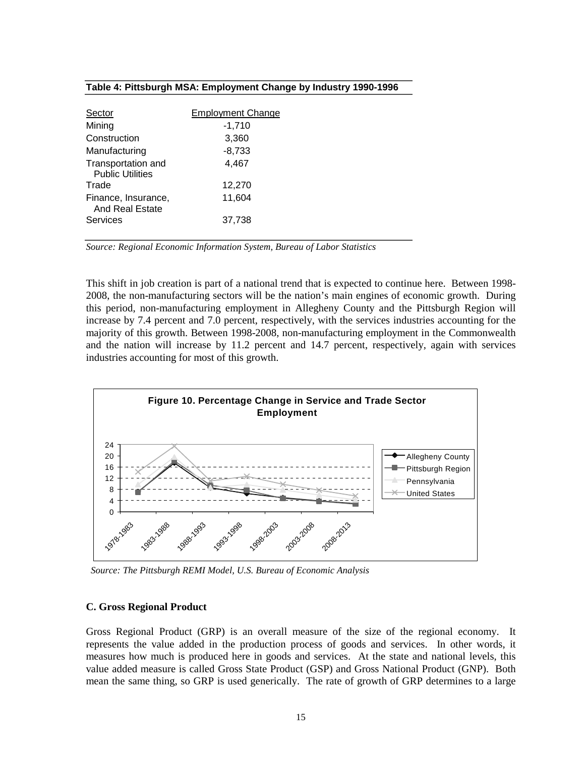**Table 4: Pittsburgh MSA: Employment Change by Industry 1990-1996**

| Sector | Employment Change |
|---|---|
| Mining | -1,710 |
| Construction | 3,360 |
| Manufacturing | -8,733 |
| Transportation and Public Utilities | 4,467 |
| Trade | 12,270 |
| Finance, Insurance, And Real Estate | 11,604 |
| Services | 37,738 |

*Source: Regional Economic Information System, Bureau of Labor Statistics*

This shift in job creation is part of a national trend that is expected to continue here. Between 1998-2008, the non-manufacturing sectors will be the nation's main engines of economic growth. During this period, non-manufacturing employment in Allegheny County and the Pittsburgh Region will increase by 7.4 percent and 7.0 percent, respectively, with the services industries accounting for the majority of this growth. Between 1998-2008, non-manufacturing employment in the Commonwealth and the nation will increase by 11.2 percent and 14.7 percent, respectively, again with services industries accounting for most of this growth.

**Figure 10. Percentage Change in Service and Trade Sector Employment**

*Source: The Pittsburgh REMI Model, U.S. Bureau of Economic Analysis*

### C. Gross Regional Product

Gross Regional Product (GRP) is an overall measure of the size of the regional economy. It represents the value added in the production process of goods and services. In other words, it measures how much is produced here in goods and services. At the state and national levels, this value added measure is called Gross State Product (GSP) and Gross National Product (GNP). Both mean the same thing, so GRP is used generically. The rate of growth of GRP determines to a large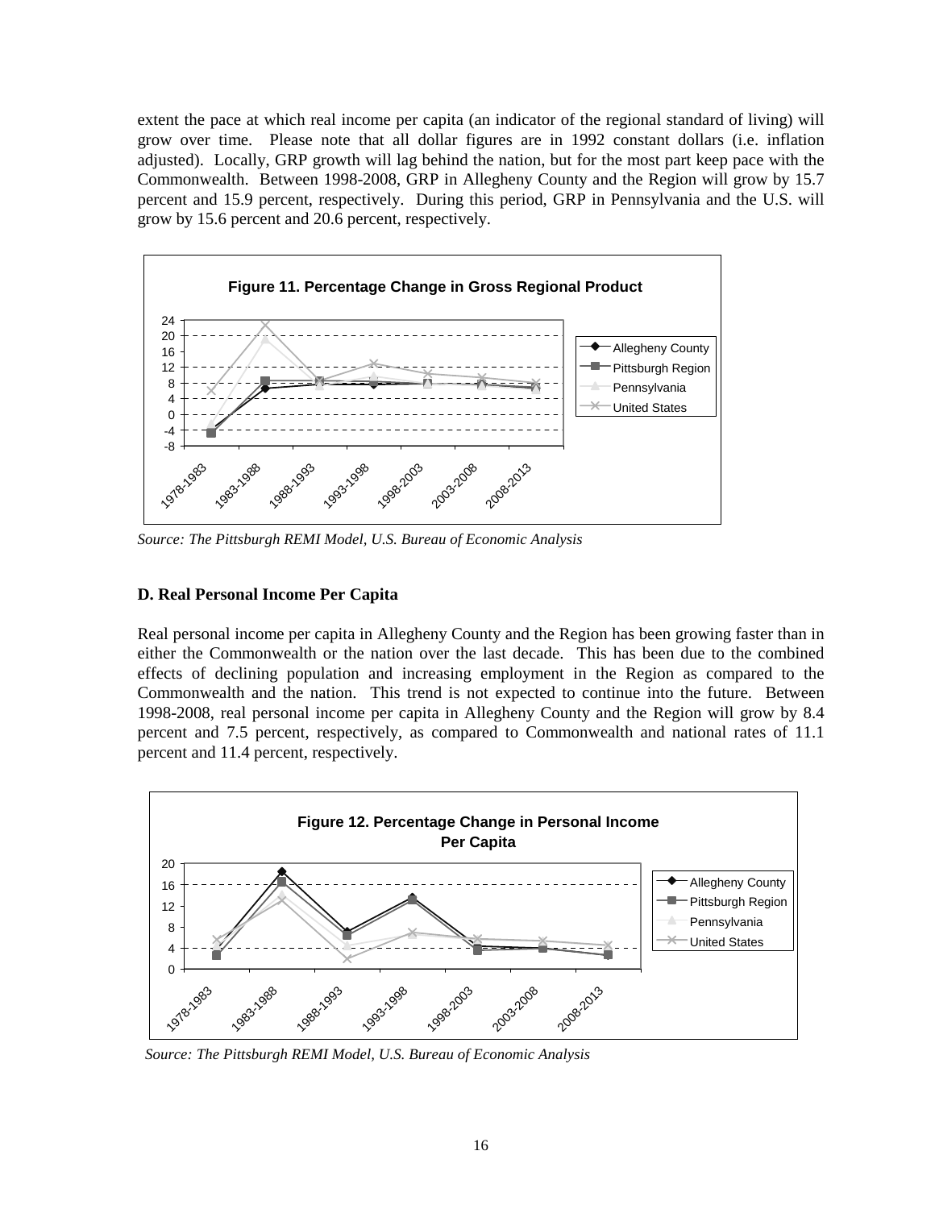extent the pace at which real income per capita (an indicator of the regional standard of living) will grow over time. Please note that all dollar figures are in 1992 constant dollars (i.e. inflation adjusted). Locally, GRP growth will lag behind the nation, but for the most part keep pace with the Commonwealth. Between 1998-2008, GRP in Allegheny County and the Region will grow by 15.7 percent and 15.9 percent, respectively. During this period, GRP in Pennsylvania and the U.S. will grow by 15.6 percent and 20.6 percent, respectively.

**Figure 11. Percentage Change in Gross Regional Product**

*Source: The Pittsburgh REMI Model, U.S. Bureau of Economic Analysis*

### D. Real Personal Income Per Capita

Real personal income per capita in Allegheny County and the Region has been growing faster than in either the Commonwealth or the nation over the last decade. This has been due to the combined effects of declining population and increasing employment in the Region as compared to the Commonwealth and the nation. This trend is not expected to continue into the future. Between 1998-2008, real personal income per capita in Allegheny County and the Region will grow by 8.4 percent and 7.5 percent, respectively, as compared to Commonwealth and national rates of 11.1 percent and 11.4 percent, respectively.

**Figure 12. Percentage Change in Personal Income Per Capita**

*Source: The Pittsburgh REMI Model, U.S. Bureau of Economic Analysis*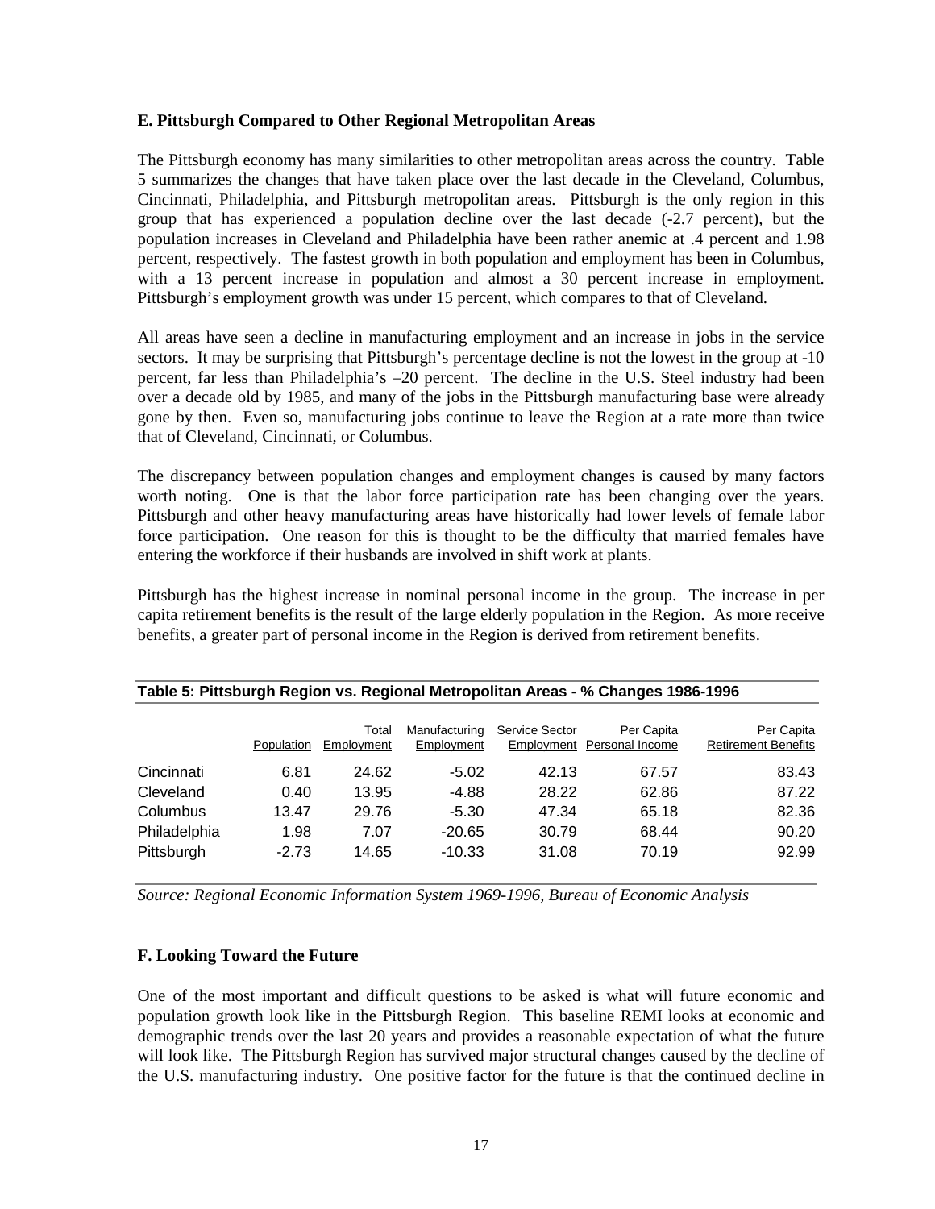### E. Pittsburgh Compared to Other Regional Metropolitan Areas

The Pittsburgh economy has many similarities to other metropolitan areas across the country. Table 5 summarizes the changes that have taken place over the last decade in the Cleveland, Columbus, Cincinnati, Philadelphia, and Pittsburgh metropolitan areas. Pittsburgh is the only region in this group that has experienced a population decline over the last decade (-2.7 percent), but the population increases in Cleveland and Philadelphia have been rather anemic at .4 percent and 1.98 percent, respectively. The fastest growth in both population and employment has been in Columbus, with a 13 percent increase in population and almost a 30 percent increase in employment. Pittsburgh's employment growth was under 15 percent, which compares to that of Cleveland.

All areas have seen a decline in manufacturing employment and an increase in jobs in the service sectors. It may be surprising that Pittsburgh's percentage decline is not the lowest in the group at -10 percent, far less than Philadelphia's –20 percent. The decline in the U.S. Steel industry had been over a decade old by 1985, and many of the jobs in the Pittsburgh manufacturing base were already gone by then. Even so, manufacturing jobs continue to leave the Region at a rate more than twice that of Cleveland, Cincinnati, or Columbus.

The discrepancy between population changes and employment changes is caused by many factors worth noting. One is that the labor force participation rate has been changing over the years. Pittsburgh and other heavy manufacturing areas have historically had lower levels of female labor force participation. One reason for this is thought to be the difficulty that married females have entering the workforce if their husbands are involved in shift work at plants.

Pittsburgh has the highest increase in nominal personal income in the group. The increase in per capita retirement benefits is the result of the large elderly population in the Region. As more receive benefits, a greater part of personal income in the Region is derived from retirement benefits.

**Table 5: Pittsburgh Region vs. Regional Metropolitan Areas - % Changes 1986-1996**

| | Population | Total Employment | Manufacturing Employment | Service Sector Employment | Per Capita Personal Income | Per Capita Retirement Benefits |
|---|---|---|---|---|---|---|
| Cincinnati | 6.81 | 24.62 | -5.02 | 42.13 | 67.57 | 83.43 |
| Cleveland | 0.40 | 13.95 | -4.88 | 28.22 | 62.86 | 87.22 |
| Columbus | 13.47 | 29.76 | -5.30 | 47.34 | 65.18 | 82.36 |
| Philadelphia | 1.98 | 7.07 | -20.65 | 30.79 | 68.44 | 90.20 |
| Pittsburgh | -2.73 | 14.65 | -10.33 | 31.08 | 70.19 | 92.99 |

*Source: Regional Economic Information System 1969-1996, Bureau of Economic Analysis*

### F. Looking Toward the Future

One of the most important and difficult questions to be asked is what will future economic and population growth look like in the Pittsburgh Region. This baseline REMI looks at economic and demographic trends over the last 20 years and provides a reasonable expectation of what the future will look like. The Pittsburgh Region has survived major structural changes caused by the decline of the U.S. manufacturing industry. One positive factor for the future is that the continued decline in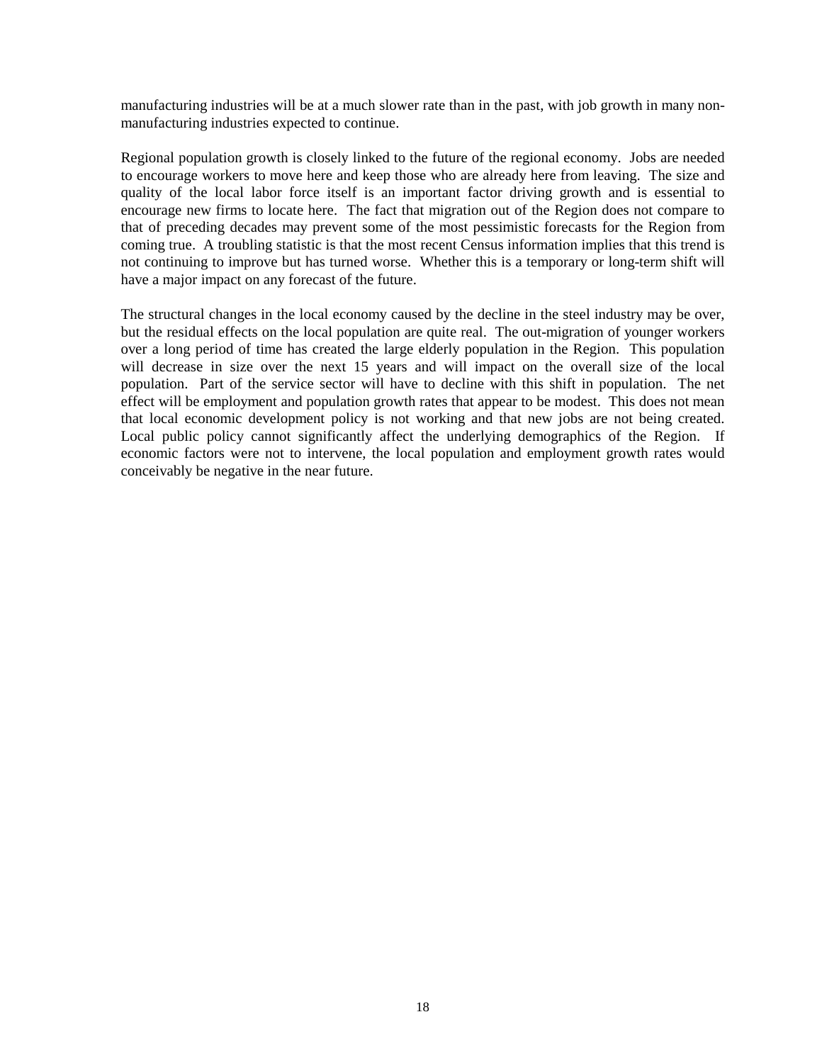manufacturing industries will be at a much slower rate than in the past, with job growth in many non-manufacturing industries expected to continue.

Regional population growth is closely linked to the future of the regional economy. Jobs are needed to encourage workers to move here and keep those who are already here from leaving. The size and quality of the local labor force itself is an important factor driving growth and is essential to encourage new firms to locate here. The fact that migration out of the Region does not compare to that of preceding decades may prevent some of the most pessimistic forecasts for the Region from coming true. A troubling statistic is that the most recent Census information implies that this trend is not continuing to improve but has turned worse. Whether this is a temporary or long-term shift will have a major impact on any forecast of the future.

The structural changes in the local economy caused by the decline in the steel industry may be over, but the residual effects on the local population are quite real. The out-migration of younger workers over a long period of time has created the large elderly population in the Region. This population will decrease in size over the next 15 years and will impact on the overall size of the local population. Part of the service sector will have to decline with this shift in population. The net effect will be employment and population growth rates that appear to be modest. This does not mean that local economic development policy is not working and that new jobs are not being created. Local public policy cannot significantly affect the underlying demographics of the Region. If economic factors were not to intervene, the local population and employment growth rates would conceivably be negative in the near future.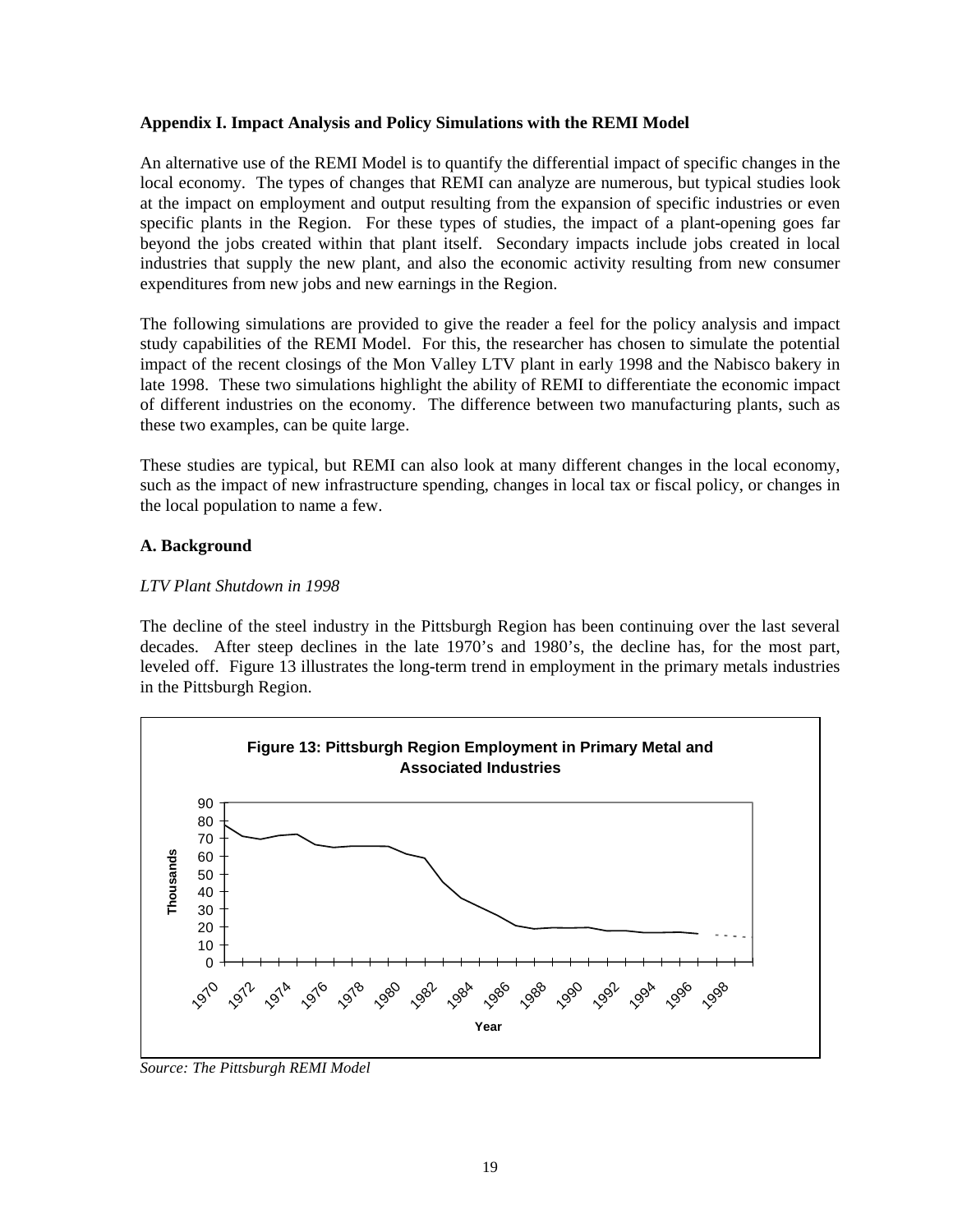**Appendix I. Impact Analysis and Policy Simulations with the REMI Model**

An alternative use of the REMI Model is to quantify the differential impact of specific changes in the local economy. The types of changes that REMI can analyze are numerous, but typical studies look at the impact on employment and output resulting from the expansion of specific industries or even specific plants in the Region. For these types of studies, the impact of a plant-opening goes far beyond the jobs created within that plant itself. Secondary impacts include jobs created in local industries that supply the new plant, and also the economic activity resulting from new consumer expenditures from new jobs and new earnings in the Region.

The following simulations are provided to give the reader a feel for the policy analysis and impact study capabilities of the REMI Model. For this, the researcher has chosen to simulate the potential impact of the recent closings of the Mon Valley LTV plant in early 1998 and the Nabisco bakery in late 1998. These two simulations highlight the ability of REMI to differentiate the economic impact of different industries on the economy. The difference between two manufacturing plants, such as these two examples, can be quite large.

These studies are typical, but REMI can also look at many different changes in the local economy, such as the impact of new infrastructure spending, changes in local tax or fiscal policy, or changes in the local population to name a few.

**A. Background**

*LTV Plant Shutdown in 1998*

The decline of the steel industry in the Pittsburgh Region has been continuing over the last several decades. After steep declines in the late 1970's and 1980's, the decline has, for the most part, leveled off. Figure 13 illustrates the long-term trend in employment in the primary metals industries in the Pittsburgh Region.

**Figure 13: Pittsburgh Region Employment in Primary Metal and Associated Industries**

*Source: The Pittsburgh REMI Model*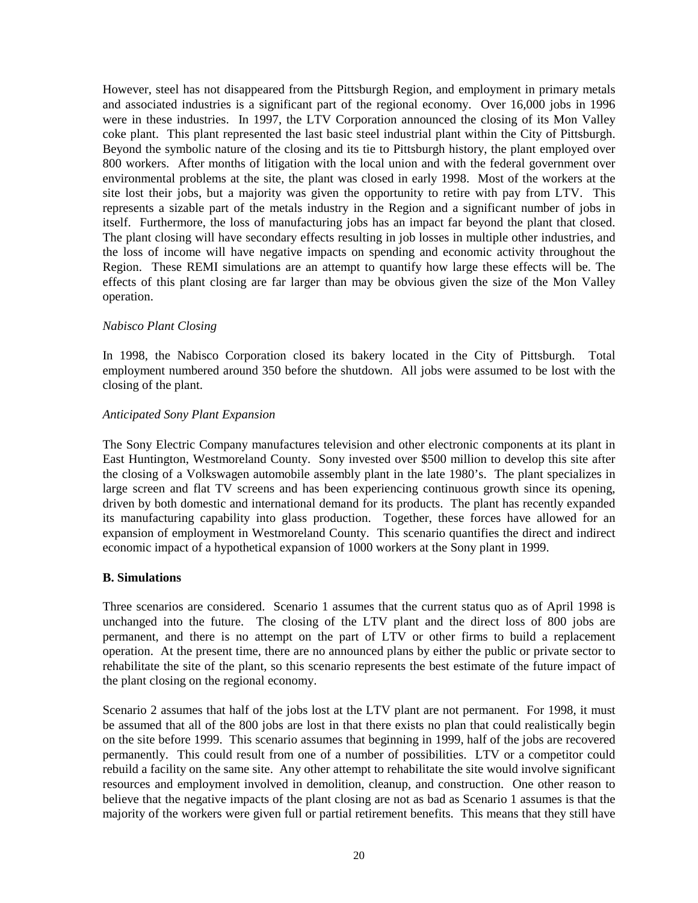However, steel has not disappeared from the Pittsburgh Region, and employment in primary metals and associated industries is a significant part of the regional economy. Over 16,000 jobs in 1996 were in these industries. In 1997, the LTV Corporation announced the closing of its Mon Valley coke plant. This plant represented the last basic steel industrial plant within the City of Pittsburgh. Beyond the symbolic nature of the closing and its tie to Pittsburgh history, the plant employed over 800 workers. After months of litigation with the local union and with the federal government over environmental problems at the site, the plant was closed in early 1998. Most of the workers at the site lost their jobs, but a majority was given the opportunity to retire with pay from LTV. This represents a sizable part of the metals industry in the Region and a significant number of jobs in itself. Furthermore, the loss of manufacturing jobs has an impact far beyond the plant that closed. The plant closing will have secondary effects resulting in job losses in multiple other industries, and the loss of income will have negative impacts on spending and economic activity throughout the Region. These REMI simulations are an attempt to quantify how large these effects will be. The effects of this plant closing are far larger than may be obvious given the size of the Mon Valley operation.

*Nabisco Plant Closing*

In 1998, the Nabisco Corporation closed its bakery located in the City of Pittsburgh. Total employment numbered around 350 before the shutdown. All jobs were assumed to be lost with the closing of the plant.

*Anticipated Sony Plant Expansion*

The Sony Electric Company manufactures television and other electronic components at its plant in East Huntington, Westmoreland County. Sony invested over $500 million to develop this site after the closing of a Volkswagen automobile assembly plant in the late 1980's. The plant specializes in large screen and flat TV screens and has been experiencing continuous growth since its opening, driven by both domestic and international demand for its products. The plant has recently expanded its manufacturing capability into glass production. Together, these forces have allowed for an expansion of employment in Westmoreland County. This scenario quantifies the direct and indirect economic impact of a hypothetical expansion of 1000 workers at the Sony plant in 1999.

**B. Simulations**

Three scenarios are considered. Scenario 1 assumes that the current status quo as of April 1998 is unchanged into the future. The closing of the LTV plant and the direct loss of 800 jobs are permanent, and there is no attempt on the part of LTV or other firms to build a replacement operation. At the present time, there are no announced plans by either the public or private sector to rehabilitate the site of the plant, so this scenario represents the best estimate of the future impact of the plant closing on the regional economy.

Scenario 2 assumes that half of the jobs lost at the LTV plant are not permanent. For 1998, it must be assumed that all of the 800 jobs are lost in that there exists no plan that could realistically begin on the site before 1999. This scenario assumes that beginning in 1999, half of the jobs are recovered permanently. This could result from one of a number of possibilities. LTV or a competitor could rebuild a facility on the same site. Any other attempt to rehabilitate the site would involve significant resources and employment involved in demolition, cleanup, and construction. One other reason to believe that the negative impacts of the plant closing are not as bad as Scenario 1 assumes is that the majority of the workers were given full or partial retirement benefits. This means that they still have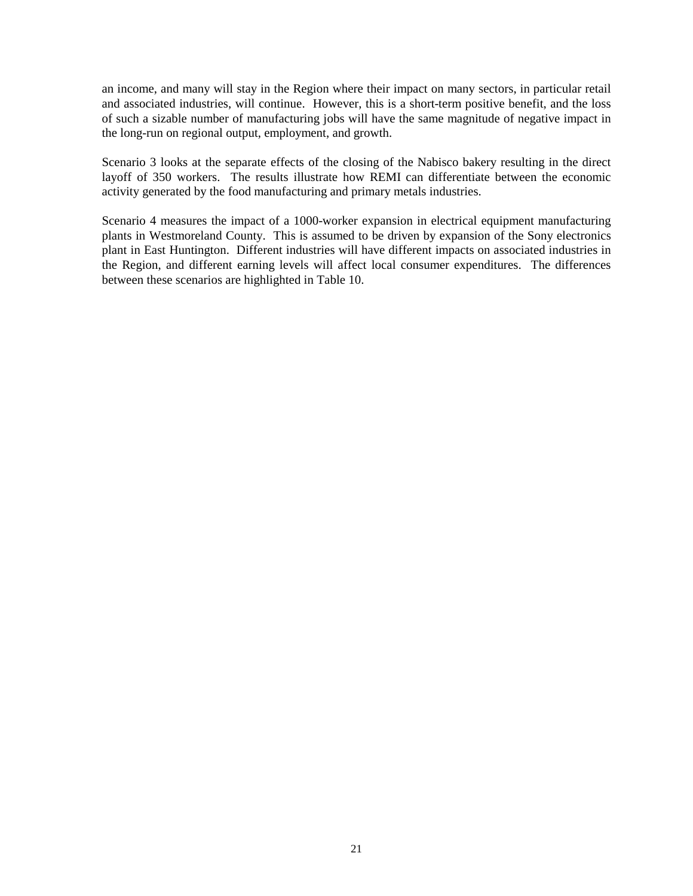an income, and many will stay in the Region where their impact on many sectors, in particular retail and associated industries, will continue. However, this is a short-term positive benefit, and the loss of such a sizable number of manufacturing jobs will have the same magnitude of negative impact in the long-run on regional output, employment, and growth.

Scenario 3 looks at the separate effects of the closing of the Nabisco bakery resulting in the direct layoff of 350 workers. The results illustrate how REMI can differentiate between the economic activity generated by the food manufacturing and primary metals industries.

Scenario 4 measures the impact of a 1000-worker expansion in electrical equipment manufacturing plants in Westmoreland County. This is assumed to be driven by expansion of the Sony electronics plant in East Huntington. Different industries will have different impacts on associated industries in the Region, and different earning levels will affect local consumer expenditures. The differences between these scenarios are highlighted in Table 10.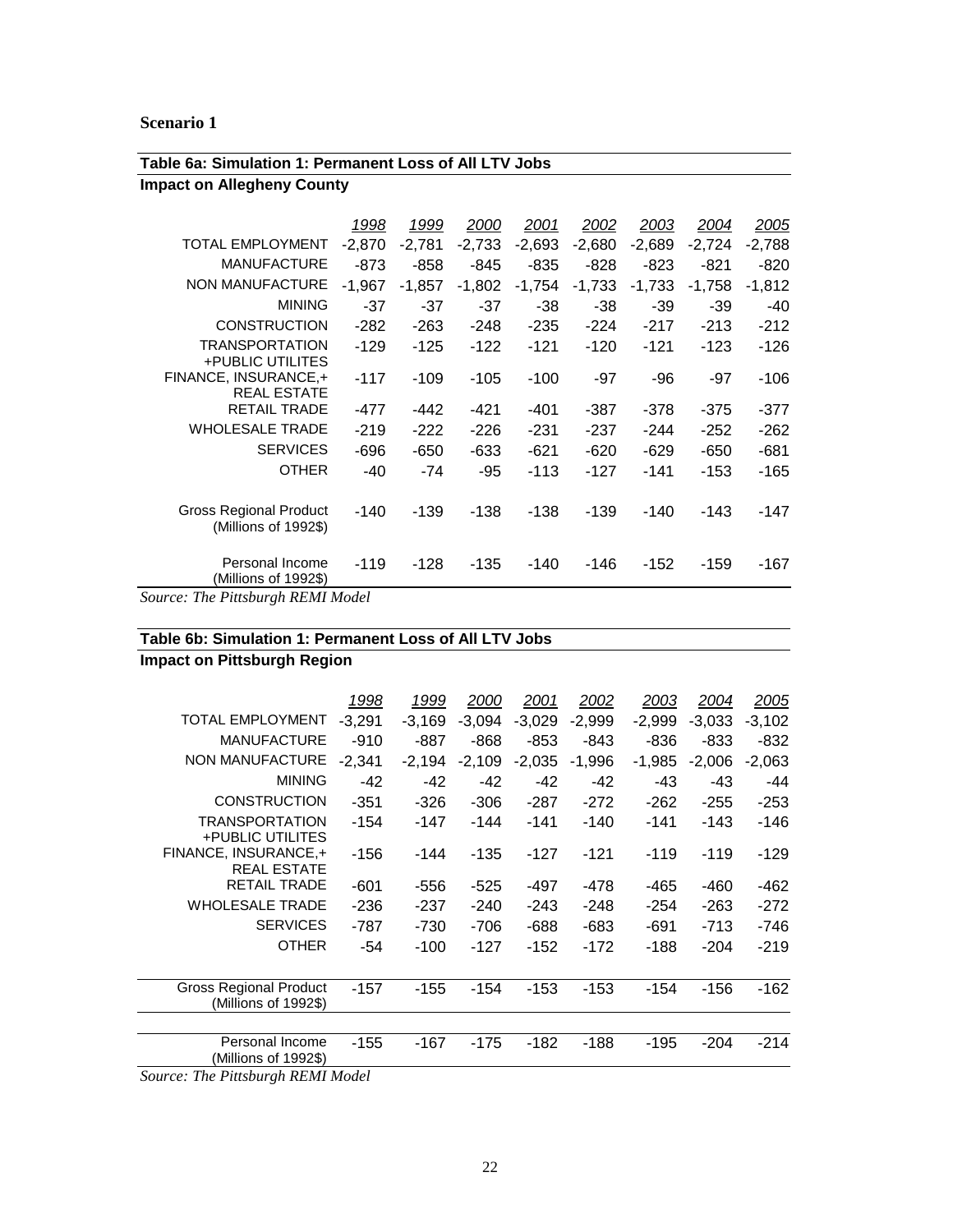**Scenario 1**

**Table 6a: Simulation 1: Permanent Loss of All LTV Jobs**

**Impact on Allegheny County**

| | 1998 | 1999 | 2000 | 2001 | 2002 | 2003 | 2004 | 2005 |
|---|---|---|---|---|---|---|---|---|
| TOTAL EMPLOYMENT | -2,870 | -2,781 | -2,733 | -2,693 | -2,680 | -2,689 | -2,724 | -2,788 |
| MANUFACTURE | -873 | -858 | -845 | -835 | -828 | -823 | -821 | -820 |
| NON MANUFACTURE | -1,967 | -1,857 | -1,802 | -1,754 | -1,733 | -1,733 | -1,758 | -1,812 |
| MINING | -37 | -37 | -37 | -38 | -38 | -39 | -39 | -40 |
| CONSTRUCTION | -282 | -263 | -248 | -235 | -224 | -217 | -213 | -212 |
| TRANSPORTATION +PUBLIC UTILITES | -129 | -125 | -122 | -121 | -120 | -121 | -123 | -126 |
| FINANCE, INSURANCE,+ REAL ESTATE | -117 | -109 | -105 | -100 | -97 | -96 | -97 | -106 |
| RETAIL TRADE | -477 | -442 | -421 | -401 | -387 | -378 | -375 | -377 |
| WHOLESALE TRADE | -219 | -222 | -226 | -231 | -237 | -244 | -252 | -262 |
| SERVICES | -696 | -650 | -633 | -621 | -620 | -629 | -650 | -681 |
| OTHER | -40 | -74 | -95 | -113 | -127 | -141 | -153 | -165 |
| Gross Regional Product (Millions of 1992$) | -140 | -139 | -138 | -138 | -139 | -140 | -143 | -147 |
| Personal Income (Millions of 1992$) | -119 | -128 | -135 | -140 | -146 | -152 | -159 | -167 |

*Source: The Pittsburgh REMI Model*

**Table 6b: Simulation 1: Permanent Loss of All LTV Jobs**

**Impact on Pittsburgh Region**

| | 1998 | 1999 | 2000 | 2001 | 2002 | 2003 | 2004 | 2005 |
|---|---|---|---|---|---|---|---|---|
| TOTAL EMPLOYMENT | -3,291 | -3,169 | -3,094 | -3,029 | -2,999 | -2,999 | -3,033 | -3,102 |
| MANUFACTURE | -910 | -887 | -868 | -853 | -843 | -836 | -833 | -832 |
| NON MANUFACTURE | -2,341 | -2,194 | -2,109 | -2,035 | -1,996 | -1,985 | -2,006 | -2,063 |
| MINING | -42 | -42 | -42 | -42 | -42 | -43 | -43 | -44 |
| CONSTRUCTION | -351 | -326 | -306 | -287 | -272 | -262 | -255 | -253 |
| TRANSPORTATION +PUBLIC UTILITES | -154 | -147 | -144 | -141 | -140 | -141 | -143 | -146 |
| FINANCE, INSURANCE,+ REAL ESTATE | -156 | -144 | -135 | -127 | -121 | -119 | -119 | -129 |
| RETAIL TRADE | -601 | -556 | -525 | -497 | -478 | -465 | -460 | -462 |
| WHOLESALE TRADE | -236 | -237 | -240 | -243 | -248 | -254 | -263 | -272 |
| SERVICES | -787 | -730 | -706 | -688 | -683 | -691 | -713 | -746 |
| OTHER | -54 | -100 | -127 | -152 | -172 | -188 | -204 | -219 |
| Gross Regional Product (Millions of 1992$) | -157 | -155 | -154 | -153 | -153 | -154 | -156 | -162 |
| Personal Income (Millions of 1992$) | -155 | -167 | -175 | -182 | -188 | -195 | -204 | -214 |

*Source: The Pittsburgh REMI Model*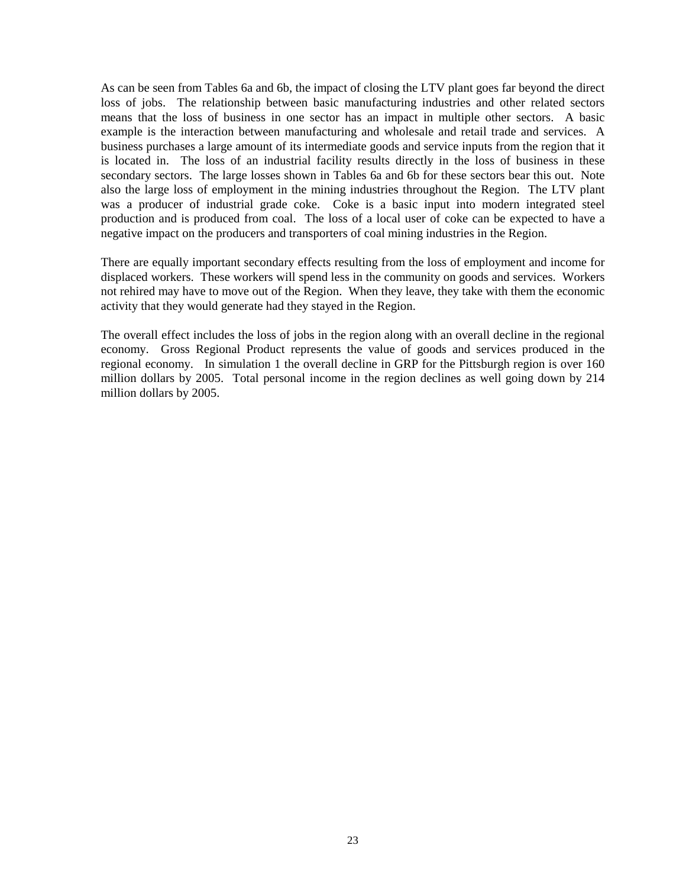As can be seen from Tables 6a and 6b, the impact of closing the LTV plant goes far beyond the direct loss of jobs. The relationship between basic manufacturing industries and other related sectors means that the loss of business in one sector has an impact in multiple other sectors. A basic example is the interaction between manufacturing and wholesale and retail trade and services. A business purchases a large amount of its intermediate goods and service inputs from the region that it is located in. The loss of an industrial facility results directly in the loss of business in these secondary sectors. The large losses shown in Tables 6a and 6b for these sectors bear this out. Note also the large loss of employment in the mining industries throughout the Region. The LTV plant was a producer of industrial grade coke. Coke is a basic input into modern integrated steel production and is produced from coal. The loss of a local user of coke can be expected to have a negative impact on the producers and transporters of coal mining industries in the Region.

There are equally important secondary effects resulting from the loss of employment and income for displaced workers. These workers will spend less in the community on goods and services. Workers not rehired may have to move out of the Region. When they leave, they take with them the economic activity that they would generate had they stayed in the Region.

The overall effect includes the loss of jobs in the region along with an overall decline in the regional economy. Gross Regional Product represents the value of goods and services produced in the regional economy. In simulation 1 the overall decline in GRP for the Pittsburgh region is over 160 million dollars by 2005. Total personal income in the region declines as well going down by 214 million dollars by 2005.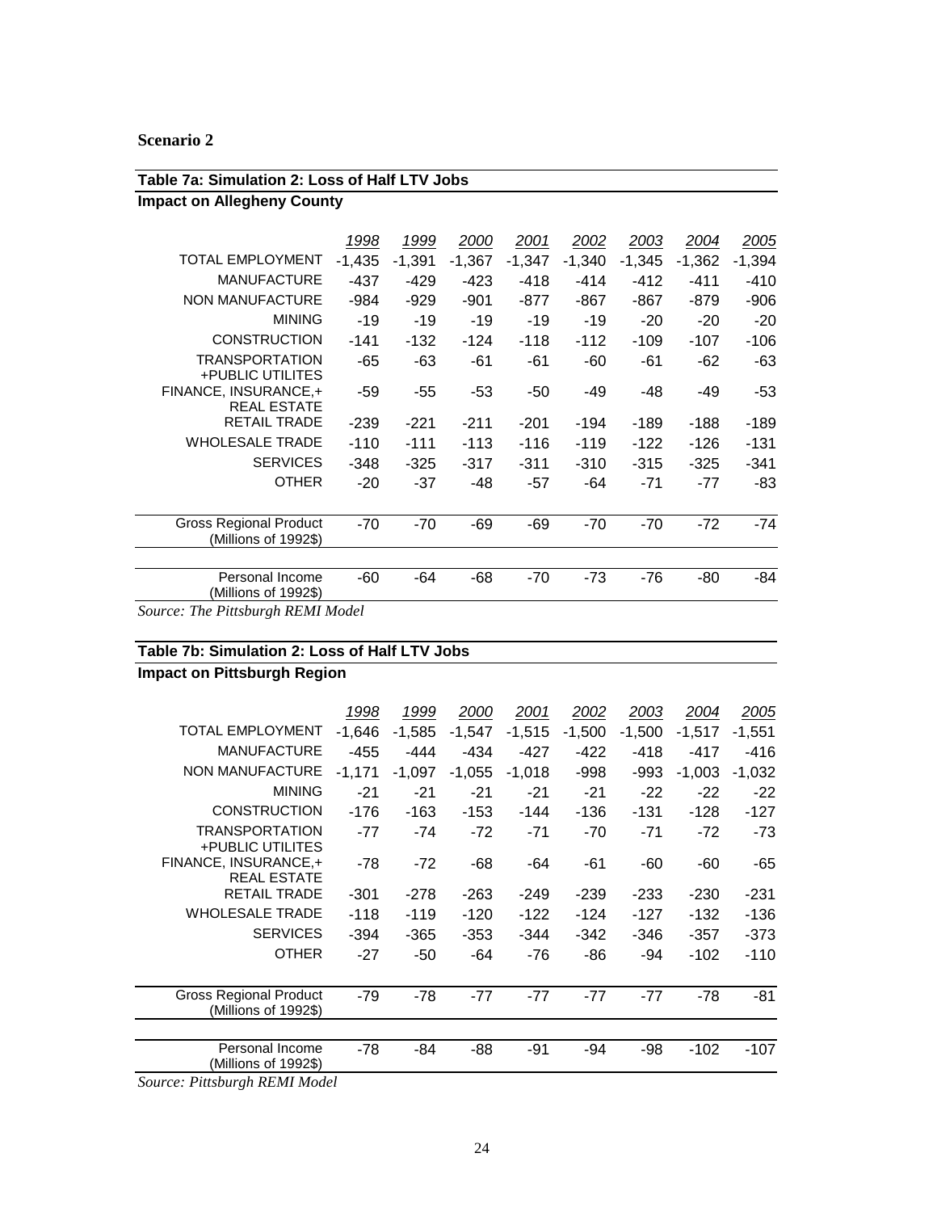**Scenario 2**

**Table 7a: Simulation 2: Loss of Half LTV Jobs**

**Impact on Allegheny County**

| | 1998 | 1999 | 2000 | 2001 | 2002 | 2003 | 2004 | 2005 |
|---|---|---|---|---|---|---|---|---|
| TOTAL EMPLOYMENT | -1,435 | -1,391 | -1,367 | -1,347 | -1,340 | -1,345 | -1,362 | -1,394 |
| MANUFACTURE | -437 | -429 | -423 | -418 | -414 | -412 | -411 | -410 |
| NON MANUFACTURE | -984 | -929 | -901 | -877 | -867 | -867 | -879 | -906 |
| MINING | -19 | -19 | -19 | -19 | -19 | -20 | -20 | -20 |
| CONSTRUCTION | -141 | -132 | -124 | -118 | -112 | -109 | -107 | -106 |
| TRANSPORTATION +PUBLIC UTILITES | -65 | -63 | -61 | -61 | -60 | -61 | -62 | -63 |
| FINANCE, INSURANCE,+ REAL ESTATE | -59 | -55 | -53 | -50 | -49 | -48 | -49 | -53 |
| RETAIL TRADE | -239 | -221 | -211 | -201 | -194 | -189 | -188 | -189 |
| WHOLESALE TRADE | -110 | -111 | -113 | -116 | -119 | -122 | -126 | -131 |
| SERVICES | -348 | -325 | -317 | -311 | -310 | -315 | -325 | -341 |
| OTHER | -20 | -37 | -48 | -57 | -64 | -71 | -77 | -83 |
| Gross Regional Product (Millions of 1992$) | -70 | -70 | -69 | -69 | -70 | -70 | -72 | -74 |
| Personal Income (Millions of 1992$) | -60 | -64 | -68 | -70 | -73 | -76 | -80 | -84 |

*Source: The Pittsburgh REMI Model*

**Table 7b: Simulation 2: Loss of Half LTV Jobs**

**Impact on Pittsburgh Region**

| | 1998 | 1999 | 2000 | 2001 | 2002 | 2003 | 2004 | 2005 |
|---|---|---|---|---|---|---|---|---|
| TOTAL EMPLOYMENT | -1,646 | -1,585 | -1,547 | -1,515 | -1,500 | -1,500 | -1,517 | -1,551 |
| MANUFACTURE | -455 | -444 | -434 | -427 | -422 | -418 | -417 | -416 |
| NON MANUFACTURE | -1,171 | -1,097 | -1,055 | -1,018 | -998 | -993 | -1,003 | -1,032 |
| MINING | -21 | -21 | -21 | -21 | -21 | -22 | -22 | -22 |
| CONSTRUCTION | -176 | -163 | -153 | -144 | -136 | -131 | -128 | -127 |
| TRANSPORTATION +PUBLIC UTILITES | -77 | -74 | -72 | -71 | -70 | -71 | -72 | -73 |
| FINANCE, INSURANCE,+ REAL ESTATE | -78 | -72 | -68 | -64 | -61 | -60 | -60 | -65 |
| RETAIL TRADE | -301 | -278 | -263 | -249 | -239 | -233 | -230 | -231 |
| WHOLESALE TRADE | -118 | -119 | -120 | -122 | -124 | -127 | -132 | -136 |
| SERVICES | -394 | -365 | -353 | -344 | -342 | -346 | -357 | -373 |
| OTHER | -27 | -50 | -64 | -76 | -86 | -94 | -102 | -110 |
| Gross Regional Product (Millions of 1992$) | -79 | -78 | -77 | -77 | -77 | -77 | -78 | -81 |
| Personal Income (Millions of 1992$) | -78 | -84 | -88 | -91 | -94 | -98 | -102 | -107 |

*Source: Pittsburgh REMI Model*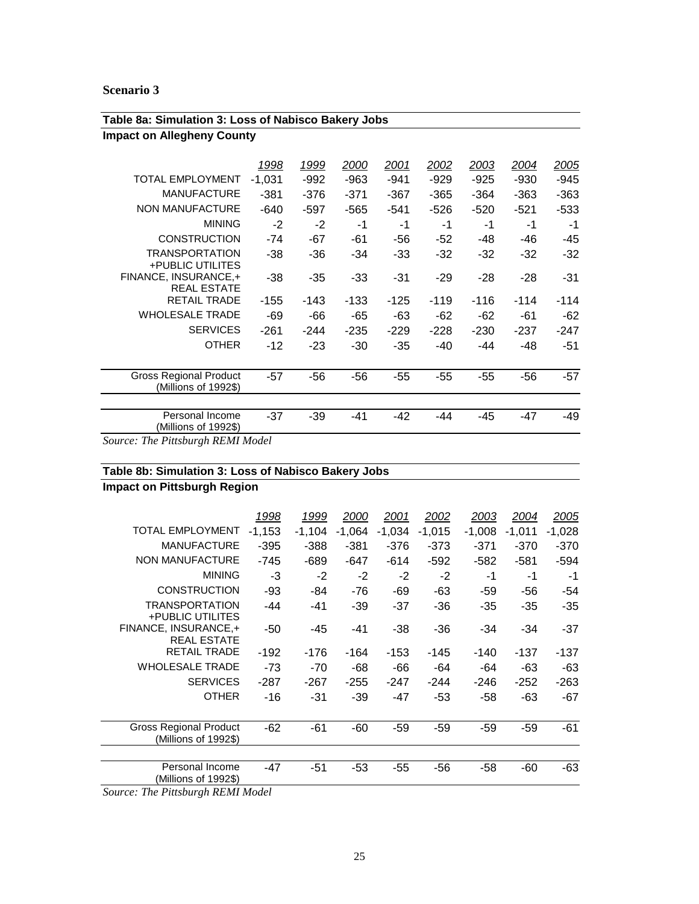**Scenario 3**

**Table 8a: Simulation 3: Loss of Nabisco Bakery Jobs**

**Impact on Allegheny County**

| | 1998 | 1999 | 2000 | 2001 | 2002 | 2003 | 2004 | 2005 |
|---|---|---|---|---|---|---|---|---|
| TOTAL EMPLOYMENT | -1,031 | -992 | -963 | -941 | -929 | -925 | -930 | -945 |
| MANUFACTURE | -381 | -376 | -371 | -367 | -365 | -364 | -363 | -363 |
| NON MANUFACTURE | -640 | -597 | -565 | -541 | -526 | -520 | -521 | -533 |
| MINING | -2 | -2 | -1 | -1 | -1 | -1 | -1 | -1 |
| CONSTRUCTION | -74 | -67 | -61 | -56 | -52 | -48 | -46 | -45 |
| TRANSPORTATION +PUBLIC UTILITIES | -38 | -36 | -34 | -33 | -32 | -32 | -32 | -32 |
| FINANCE, INSURANCE,+ REAL ESTATE | -38 | -35 | -33 | -31 | -29 | -28 | -28 | -31 |
| RETAIL TRADE | -155 | -143 | -133 | -125 | -119 | -116 | -114 | -114 |
| WHOLESALE TRADE | -69 | -66 | -65 | -63 | -62 | -62 | -61 | -62 |
| SERVICES | -261 | -244 | -235 | -229 | -228 | -230 | -237 | -247 |
| OTHER | -12 | -23 | -30 | -35 | -40 | -44 | -48 | -51 |
| Gross Regional Product (Millions of 1992$) | -57 | -56 | -56 | -55 | -55 | -55 | -56 | -57 |
| Personal Income (Millions of 1992$) | -37 | -39 | -41 | -42 | -44 | -45 | -47 | -49 |

*Source: The Pittsburgh REMI Model*

**Table 8b: Simulation 3: Loss of Nabisco Bakery Jobs**

**Impact on Pittsburgh Region**

| | 1998 | 1999 | 2000 | 2001 | 2002 | 2003 | 2004 | 2005 |
|---|---|---|---|---|---|---|---|---|
| TOTAL EMPLOYMENT | -1,153 | -1,104 | -1,064 | -1,034 | -1,015 | -1,008 | -1,011 | -1,028 |
| MANUFACTURE | -395 | -388 | -381 | -376 | -373 | -371 | -370 | -370 |
| NON MANUFACTURE | -745 | -689 | -647 | -614 | -592 | -582 | -581 | -594 |
| MINING | -3 | -2 | -2 | -2 | -2 | -1 | -1 | -1 |
| CONSTRUCTION | -93 | -84 | -76 | -69 | -63 | -59 | -56 | -54 |
| TRANSPORTATION +PUBLIC UTILITIES | -44 | -41 | -39 | -37 | -36 | -35 | -35 | -35 |
| FINANCE, INSURANCE,+ REAL ESTATE | -50 | -45 | -41 | -38 | -36 | -34 | -34 | -37 |
| RETAIL TRADE | -192 | -176 | -164 | -153 | -145 | -140 | -137 | -137 |
| WHOLESALE TRADE | -73 | -70 | -68 | -66 | -64 | -64 | -63 | -63 |
| SERVICES | -287 | -267 | -255 | -247 | -244 | -246 | -252 | -263 |
| OTHER | -16 | -31 | -39 | -47 | -53 | -58 | -63 | -67 |
| Gross Regional Product (Millions of 1992$) | -62 | -61 | -60 | -59 | -59 | -59 | -59 | -61 |
| Personal Income (Millions of 1992$) | -47 | -51 | -53 | -55 | -56 | -58 | -60 | -63 |

*Source: The Pittsburgh REMI Model*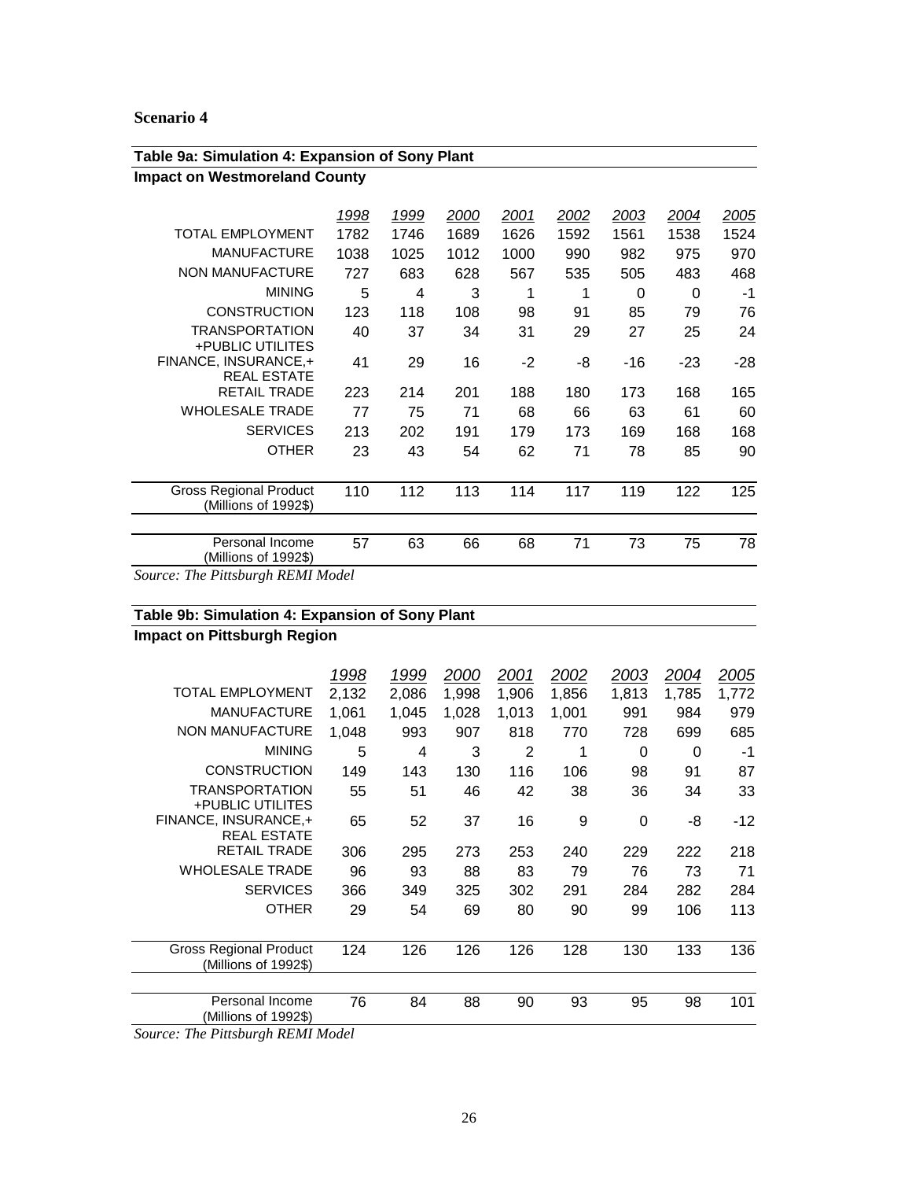**Scenario 4**

**Table 9a: Simulation 4: Expansion of Sony Plant**

**Impact on Westmoreland County**

| | 1998 | 1999 | 2000 | 2001 | 2002 | 2003 | 2004 | 2005 |
|---|---|---|---|---|---|---|---|---|
| TOTAL EMPLOYMENT | 1782 | 1746 | 1689 | 1626 | 1592 | 1561 | 1538 | 1524 |
| MANUFACTURE | 1038 | 1025 | 1012 | 1000 | 990 | 982 | 975 | 970 |
| NON MANUFACTURE | 727 | 683 | 628 | 567 | 535 | 505 | 483 | 468 |
| MINING | 5 | 4 | 3 | 1 | 1 | 0 | 0 | -1 |
| CONSTRUCTION | 123 | 118 | 108 | 98 | 91 | 85 | 79 | 76 |
| TRANSPORTATION +PUBLIC UTILITES | 40 | 37 | 34 | 31 | 29 | 27 | 25 | 24 |
| FINANCE, INSURANCE,+ REAL ESTATE | 41 | 29 | 16 | -2 | -8 | -16 | -23 | -28 |
| RETAIL TRADE | 223 | 214 | 201 | 188 | 180 | 173 | 168 | 165 |
| WHOLESALE TRADE | 77 | 75 | 71 | 68 | 66 | 63 | 61 | 60 |
| SERVICES | 213 | 202 | 191 | 179 | 173 | 169 | 168 | 168 |
| OTHER | 23 | 43 | 54 | 62 | 71 | 78 | 85 | 90 |
| Gross Regional Product (Millions of 1992$) | 110 | 112 | 113 | 114 | 117 | 119 | 122 | 125 |
| Personal Income (Millions of 1992$) | 57 | 63 | 66 | 68 | 71 | 73 | 75 | 78 |

*Source: The Pittsburgh REMI Model*

**Table 9b: Simulation 4: Expansion of Sony Plant**

**Impact on Pittsburgh Region**

| | 1998 | 1999 | 2000 | 2001 | 2002 | 2003 | 2004 | 2005 |
|---|---|---|---|---|---|---|---|---|
| TOTAL EMPLOYMENT | 2,132 | 2,086 | 1,998 | 1,906 | 1,856 | 1,813 | 1,785 | 1,772 |
| MANUFACTURE | 1,061 | 1,045 | 1,028 | 1,013 | 1,001 | 991 | 984 | 979 |
| NON MANUFACTURE | 1,048 | 993 | 907 | 818 | 770 | 728 | 699 | 685 |
| MINING | 5 | 4 | 3 | 2 | 1 | 0 | 0 | -1 |
| CONSTRUCTION | 149 | 143 | 130 | 116 | 106 | 98 | 91 | 87 |
| TRANSPORTATION +PUBLIC UTILITES | 55 | 51 | 46 | 42 | 38 | 36 | 34 | 33 |
| FINANCE, INSURANCE,+ REAL ESTATE | 65 | 52 | 37 | 16 | 9 | 0 | -8 | -12 |
| RETAIL TRADE | 306 | 295 | 273 | 253 | 240 | 229 | 222 | 218 |
| WHOLESALE TRADE | 96 | 93 | 88 | 83 | 79 | 76 | 73 | 71 |
| SERVICES | 366 | 349 | 325 | 302 | 291 | 284 | 282 | 284 |
| OTHER | 29 | 54 | 69 | 80 | 90 | 99 | 106 | 113 |
| Gross Regional Product (Millions of 1992$) | 124 | 126 | 126 | 126 | 128 | 130 | 133 | 136 |
| Personal Income (Millions of 1992$) | 76 | 84 | 88 | 90 | 93 | 95 | 98 | 101 |

*Source: The Pittsburgh REMI Model*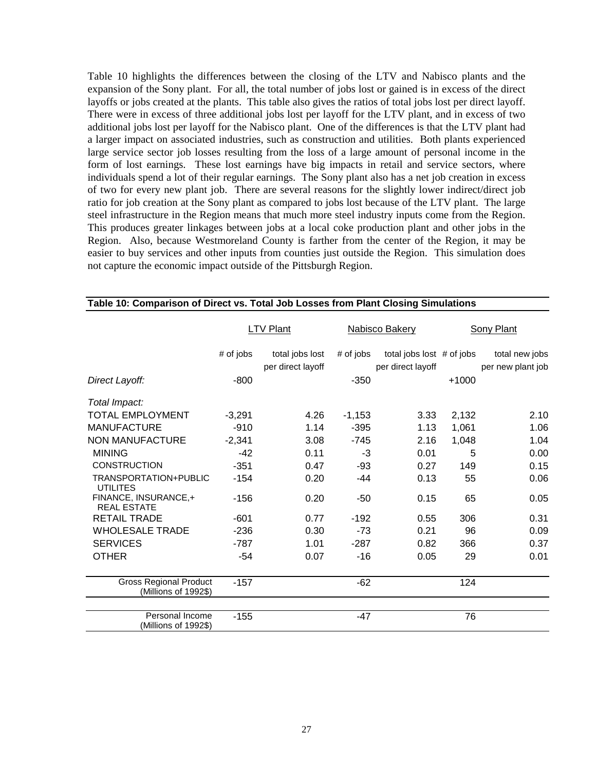Table 10 highlights the differences between the closing of the LTV and Nabisco plants and the expansion of the Sony plant. For all, the total number of jobs lost or gained is in excess of the direct layoffs or jobs created at the plants. This table also gives the ratios of total jobs lost per direct layoff. There were in excess of three additional jobs lost per layoff for the LTV plant, and in excess of two additional jobs lost per layoff for the Nabisco plant. One of the differences is that the LTV plant had a larger impact on associated industries, such as construction and utilities. Both plants experienced large service sector job losses resulting from the loss of a large amount of personal income in the form of lost earnings. These lost earnings have big impacts in retail and service sectors, where individuals spend a lot of their regular earnings. The Sony plant also has a net job creation in excess of two for every new plant job. There are several reasons for the slightly lower indirect/direct job ratio for job creation at the Sony plant as compared to jobs lost because of the LTV plant. The large steel infrastructure in the Region means that much more steel industry inputs come from the Region. This produces greater linkages between jobs at a local coke production plant and other jobs in the Region. Also, because Westmoreland County is farther from the center of the Region, it may be easier to buy services and other inputs from counties just outside the Region. This simulation does not capture the economic impact outside of the Pittsburgh Region.

**Table 10: Comparison of Direct vs. Total Job Losses from Plant Closing Simulations**

| | LTV Plant | | Nabisco Bakery | | Sony Plant | |
|---|---|---|---|---|---|---|
| | # of jobs | total jobs lost per direct layoff | # of jobs | total jobs lost per direct layoff | # of jobs | total new jobs per new plant job |
| *Direct Layoff:* | -800 | | -350 | | +1000 | |
| *Total Impact:* | | | | | | |
| TOTAL EMPLOYMENT | -3,291 | 4.26 | -1,153 | 3.33 | 2,132 | 2.10 |
| MANUFACTURE | -910 | 1.14 | -395 | 1.13 | 1,061 | 1.06 |
| NON MANUFACTURE | -2,341 | 3.08 | -745 | 2.16 | 1,048 | 1.04 |
| MINING | -42 | 0.11 | -3 | 0.01 | 5 | 0.00 |
| CONSTRUCTION | -351 | 0.47 | -93 | 0.27 | 149 | 0.15 |
| TRANSPORTATION+PUBLIC UTILITES | -154 | 0.20 | -44 | 0.13 | 55 | 0.06 |
| FINANCE, INSURANCE,+ REAL ESTATE | -156 | 0.20 | -50 | 0.15 | 65 | 0.05 |
| RETAIL TRADE | -601 | 0.77 | -192 | 0.55 | 306 | 0.31 |
| WHOLESALE TRADE | -236 | 0.30 | -73 | 0.21 | 96 | 0.09 |
| SERVICES | -787 | 1.01 | -287 | 0.82 | 366 | 0.37 |
| OTHER | -54 | 0.07 | -16 | 0.05 | 29 | 0.01 |
| Gross Regional Product (Millions of 1992$) | -157 | | -62 | | 124 | |
| Personal Income (Millions of 1992$) | -155 | | -47 | | 76 | |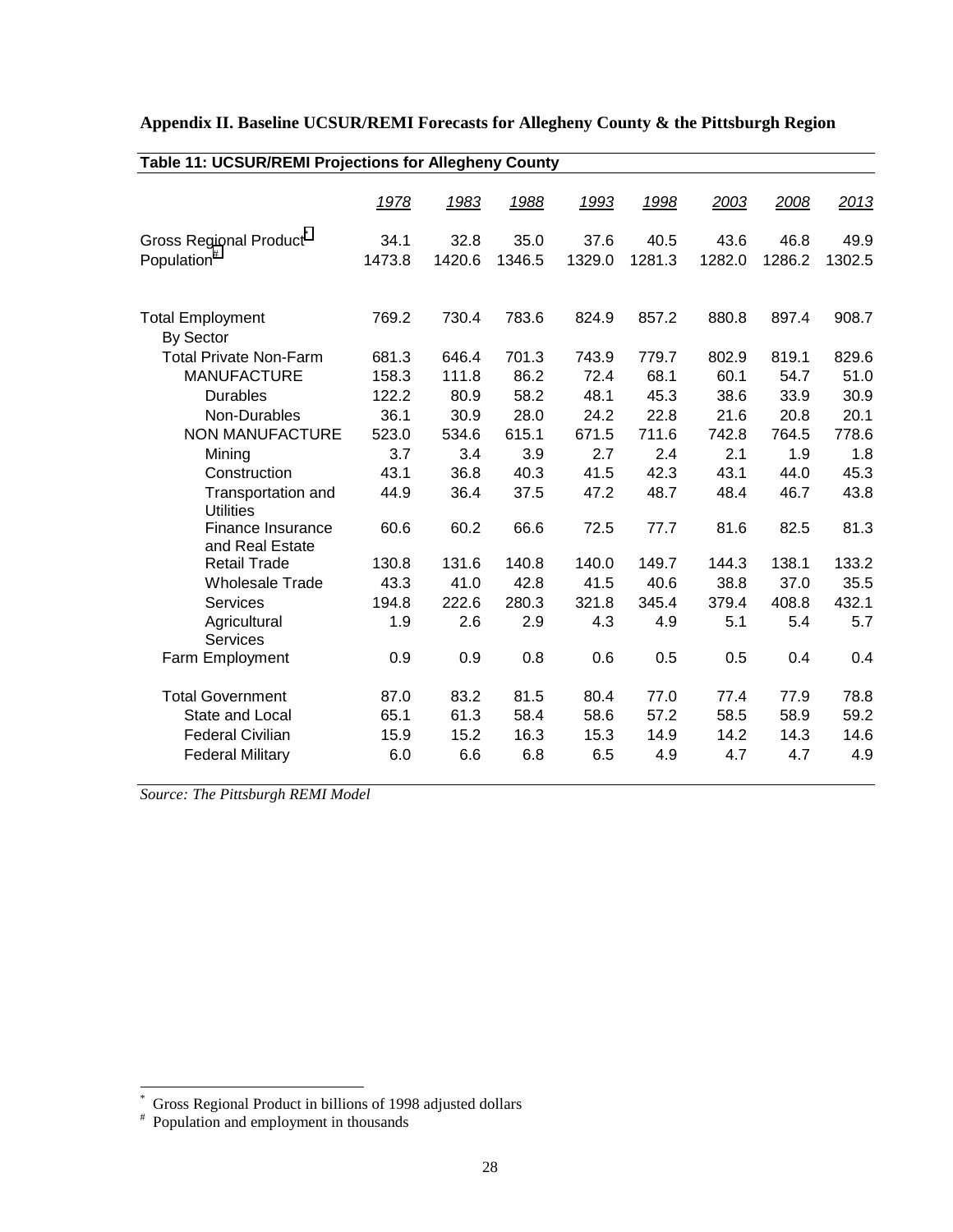## Appendix II. Baseline UCSUR/REMI Forecasts for Allegheny County & the Pittsburgh Region

**Table 11: UCSUR/REMI Projections for Allegheny County**

| | *1978* | *1983* | *1988* | *1993* | *1998* | *2003* | *2008* | *2013* |
|---|---|---|---|---|---|---|---|---|
| Gross Regional Product* | 34.1 | 32.8 | 35.0 | 37.6 | 40.5 | 43.6 | 46.8 | 49.9 |
| Population# | 1473.8 | 1420.6 | 1346.5 | 1329.0 | 1281.3 | 1282.0 | 1286.2 | 1302.5 |
| | | | | | | | | |
| Total Employment | 769.2 | 730.4 | 783.6 | 824.9 | 857.2 | 880.8 | 897.4 | 908.7 |
| By Sector | | | | | | | | |
| Total Private Non-Farm | 681.3 | 646.4 | 701.3 | 743.9 | 779.7 | 802.9 | 819.1 | 829.6 |
| MANUFACTURE | 158.3 | 111.8 | 86.2 | 72.4 | 68.1 | 60.1 | 54.7 | 51.0 |
| Durables | 122.2 | 80.9 | 58.2 | 48.1 | 45.3 | 38.6 | 33.9 | 30.9 |
| Non-Durables | 36.1 | 30.9 | 28.0 | 24.2 | 22.8 | 21.6 | 20.8 | 20.1 |
| NON MANUFACTURE | 523.0 | 534.6 | 615.1 | 671.5 | 711.6 | 742.8 | 764.5 | 778.6 |
| Mining | 3.7 | 3.4 | 3.9 | 2.7 | 2.4 | 2.1 | 1.9 | 1.8 |
| Construction | 43.1 | 36.8 | 40.3 | 41.5 | 42.3 | 43.1 | 44.0 | 45.3 |
| Transportation and Utilities | 44.9 | 36.4 | 37.5 | 47.2 | 48.7 | 48.4 | 46.7 | 43.8 |
| Finance Insurance and Real Estate | 60.6 | 60.2 | 66.6 | 72.5 | 77.7 | 81.6 | 82.5 | 81.3 |
| Retail Trade | 130.8 | 131.6 | 140.8 | 140.0 | 149.7 | 144.3 | 138.1 | 133.2 |
| Wholesale Trade | 43.3 | 41.0 | 42.8 | 41.5 | 40.6 | 38.8 | 37.0 | 35.5 |
| Services | 194.8 | 222.6 | 280.3 | 321.8 | 345.4 | 379.4 | 408.8 | 432.1 |
| Agricultural Services | 1.9 | 2.6 | 2.9 | 4.3 | 4.9 | 5.1 | 5.4 | 5.7 |
| Farm Employment | 0.9 | 0.9 | 0.8 | 0.6 | 0.5 | 0.5 | 0.4 | 0.4 |
| | | | | | | | | |
| Total Government | 87.0 | 83.2 | 81.5 | 80.4 | 77.0 | 77.4 | 77.9 | 78.8 |
| State and Local | 65.1 | 61.3 | 58.4 | 58.6 | 57.2 | 58.5 | 58.9 | 59.2 |
| Federal Civilian | 15.9 | 15.2 | 16.3 | 15.3 | 14.9 | 14.2 | 14.3 | 14.6 |
| Federal Military | 6.0 | 6.6 | 6.8 | 6.5 | 4.9 | 4.7 | 4.7 | 4.9 |

*Source: The Pittsburgh REMI Model*

---

\* Gross Regional Product in billions of 1998 adjusted dollars

\# Population and employment in thousands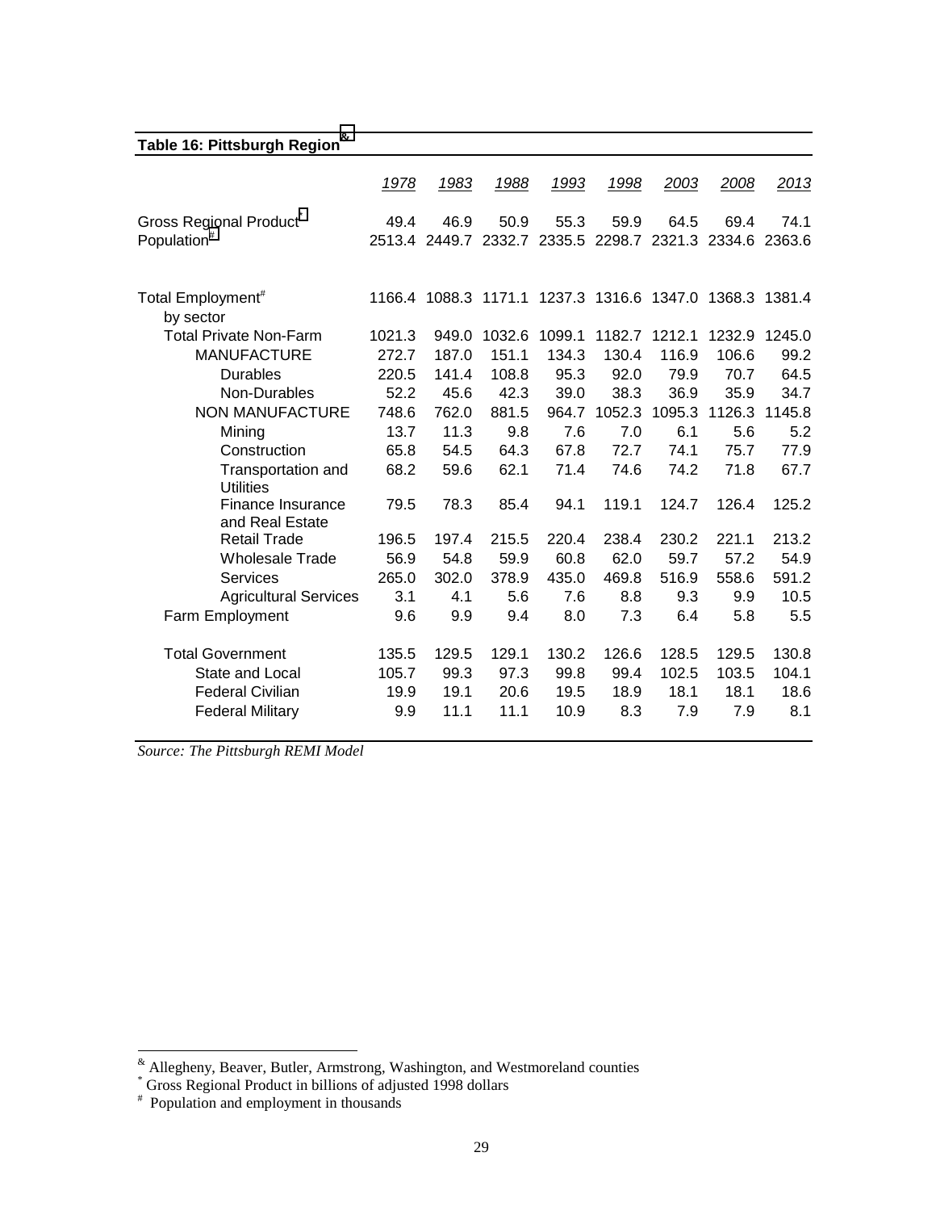**Table 16: Pittsburgh Region[&]**

| | 1978 | 1983 | 1988 | 1993 | 1998 | 2003 | 2008 | 2013 |
|---|---|---|---|---|---|---|---|---|
| Gross Regional Product[*] | 49.4 | 46.9 | 50.9 | 55.3 | 59.9 | 64.5 | 69.4 | 74.1 |
| Population[#] | 2513.4 | 2449.7 | 2332.7 | 2335.5 | 2298.7 | 2321.3 | 2334.6 | 2363.6 |
| | | | | | | | | |
| Total Employment[#] | 1166.4 | 1088.3 | 1171.1 | 1237.3 | 1316.6 | 1347.0 | 1368.3 | 1381.4 |
| by sector | | | | | | | | |
| Total Private Non-Farm | 1021.3 | 949.0 | 1032.6 | 1099.1 | 1182.7 | 1212.1 | 1232.9 | 1245.0 |
| MANUFACTURE | 272.7 | 187.0 | 151.1 | 134.3 | 130.4 | 116.9 | 106.6 | 99.2 |
| Durables | 220.5 | 141.4 | 108.8 | 95.3 | 92.0 | 79.9 | 70.7 | 64.5 |
| Non-Durables | 52.2 | 45.6 | 42.3 | 39.0 | 38.3 | 36.9 | 35.9 | 34.7 |
| NON MANUFACTURE | 748.6 | 762.0 | 881.5 | 964.7 | 1052.3 | 1095.3 | 1126.3 | 1145.8 |
| Mining | 13.7 | 11.3 | 9.8 | 7.6 | 7.0 | 6.1 | 5.6 | 5.2 |
| Construction | 65.8 | 54.5 | 64.3 | 67.8 | 72.7 | 74.1 | 75.7 | 77.9 |
| Transportation and Utilities | 68.2 | 59.6 | 62.1 | 71.4 | 74.6 | 74.2 | 71.8 | 67.7 |
| Finance Insurance and Real Estate | 79.5 | 78.3 | 85.4 | 94.1 | 119.1 | 124.7 | 126.4 | 125.2 |
| Retail Trade | 196.5 | 197.4 | 215.5 | 220.4 | 238.4 | 230.2 | 221.1 | 213.2 |
| Wholesale Trade | 56.9 | 54.8 | 59.9 | 60.8 | 62.0 | 59.7 | 57.2 | 54.9 |
| Services | 265.0 | 302.0 | 378.9 | 435.0 | 469.8 | 516.9 | 558.6 | 591.2 |
| Agricultural Services | 3.1 | 4.1 | 5.6 | 7.6 | 8.8 | 9.3 | 9.9 | 10.5 |
| Farm Employment | 9.6 | 9.9 | 9.4 | 8.0 | 7.3 | 6.4 | 5.8 | 5.5 |
| | | | | | | | | |
| Total Government | 135.5 | 129.5 | 129.1 | 130.2 | 126.6 | 128.5 | 129.5 | 130.8 |
| State and Local | 105.7 | 99.3 | 97.3 | 99.8 | 99.4 | 102.5 | 103.5 | 104.1 |
| Federal Civilian | 19.9 | 19.1 | 20.6 | 19.5 | 18.9 | 18.1 | 18.1 | 18.6 |
| Federal Military | 9.9 | 11.1 | 11.1 | 10.9 | 8.3 | 7.9 | 7.9 | 8.1 |

*Source: The Pittsburgh REMI Model*

[&] Allegheny, Beaver, Butler, Armstrong, Washington, and Westmoreland counties

[*] Gross Regional Product in billions of adjusted 1998 dollars

[#] Population and employment in thousands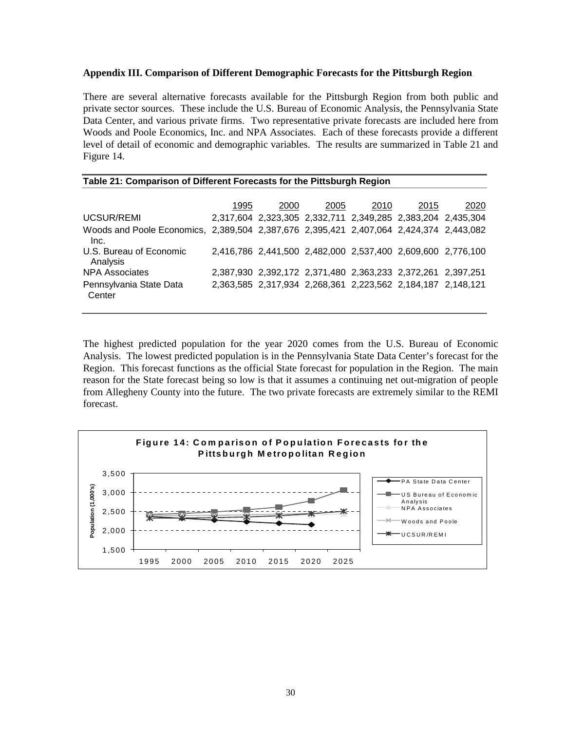**Appendix III. Comparison of Different Demographic Forecasts for the Pittsburgh Region**

There are several alternative forecasts available for the Pittsburgh Region from both public and private sector sources. These include the U.S. Bureau of Economic Analysis, the Pennsylvania State Data Center, and various private firms. Two representative private forecasts are included here from Woods and Poole Economics, Inc. and NPA Associates. Each of these forecasts provide a different level of detail of economic and demographic variables. The results are summarized in Table 21 and Figure 14.

**Table 21: Comparison of Different Forecasts for the Pittsburgh Region**

| | 1995 | 2000 | 2005 | 2010 | 2015 | 2020 |
|---|---|---|---|---|---|---|
| UCSUR/REMI | 2,317,604 | 2,323,305 | 2,332,711 | 2,349,285 | 2,383,204 | 2,435,304 |
| Woods and Poole Economics, Inc. | 2,389,504 | 2,387,676 | 2,395,421 | 2,407,064 | 2,424,374 | 2,443,082 |
| U.S. Bureau of Economic Analysis | 2,416,786 | 2,441,500 | 2,482,000 | 2,537,400 | 2,609,600 | 2,776,100 |
| NPA Associates | 2,387,930 | 2,392,172 | 2,371,480 | 2,363,233 | 2,372,261 | 2,397,251 |
| Pennsylvania State Data Center | 2,363,585 | 2,317,934 | 2,268,361 | 2,223,562 | 2,184,187 | 2,148,121 |

The highest predicted population for the year 2020 comes from the U.S. Bureau of Economic Analysis. The lowest predicted population is in the Pennsylvania State Data Center's forecast for the Region. This forecast functions as the official State forecast for population in the Region. The main reason for the State forecast being so low is that it assumes a continuing net out-migration of people from Allegheny County into the future. The two private forecasts are extremely similar to the REMI forecast.

**Figure 14: Comparison of Population Forecasts for the Pittsburgh Metropolitan Region**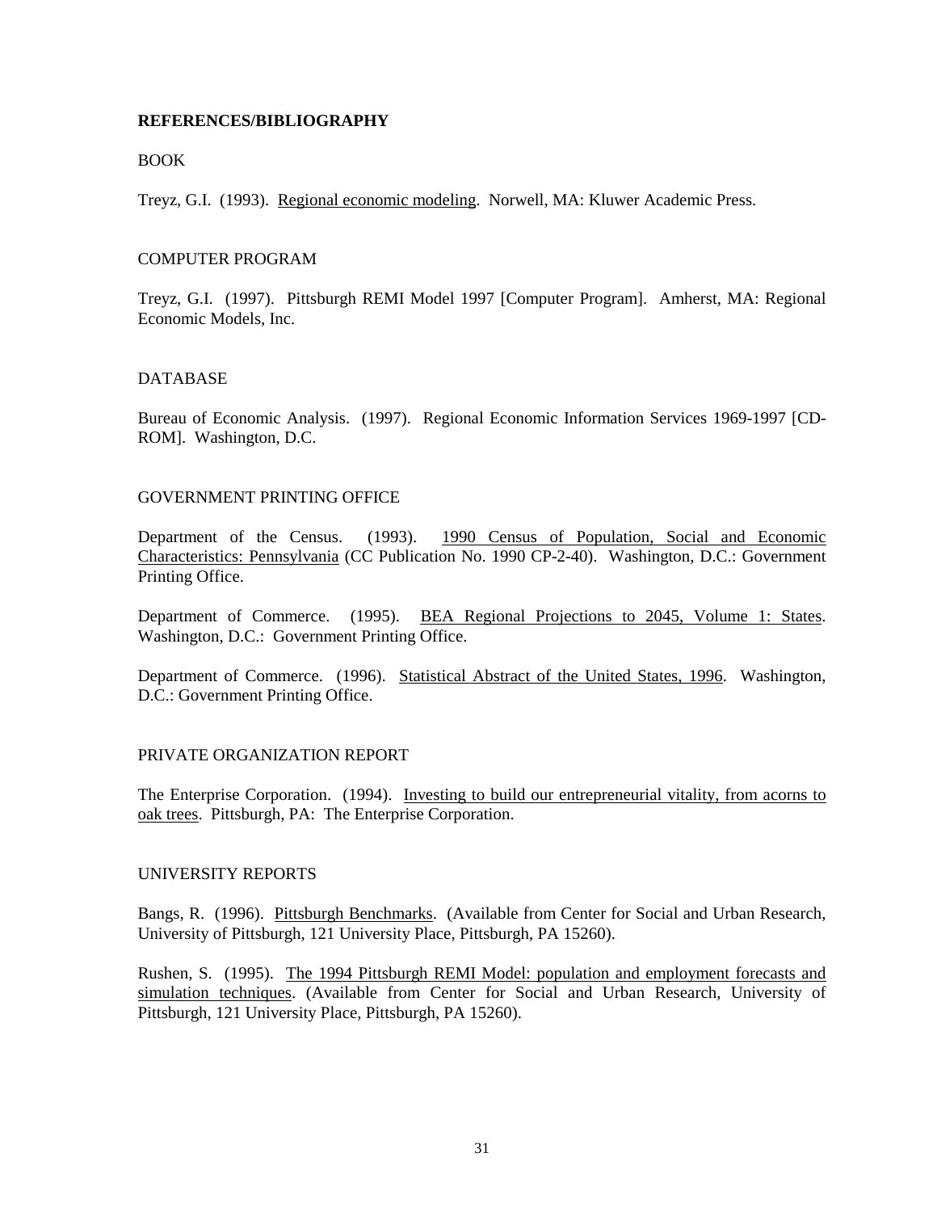**REFERENCES/BIBLIOGRAPHY**

BOOK

Treyz, G.I. (1993). Regional economic modeling. Norwell, MA: Kluwer Academic Press.

COMPUTER PROGRAM

Treyz, G.I. (1997). Pittsburgh REMI Model 1997 [Computer Program]. Amherst, MA: Regional Economic Models, Inc.

DATABASE

Bureau of Economic Analysis. (1997). Regional Economic Information Services 1969-1997 [CD-ROM]. Washington, D.C.

GOVERNMENT PRINTING OFFICE

Department of the Census. (1993). 1990 Census of Population, Social and Economic Characteristics: Pennsylvania (CC Publication No. 1990 CP-2-40). Washington, D.C.: Government Printing Office.

Department of Commerce. (1995). BEA Regional Projections to 2045, Volume 1: States. Washington, D.C.: Government Printing Office.

Department of Commerce. (1996). Statistical Abstract of the United States, 1996. Washington, D.C.: Government Printing Office.

PRIVATE ORGANIZATION REPORT

The Enterprise Corporation. (1994). Investing to build our entrepreneurial vitality, from acorns to oak trees. Pittsburgh, PA: The Enterprise Corporation.

UNIVERSITY REPORTS

Bangs, R. (1996). Pittsburgh Benchmarks. (Available from Center for Social and Urban Research, University of Pittsburgh, 121 University Place, Pittsburgh, PA 15260).

Rushen, S. (1995). The 1994 Pittsburgh REMI Model: population and employment forecasts and simulation techniques. (Available from Center for Social and Urban Research, University of Pittsburgh, 121 University Place, Pittsburgh, PA 15260).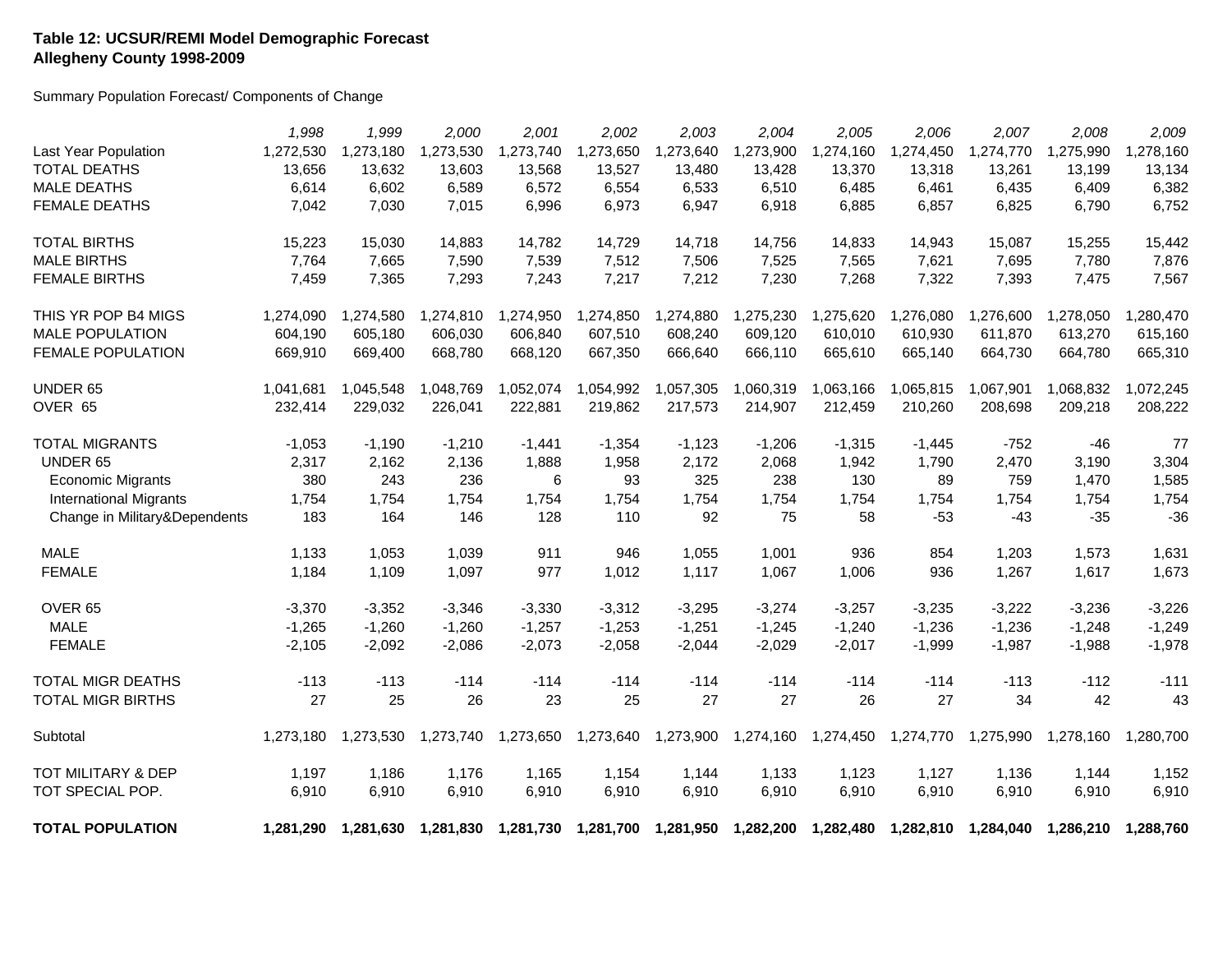**Table 12: UCSUR/REMI Model Demographic Forecast**
**Allegheny County 1998-2009**

Summary Population Forecast/ Components of Change

| | *1,998* | *1,999* | *2,000* | *2,001* | *2,002* | *2,003* | *2,004* | *2,005* | *2,006* | *2,007* | *2,008* | *2,009* |
|---|---|---|---|---|---|---|---|---|---|---|---|---|
| Last Year Population | 1,272,530 | 1,273,180 | 1,273,530 | 1,273,740 | 1,273,650 | 1,273,640 | 1,273,900 | 1,274,160 | 1,274,450 | 1,274,770 | 1,275,990 | 1,278,160 |
| TOTAL DEATHS | 13,656 | 13,632 | 13,603 | 13,568 | 13,527 | 13,480 | 13,428 | 13,370 | 13,318 | 13,261 | 13,199 | 13,134 |
| MALE DEATHS | 6,614 | 6,602 | 6,589 | 6,572 | 6,554 | 6,533 | 6,510 | 6,485 | 6,461 | 6,435 | 6,409 | 6,382 |
| FEMALE DEATHS | 7,042 | 7,030 | 7,015 | 6,996 | 6,973 | 6,947 | 6,918 | 6,885 | 6,857 | 6,825 | 6,790 | 6,752 |
| | | | | | | | | | | | | |
| TOTAL BIRTHS | 15,223 | 15,030 | 14,883 | 14,782 | 14,729 | 14,718 | 14,756 | 14,833 | 14,943 | 15,087 | 15,255 | 15,442 |
| MALE BIRTHS | 7,764 | 7,665 | 7,590 | 7,539 | 7,512 | 7,506 | 7,525 | 7,565 | 7,621 | 7,695 | 7,780 | 7,876 |
| FEMALE BIRTHS | 7,459 | 7,365 | 7,293 | 7,243 | 7,217 | 7,212 | 7,230 | 7,268 | 7,322 | 7,393 | 7,475 | 7,567 |
| | | | | | | | | | | | | |
| THIS YR POP B4 MIGS | 1,274,090 | 1,274,580 | 1,274,810 | 1,274,950 | 1,274,850 | 1,274,880 | 1,275,230 | 1,275,620 | 1,276,080 | 1,276,600 | 1,278,050 | 1,280,470 |
| MALE POPULATION | 604,190 | 605,180 | 606,030 | 606,840 | 607,510 | 608,240 | 609,120 | 610,010 | 610,930 | 611,870 | 613,270 | 615,160 |
| FEMALE POPULATION | 669,910 | 669,400 | 668,780 | 668,120 | 667,350 | 666,640 | 666,110 | 665,610 | 665,140 | 664,730 | 664,780 | 665,310 |
| | | | | | | | | | | | | |
| UNDER 65 | 1,041,681 | 1,045,548 | 1,048,769 | 1,052,074 | 1,054,992 | 1,057,305 | 1,060,319 | 1,063,166 | 1,065,815 | 1,067,901 | 1,068,832 | 1,072,245 |
| OVER 65 | 232,414 | 229,032 | 226,041 | 222,881 | 219,862 | 217,573 | 214,907 | 212,459 | 210,260 | 208,698 | 209,218 | 208,222 |
| | | | | | | | | | | | | |
| TOTAL MIGRANTS | -1,053 | -1,190 | -1,210 | -1,441 | -1,354 | -1,123 | -1,206 | -1,315 | -1,445 | -752 | -46 | 77 |
| UNDER 65 | 2,317 | 2,162 | 2,136 | 1,888 | 1,958 | 2,172 | 2,068 | 1,942 | 1,790 | 2,470 | 3,190 | 3,304 |
| Economic Migrants | 380 | 243 | 236 | 6 | 93 | 325 | 238 | 130 | 89 | 759 | 1,470 | 1,585 |
| International Migrants | 1,754 | 1,754 | 1,754 | 1,754 | 1,754 | 1,754 | 1,754 | 1,754 | 1,754 | 1,754 | 1,754 | 1,754 |
| Change in Military&Dependents | 183 | 164 | 146 | 128 | 110 | 92 | 75 | 58 | -53 | -43 | -35 | -36 |
| | | | | | | | | | | | | |
| MALE | 1,133 | 1,053 | 1,039 | 911 | 946 | 1,055 | 1,001 | 936 | 854 | 1,203 | 1,573 | 1,631 |
| FEMALE | 1,184 | 1,109 | 1,097 | 977 | 1,012 | 1,117 | 1,067 | 1,006 | 936 | 1,267 | 1,617 | 1,673 |
| | | | | | | | | | | | | |
| OVER 65 | -3,370 | -3,352 | -3,346 | -3,330 | -3,312 | -3,295 | -3,274 | -3,257 | -3,235 | -3,222 | -3,236 | -3,226 |
| MALE | -1,265 | -1,260 | -1,260 | -1,257 | -1,253 | -1,251 | -1,245 | -1,240 | -1,236 | -1,236 | -1,248 | -1,249 |
| FEMALE | -2,105 | -2,092 | -2,086 | -2,073 | -2,058 | -2,044 | -2,029 | -2,017 | -1,999 | -1,987 | -1,988 | -1,978 |
| | | | | | | | | | | | | |
| TOTAL MIGR DEATHS | -113 | -113 | -114 | -114 | -114 | -114 | -114 | -114 | -114 | -113 | -112 | -111 |
| TOTAL MIGR BIRTHS | 27 | 25 | 26 | 23 | 25 | 27 | 27 | 26 | 27 | 34 | 42 | 43 |
| | | | | | | | | | | | | |
| Subtotal | 1,273,180 | 1,273,530 | 1,273,740 | 1,273,650 | 1,273,640 | 1,273,900 | 1,274,160 | 1,274,450 | 1,274,770 | 1,275,990 | 1,278,160 | 1,280,700 |
| | | | | | | | | | | | | |
| TOT MILITARY & DEP | 1,197 | 1,186 | 1,176 | 1,165 | 1,154 | 1,144 | 1,133 | 1,123 | 1,127 | 1,136 | 1,144 | 1,152 |
| TOT SPECIAL POP. | 6,910 | 6,910 | 6,910 | 6,910 | 6,910 | 6,910 | 6,910 | 6,910 | 6,910 | 6,910 | 6,910 | 6,910 |
| | | | | | | | | | | | | |
| **TOTAL POPULATION** | **1,281,290** | **1,281,630** | **1,281,830** | **1,281,730** | **1,281,700** | **1,281,950** | **1,282,200** | **1,282,480** | **1,282,810** | **1,284,040** | **1,286,210** | **1,288,760** |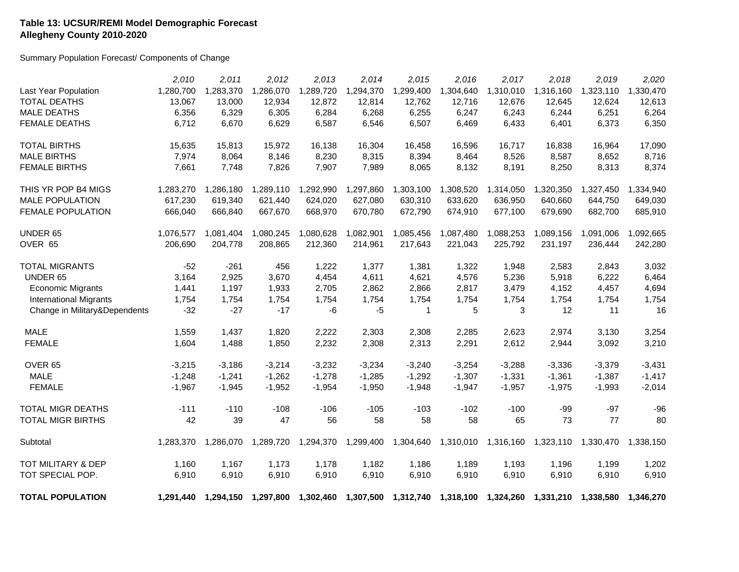**Table 13: UCSUR/REMI Model Demographic Forecast**
**Allegheny County 2010-2020**

Summary Population Forecast/ Components of Change

| | *2,010* | *2,011* | *2,012* | *2,013* | *2,014* | *2,015* | *2,016* | *2,017* | *2,018* | *2,019* | *2,020* |
|---|---|---|---|---|---|---|---|---|---|---|---|
| Last Year Population | 1,280,700 | 1,283,370 | 1,286,070 | 1,289,720 | 1,294,370 | 1,299,400 | 1,304,640 | 1,310,010 | 1,316,160 | 1,323,110 | 1,330,470 |
| TOTAL DEATHS | 13,067 | 13,000 | 12,934 | 12,872 | 12,814 | 12,762 | 12,716 | 12,676 | 12,645 | 12,624 | 12,613 |
| MALE DEATHS | 6,356 | 6,329 | 6,305 | 6,284 | 6,268 | 6,255 | 6,247 | 6,243 | 6,244 | 6,251 | 6,264 |
| FEMALE DEATHS | 6,712 | 6,670 | 6,629 | 6,587 | 6,546 | 6,507 | 6,469 | 6,433 | 6,401 | 6,373 | 6,350 |
| TOTAL BIRTHS | 15,635 | 15,813 | 15,972 | 16,138 | 16,304 | 16,458 | 16,596 | 16,717 | 16,838 | 16,964 | 17,090 |
| MALE BIRTHS | 7,974 | 8,064 | 8,146 | 8,230 | 8,315 | 8,394 | 8,464 | 8,526 | 8,587 | 8,652 | 8,716 |
| FEMALE BIRTHS | 7,661 | 7,748 | 7,826 | 7,907 | 7,989 | 8,065 | 8,132 | 8,191 | 8,250 | 8,313 | 8,374 |
| THIS YR POP B4 MIGS | 1,283,270 | 1,286,180 | 1,289,110 | 1,292,990 | 1,297,860 | 1,303,100 | 1,308,520 | 1,314,050 | 1,320,350 | 1,327,450 | 1,334,940 |
| MALE POPULATION | 617,230 | 619,340 | 621,440 | 624,020 | 627,080 | 630,310 | 633,620 | 636,950 | 640,660 | 644,750 | 649,030 |
| FEMALE POPULATION | 666,040 | 666,840 | 667,670 | 668,970 | 670,780 | 672,790 | 674,910 | 677,100 | 679,690 | 682,700 | 685,910 |
| UNDER 65 | 1,076,577 | 1,081,404 | 1,080,245 | 1,080,628 | 1,082,901 | 1,085,456 | 1,087,480 | 1,088,253 | 1,089,156 | 1,091,006 | 1,092,665 |
| OVER 65 | 206,690 | 204,778 | 208,865 | 212,360 | 214,961 | 217,643 | 221,043 | 225,792 | 231,197 | 236,444 | 242,280 |
| TOTAL MIGRANTS | -52 | -261 | 456 | 1,222 | 1,377 | 1,381 | 1,322 | 1,948 | 2,583 | 2,843 | 3,032 |
| UNDER 65 | 3,164 | 2,925 | 3,670 | 4,454 | 4,611 | 4,621 | 4,576 | 5,236 | 5,918 | 6,222 | 6,464 |
| Economic Migrants | 1,441 | 1,197 | 1,933 | 2,705 | 2,862 | 2,866 | 2,817 | 3,479 | 4,152 | 4,457 | 4,694 |
| International Migrants | 1,754 | 1,754 | 1,754 | 1,754 | 1,754 | 1,754 | 1,754 | 1,754 | 1,754 | 1,754 | 1,754 |
| Change in Military&Dependents | -32 | -27 | -17 | -6 | -5 | 1 | 5 | 3 | 12 | 11 | 16 |
| MALE | 1,559 | 1,437 | 1,820 | 2,222 | 2,303 | 2,308 | 2,285 | 2,623 | 2,974 | 3,130 | 3,254 |
| FEMALE | 1,604 | 1,488 | 1,850 | 2,232 | 2,308 | 2,313 | 2,291 | 2,612 | 2,944 | 3,092 | 3,210 |
| OVER 65 | -3,215 | -3,186 | -3,214 | -3,232 | -3,234 | -3,240 | -3,254 | -3,288 | -3,336 | -3,379 | -3,431 |
| MALE | -1,248 | -1,241 | -1,262 | -1,278 | -1,285 | -1,292 | -1,307 | -1,331 | -1,361 | -1,387 | -1,417 |
| FEMALE | -1,967 | -1,945 | -1,952 | -1,954 | -1,950 | -1,948 | -1,947 | -1,957 | -1,975 | -1,993 | -2,014 |
| TOTAL MIGR DEATHS | -111 | -110 | -108 | -106 | -105 | -103 | -102 | -100 | -99 | -97 | -96 |
| TOTAL MIGR BIRTHS | 42 | 39 | 47 | 56 | 58 | 58 | 58 | 65 | 73 | 77 | 80 |
| Subtotal | 1,283,370 | 1,286,070 | 1,289,720 | 1,294,370 | 1,299,400 | 1,304,640 | 1,310,010 | 1,316,160 | 1,323,110 | 1,330,470 | 1,338,150 |
| TOT MILITARY & DEP | 1,160 | 1,167 | 1,173 | 1,178 | 1,182 | 1,186 | 1,189 | 1,193 | 1,196 | 1,199 | 1,202 |
| TOT SPECIAL POP. | 6,910 | 6,910 | 6,910 | 6,910 | 6,910 | 6,910 | 6,910 | 6,910 | 6,910 | 6,910 | 6,910 |
| **TOTAL POPULATION** | **1,291,440** | **1,294,150** | **1,297,800** | **1,302,460** | **1,307,500** | **1,312,740** | **1,318,100** | **1,324,260** | **1,331,210** | **1,338,580** | **1,346,270** |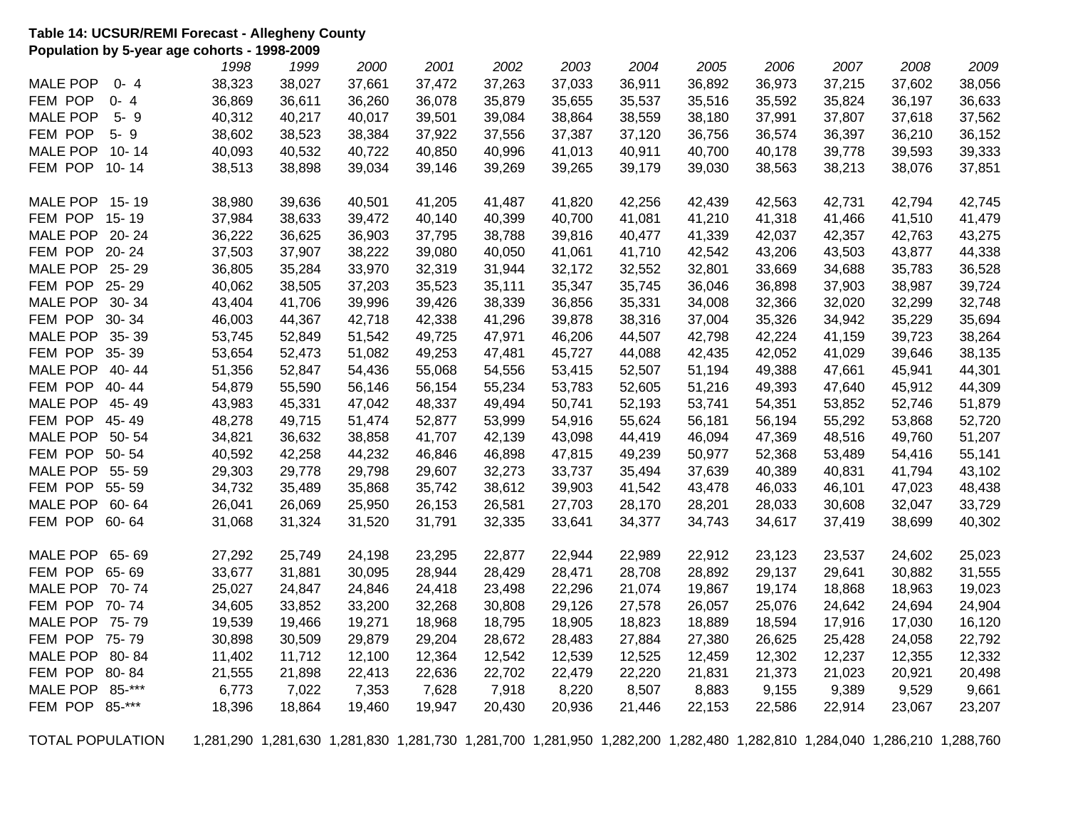**Table 14: UCSUR/REMI Forecast - Allegheny County**
**Population by 5-year age cohorts - 1998-2009**

| | *1998* | *1999* | *2000* | *2001* | *2002* | *2003* | *2004* | *2005* | *2006* | *2007* | *2008* | *2009* |
|---|---|---|---|---|---|---|---|---|---|---|---|---|
| MALE POP 0- 4 | 38,323 | 38,027 | 37,661 | 37,472 | 37,263 | 37,033 | 36,911 | 36,892 | 36,973 | 37,215 | 37,602 | 38,056 |
| FEM POP 0- 4 | 36,869 | 36,611 | 36,260 | 36,078 | 35,879 | 35,655 | 35,537 | 35,516 | 35,592 | 35,824 | 36,197 | 36,633 |
| MALE POP 5- 9 | 40,312 | 40,217 | 40,017 | 39,501 | 39,084 | 38,864 | 38,559 | 38,180 | 37,991 | 37,807 | 37,618 | 37,562 |
| FEM POP 5- 9 | 38,602 | 38,523 | 38,384 | 37,922 | 37,556 | 37,387 | 37,120 | 36,756 | 36,574 | 36,397 | 36,210 | 36,152 |
| MALE POP 10- 14 | 40,093 | 40,532 | 40,722 | 40,850 | 40,996 | 41,013 | 40,911 | 40,700 | 40,178 | 39,778 | 39,593 | 39,333 |
| FEM POP 10- 14 | 38,513 | 38,898 | 39,034 | 39,146 | 39,269 | 39,265 | 39,179 | 39,030 | 38,563 | 38,213 | 38,076 | 37,851 |
| MALE POP 15- 19 | 38,980 | 39,636 | 40,501 | 41,205 | 41,487 | 41,820 | 42,256 | 42,439 | 42,563 | 42,731 | 42,794 | 42,745 |
| FEM POP 15- 19 | 37,984 | 38,633 | 39,472 | 40,140 | 40,399 | 40,700 | 41,081 | 41,210 | 41,318 | 41,466 | 41,510 | 41,479 |
| MALE POP 20- 24 | 36,222 | 36,625 | 36,903 | 37,795 | 38,788 | 39,816 | 40,477 | 41,339 | 42,037 | 42,357 | 42,763 | 43,275 |
| FEM POP 20- 24 | 37,503 | 37,907 | 38,222 | 39,080 | 40,050 | 41,061 | 41,710 | 42,542 | 43,206 | 43,503 | 43,877 | 44,338 |
| MALE POP 25- 29 | 36,805 | 35,284 | 33,970 | 32,319 | 31,944 | 32,172 | 32,552 | 32,801 | 33,669 | 34,688 | 35,783 | 36,528 |
| FEM POP 25- 29 | 40,062 | 38,505 | 37,203 | 35,523 | 35,111 | 35,347 | 35,745 | 36,046 | 36,898 | 37,903 | 38,987 | 39,724 |
| MALE POP 30- 34 | 43,404 | 41,706 | 39,996 | 39,426 | 38,339 | 36,856 | 35,331 | 34,008 | 32,366 | 32,020 | 32,299 | 32,748 |
| FEM POP 30- 34 | 46,003 | 44,367 | 42,718 | 42,338 | 41,296 | 39,878 | 38,316 | 37,004 | 35,326 | 34,942 | 35,229 | 35,694 |
| MALE POP 35- 39 | 53,745 | 52,849 | 51,542 | 49,725 | 47,971 | 46,206 | 44,507 | 42,798 | 42,224 | 41,159 | 39,723 | 38,264 |
| FEM POP 35- 39 | 53,654 | 52,473 | 51,082 | 49,253 | 47,481 | 45,727 | 44,088 | 42,435 | 42,052 | 41,029 | 39,646 | 38,135 |
| MALE POP 40- 44 | 51,356 | 52,847 | 54,436 | 55,068 | 54,556 | 53,415 | 52,507 | 51,194 | 49,388 | 47,661 | 45,941 | 44,301 |
| FEM POP 40- 44 | 54,879 | 55,590 | 56,146 | 56,154 | 55,234 | 53,783 | 52,605 | 51,216 | 49,393 | 47,640 | 45,912 | 44,309 |
| MALE POP 45- 49 | 43,983 | 45,331 | 47,042 | 48,337 | 49,494 | 50,741 | 52,193 | 53,741 | 54,351 | 53,852 | 52,746 | 51,879 |
| FEM POP 45- 49 | 48,278 | 49,715 | 51,474 | 52,877 | 53,999 | 54,916 | 55,624 | 56,181 | 56,194 | 55,292 | 53,868 | 52,720 |
| MALE POP 50- 54 | 34,821 | 36,632 | 38,858 | 41,707 | 42,139 | 43,098 | 44,419 | 46,094 | 47,369 | 48,516 | 49,760 | 51,207 |
| FEM POP 50- 54 | 40,592 | 42,258 | 44,232 | 46,846 | 46,898 | 47,815 | 49,239 | 50,977 | 52,368 | 53,489 | 54,416 | 55,141 |
| MALE POP 55- 59 | 29,303 | 29,778 | 29,798 | 29,607 | 32,273 | 33,737 | 35,494 | 37,639 | 40,389 | 40,831 | 41,794 | 43,102 |
| FEM POP 55- 59 | 34,732 | 35,489 | 35,868 | 35,742 | 38,612 | 39,903 | 41,542 | 43,478 | 46,033 | 46,101 | 47,023 | 48,438 |
| MALE POP 60- 64 | 26,041 | 26,069 | 25,950 | 26,153 | 26,581 | 27,703 | 28,170 | 28,201 | 28,033 | 30,608 | 32,047 | 33,729 |
| FEM POP 60- 64 | 31,068 | 31,324 | 31,520 | 31,791 | 32,335 | 33,641 | 34,377 | 34,743 | 34,617 | 37,419 | 38,699 | 40,302 |
| MALE POP 65- 69 | 27,292 | 25,749 | 24,198 | 23,295 | 22,877 | 22,944 | 22,989 | 22,912 | 23,123 | 23,537 | 24,602 | 25,023 |
| FEM POP 65- 69 | 33,677 | 31,881 | 30,095 | 28,944 | 28,429 | 28,471 | 28,708 | 28,892 | 29,137 | 29,641 | 30,882 | 31,555 |
| MALE POP 70- 74 | 25,027 | 24,847 | 24,846 | 24,418 | 23,498 | 22,296 | 21,074 | 19,867 | 19,174 | 18,868 | 18,963 | 19,023 |
| FEM POP 70- 74 | 34,605 | 33,852 | 33,200 | 32,268 | 30,808 | 29,126 | 27,578 | 26,057 | 25,076 | 24,642 | 24,694 | 24,904 |
| MALE POP 75- 79 | 19,539 | 19,466 | 19,271 | 18,968 | 18,795 | 18,905 | 18,823 | 18,889 | 18,594 | 17,916 | 17,030 | 16,120 |
| FEM POP 75- 79 | 30,898 | 30,509 | 29,879 | 29,204 | 28,672 | 28,483 | 27,884 | 27,380 | 26,625 | 25,428 | 24,058 | 22,792 |
| MALE POP 80- 84 | 11,402 | 11,712 | 12,100 | 12,364 | 12,542 | 12,539 | 12,525 | 12,459 | 12,302 | 12,237 | 12,355 | 12,332 |
| FEM POP 80- 84 | 21,555 | 21,898 | 22,413 | 22,636 | 22,702 | 22,479 | 22,220 | 21,831 | 21,373 | 21,023 | 20,921 | 20,498 |
| MALE POP 85-*** | 6,773 | 7,022 | 7,353 | 7,628 | 7,918 | 8,220 | 8,507 | 8,883 | 9,155 | 9,389 | 9,529 | 9,661 |
| FEM POP 85-*** | 18,396 | 18,864 | 19,460 | 19,947 | 20,430 | 20,936 | 21,446 | 22,153 | 22,586 | 22,914 | 23,067 | 23,207 |
| TOTAL POPULATION | 1,281,290 | 1,281,630 | 1,281,830 | 1,281,730 | 1,281,700 | 1,281,950 | 1,282,200 | 1,282,480 | 1,282,810 | 1,284,040 | 1,286,210 | 1,288,760 |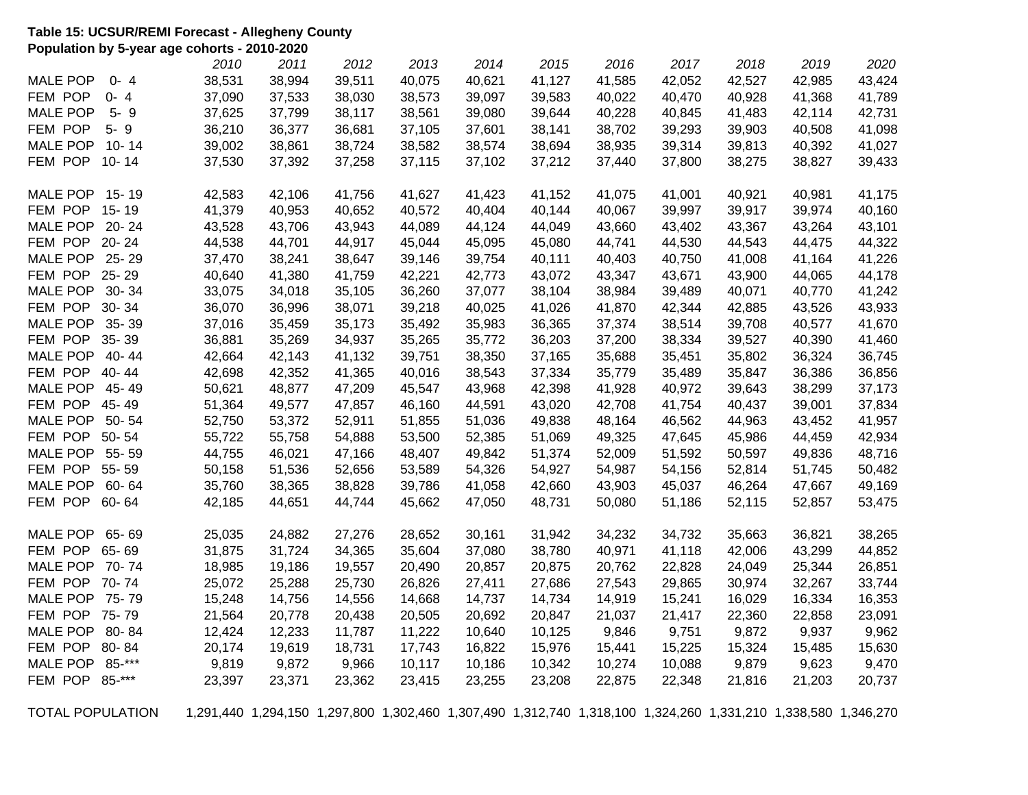**Table 15: UCSUR/REMI Forecast - Allegheny County**
**Population by 5-year age cohorts - 2010-2020**

| | *2010* | *2011* | *2012* | *2013* | *2014* | *2015* | *2016* | *2017* | *2018* | *2019* | *2020* |
|---|---|---|---|---|---|---|---|---|---|---|---|
| MALE POP 0- 4 | 38,531 | 38,994 | 39,511 | 40,075 | 40,621 | 41,127 | 41,585 | 42,052 | 42,527 | 42,985 | 43,424 |
| FEM POP 0- 4 | 37,090 | 37,533 | 38,030 | 38,573 | 39,097 | 39,583 | 40,022 | 40,470 | 40,928 | 41,368 | 41,789 |
| MALE POP 5- 9 | 37,625 | 37,799 | 38,117 | 38,561 | 39,080 | 39,644 | 40,228 | 40,845 | 41,483 | 42,114 | 42,731 |
| FEM POP 5- 9 | 36,210 | 36,377 | 36,681 | 37,105 | 37,601 | 38,141 | 38,702 | 39,293 | 39,903 | 40,508 | 41,098 |
| MALE POP 10- 14 | 39,002 | 38,861 | 38,724 | 38,582 | 38,574 | 38,694 | 38,935 | 39,314 | 39,813 | 40,392 | 41,027 |
| FEM POP 10- 14 | 37,530 | 37,392 | 37,258 | 37,115 | 37,102 | 37,212 | 37,440 | 37,800 | 38,275 | 38,827 | 39,433 |
| MALE POP 15- 19 | 42,583 | 42,106 | 41,756 | 41,627 | 41,423 | 41,152 | 41,075 | 41,001 | 40,921 | 40,981 | 41,175 |
| FEM POP 15- 19 | 41,379 | 40,953 | 40,652 | 40,572 | 40,404 | 40,144 | 40,067 | 39,997 | 39,917 | 39,974 | 40,160 |
| MALE POP 20- 24 | 43,528 | 43,706 | 43,943 | 44,089 | 44,124 | 44,049 | 43,660 | 43,402 | 43,367 | 43,264 | 43,101 |
| FEM POP 20- 24 | 44,538 | 44,701 | 44,917 | 45,044 | 45,095 | 45,080 | 44,741 | 44,530 | 44,543 | 44,475 | 44,322 |
| MALE POP 25- 29 | 37,470 | 38,241 | 38,647 | 39,146 | 39,754 | 40,111 | 40,403 | 40,750 | 41,008 | 41,164 | 41,226 |
| FEM POP 25- 29 | 40,640 | 41,380 | 41,759 | 42,221 | 42,773 | 43,072 | 43,347 | 43,671 | 43,900 | 44,065 | 44,178 |
| MALE POP 30- 34 | 33,075 | 34,018 | 35,105 | 36,260 | 37,077 | 38,104 | 38,984 | 39,489 | 40,071 | 40,770 | 41,242 |
| FEM POP 30- 34 | 36,070 | 36,996 | 38,071 | 39,218 | 40,025 | 41,026 | 41,870 | 42,344 | 42,885 | 43,526 | 43,933 |
| MALE POP 35- 39 | 37,016 | 35,459 | 35,173 | 35,492 | 35,983 | 36,365 | 37,374 | 38,514 | 39,708 | 40,577 | 41,670 |
| FEM POP 35- 39 | 36,881 | 35,269 | 34,937 | 35,265 | 35,772 | 36,203 | 37,200 | 38,334 | 39,527 | 40,390 | 41,460 |
| MALE POP 40- 44 | 42,664 | 42,143 | 41,132 | 39,751 | 38,350 | 37,165 | 35,688 | 35,451 | 35,802 | 36,324 | 36,745 |
| FEM POP 40- 44 | 42,698 | 42,352 | 41,365 | 40,016 | 38,543 | 37,334 | 35,779 | 35,489 | 35,847 | 36,386 | 36,856 |
| MALE POP 45- 49 | 50,621 | 48,877 | 47,209 | 45,547 | 43,968 | 42,398 | 41,928 | 40,972 | 39,643 | 38,299 | 37,173 |
| FEM POP 45- 49 | 51,364 | 49,577 | 47,857 | 46,160 | 44,591 | 43,020 | 42,708 | 41,754 | 40,437 | 39,001 | 37,834 |
| MALE POP 50- 54 | 52,750 | 53,372 | 52,911 | 51,855 | 51,036 | 49,838 | 48,164 | 46,562 | 44,963 | 43,452 | 41,957 |
| FEM POP 50- 54 | 55,722 | 55,758 | 54,888 | 53,500 | 52,385 | 51,069 | 49,325 | 47,645 | 45,986 | 44,459 | 42,934 |
| MALE POP 55- 59 | 44,755 | 46,021 | 47,166 | 48,407 | 49,842 | 51,374 | 52,009 | 51,592 | 50,597 | 49,836 | 48,716 |
| FEM POP 55- 59 | 50,158 | 51,536 | 52,656 | 53,589 | 54,326 | 54,927 | 54,987 | 54,156 | 52,814 | 51,745 | 50,482 |
| MALE POP 60- 64 | 35,760 | 38,365 | 38,828 | 39,786 | 41,058 | 42,660 | 43,903 | 45,037 | 46,264 | 47,667 | 49,169 |
| FEM POP 60- 64 | 42,185 | 44,651 | 44,744 | 45,662 | 47,050 | 48,731 | 50,080 | 51,186 | 52,115 | 52,857 | 53,475 |
| MALE POP 65- 69 | 25,035 | 24,882 | 27,276 | 28,652 | 30,161 | 31,942 | 34,232 | 34,732 | 35,663 | 36,821 | 38,265 |
| FEM POP 65- 69 | 31,875 | 31,724 | 34,365 | 35,604 | 37,080 | 38,780 | 40,971 | 41,118 | 42,006 | 43,299 | 44,852 |
| MALE POP 70- 74 | 18,985 | 19,186 | 19,557 | 20,490 | 20,857 | 20,875 | 20,762 | 22,828 | 24,049 | 25,344 | 26,851 |
| FEM POP 70- 74 | 25,072 | 25,288 | 25,730 | 26,826 | 27,411 | 27,686 | 27,543 | 29,865 | 30,974 | 32,267 | 33,744 |
| MALE POP 75- 79 | 15,248 | 14,756 | 14,556 | 14,668 | 14,737 | 14,734 | 14,919 | 15,241 | 16,029 | 16,334 | 16,353 |
| FEM POP 75- 79 | 21,564 | 20,778 | 20,438 | 20,505 | 20,692 | 20,847 | 21,037 | 21,417 | 22,360 | 22,858 | 23,091 |
| MALE POP 80- 84 | 12,424 | 12,233 | 11,787 | 11,222 | 10,640 | 10,125 | 9,846 | 9,751 | 9,872 | 9,937 | 9,962 |
| FEM POP 80- 84 | 20,174 | 19,619 | 18,731 | 17,743 | 16,822 | 15,976 | 15,441 | 15,225 | 15,324 | 15,485 | 15,630 |
| MALE POP 85-*** | 9,819 | 9,872 | 9,966 | 10,117 | 10,186 | 10,342 | 10,274 | 10,088 | 9,879 | 9,623 | 9,470 |
| FEM POP 85-*** | 23,397 | 23,371 | 23,362 | 23,415 | 23,255 | 23,208 | 22,875 | 22,348 | 21,816 | 21,203 | 20,737 |
| TOTAL POPULATION | 1,291,440 | 1,294,150 | 1,297,800 | 1,302,460 | 1,307,490 | 1,312,740 | 1,318,100 | 1,324,260 | 1,331,210 | 1,338,580 | 1,346,270 |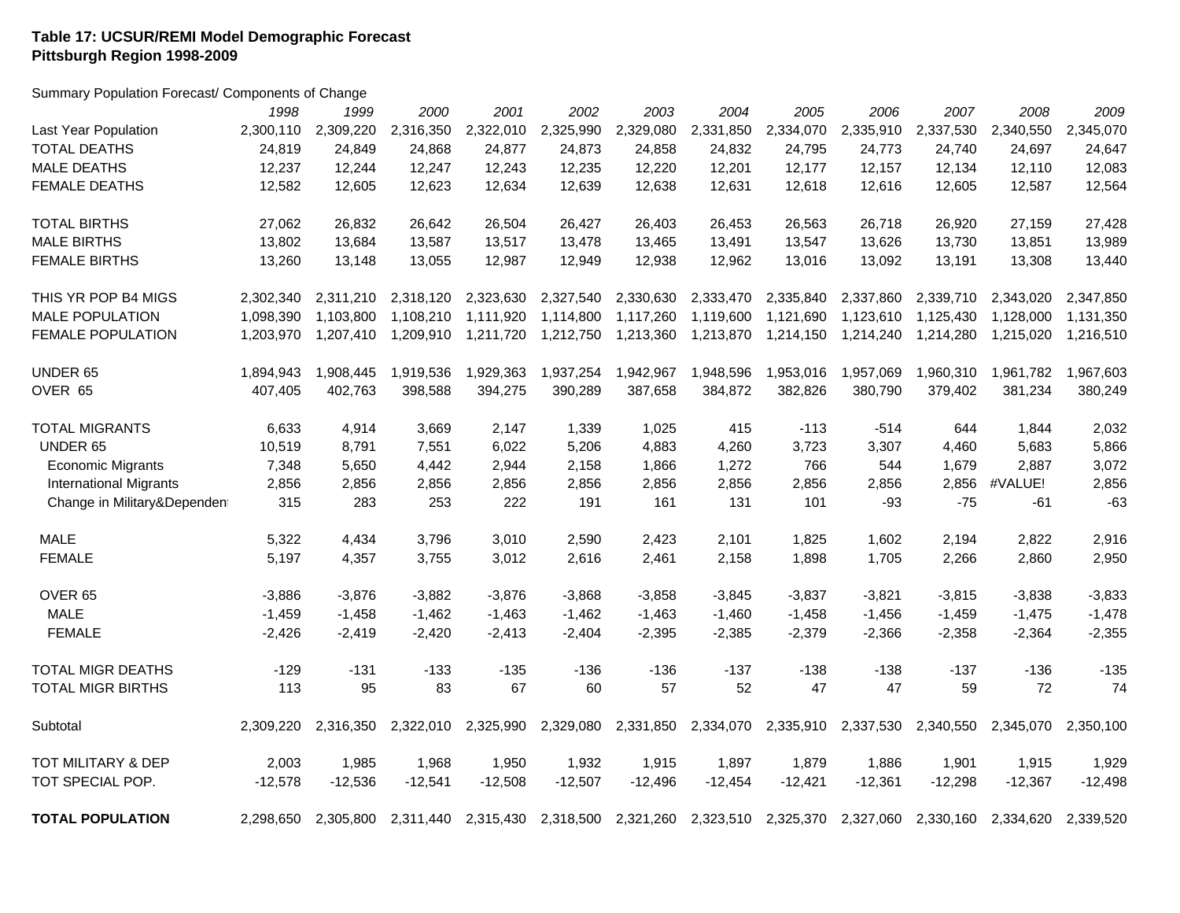**Table 17: UCSUR/REMI Model Demographic Forecast**
**Pittsburgh Region 1998-2009**

Summary Population Forecast/ Components of Change

| | *1998* | *1999* | *2000* | *2001* | *2002* | *2003* | *2004* | *2005* | *2006* | *2007* | *2008* | *2009* |
|---|---|---|---|---|---|---|---|---|---|---|---|---|
| Last Year Population | 2,300,110 | 2,309,220 | 2,316,350 | 2,322,010 | 2,325,990 | 2,329,080 | 2,331,850 | 2,334,070 | 2,335,910 | 2,337,530 | 2,340,550 | 2,345,070 |
| TOTAL DEATHS | 24,819 | 24,849 | 24,868 | 24,877 | 24,873 | 24,858 | 24,832 | 24,795 | 24,773 | 24,740 | 24,697 | 24,647 |
| MALE DEATHS | 12,237 | 12,244 | 12,247 | 12,243 | 12,235 | 12,220 | 12,201 | 12,177 | 12,157 | 12,134 | 12,110 | 12,083 |
| FEMALE DEATHS | 12,582 | 12,605 | 12,623 | 12,634 | 12,639 | 12,638 | 12,631 | 12,618 | 12,616 | 12,605 | 12,587 | 12,564 |
| | | | | | | | | | | | | |
| TOTAL BIRTHS | 27,062 | 26,832 | 26,642 | 26,504 | 26,427 | 26,403 | 26,453 | 26,563 | 26,718 | 26,920 | 27,159 | 27,428 |
| MALE BIRTHS | 13,802 | 13,684 | 13,587 | 13,517 | 13,478 | 13,465 | 13,491 | 13,547 | 13,626 | 13,730 | 13,851 | 13,989 |
| FEMALE BIRTHS | 13,260 | 13,148 | 13,055 | 12,987 | 12,949 | 12,938 | 12,962 | 13,016 | 13,092 | 13,191 | 13,308 | 13,440 |
| | | | | | | | | | | | | |
| THIS YR POP B4 MIGS | 2,302,340 | 2,311,210 | 2,318,120 | 2,323,630 | 2,327,540 | 2,330,630 | 2,333,470 | 2,335,840 | 2,337,860 | 2,339,710 | 2,343,020 | 2,347,850 |
| MALE POPULATION | 1,098,390 | 1,103,800 | 1,108,210 | 1,111,920 | 1,114,800 | 1,117,260 | 1,119,600 | 1,121,690 | 1,123,610 | 1,125,430 | 1,128,000 | 1,131,350 |
| FEMALE POPULATION | 1,203,970 | 1,207,410 | 1,209,910 | 1,211,720 | 1,212,750 | 1,213,360 | 1,213,870 | 1,214,150 | 1,214,240 | 1,214,280 | 1,215,020 | 1,216,510 |
| | | | | | | | | | | | | |
| UNDER 65 | 1,894,943 | 1,908,445 | 1,919,536 | 1,929,363 | 1,937,254 | 1,942,967 | 1,948,596 | 1,953,016 | 1,957,069 | 1,960,310 | 1,961,782 | 1,967,603 |
| OVER 65 | 407,405 | 402,763 | 398,588 | 394,275 | 390,289 | 387,658 | 384,872 | 382,826 | 380,790 | 379,402 | 381,234 | 380,249 |
| | | | | | | | | | | | | |
| TOTAL MIGRANTS | 6,633 | 4,914 | 3,669 | 2,147 | 1,339 | 1,025 | 415 | -113 | -514 | 644 | 1,844 | 2,032 |
| UNDER 65 | 10,519 | 8,791 | 7,551 | 6,022 | 5,206 | 4,883 | 4,260 | 3,723 | 3,307 | 4,460 | 5,683 | 5,866 |
| Economic Migrants | 7,348 | 5,650 | 4,442 | 2,944 | 2,158 | 1,866 | 1,272 | 766 | 544 | 1,679 | 2,887 | 3,072 |
| International Migrants | 2,856 | 2,856 | 2,856 | 2,856 | 2,856 | 2,856 | 2,856 | 2,856 | 2,856 | 2,856 | #VALUE! | 2,856 |
| Change in Military&Dependen | 315 | 283 | 253 | 222 | 191 | 161 | 131 | 101 | -93 | -75 | -61 | -63 |
| | | | | | | | | | | | | |
| MALE | 5,322 | 4,434 | 3,796 | 3,010 | 2,590 | 2,423 | 2,101 | 1,825 | 1,602 | 2,194 | 2,822 | 2,916 |
| FEMALE | 5,197 | 4,357 | 3,755 | 3,012 | 2,616 | 2,461 | 2,158 | 1,898 | 1,705 | 2,266 | 2,860 | 2,950 |
| | | | | | | | | | | | | |
| OVER 65 | -3,886 | -3,876 | -3,882 | -3,876 | -3,868 | -3,858 | -3,845 | -3,837 | -3,821 | -3,815 | -3,838 | -3,833 |
| MALE | -1,459 | -1,458 | -1,462 | -1,463 | -1,462 | -1,463 | -1,460 | -1,458 | -1,456 | -1,459 | -1,475 | -1,478 |
| FEMALE | -2,426 | -2,419 | -2,420 | -2,413 | -2,404 | -2,395 | -2,385 | -2,379 | -2,366 | -2,358 | -2,364 | -2,355 |
| | | | | | | | | | | | | |
| TOTAL MIGR DEATHS | -129 | -131 | -133 | -135 | -136 | -136 | -137 | -138 | -138 | -137 | -136 | -135 |
| TOTAL MIGR BIRTHS | 113 | 95 | 83 | 67 | 60 | 57 | 52 | 47 | 47 | 59 | 72 | 74 |
| | | | | | | | | | | | | |
| Subtotal | 2,309,220 | 2,316,350 | 2,322,010 | 2,325,990 | 2,329,080 | 2,331,850 | 2,334,070 | 2,335,910 | 2,337,530 | 2,340,550 | 2,345,070 | 2,350,100 |
| | | | | | | | | | | | | |
| TOT MILITARY & DEP | 2,003 | 1,985 | 1,968 | 1,950 | 1,932 | 1,915 | 1,897 | 1,879 | 1,886 | 1,901 | 1,915 | 1,929 |
| TOT SPECIAL POP. | -12,578 | -12,536 | -12,541 | -12,508 | -12,507 | -12,496 | -12,454 | -12,421 | -12,361 | -12,298 | -12,367 | -12,498 |
| | | | | | | | | | | | | |
| **TOTAL POPULATION** | 2,298,650 | 2,305,800 | 2,311,440 | 2,315,430 | 2,318,500 | 2,321,260 | 2,323,510 | 2,325,370 | 2,327,060 | 2,330,160 | 2,334,620 | 2,339,520 |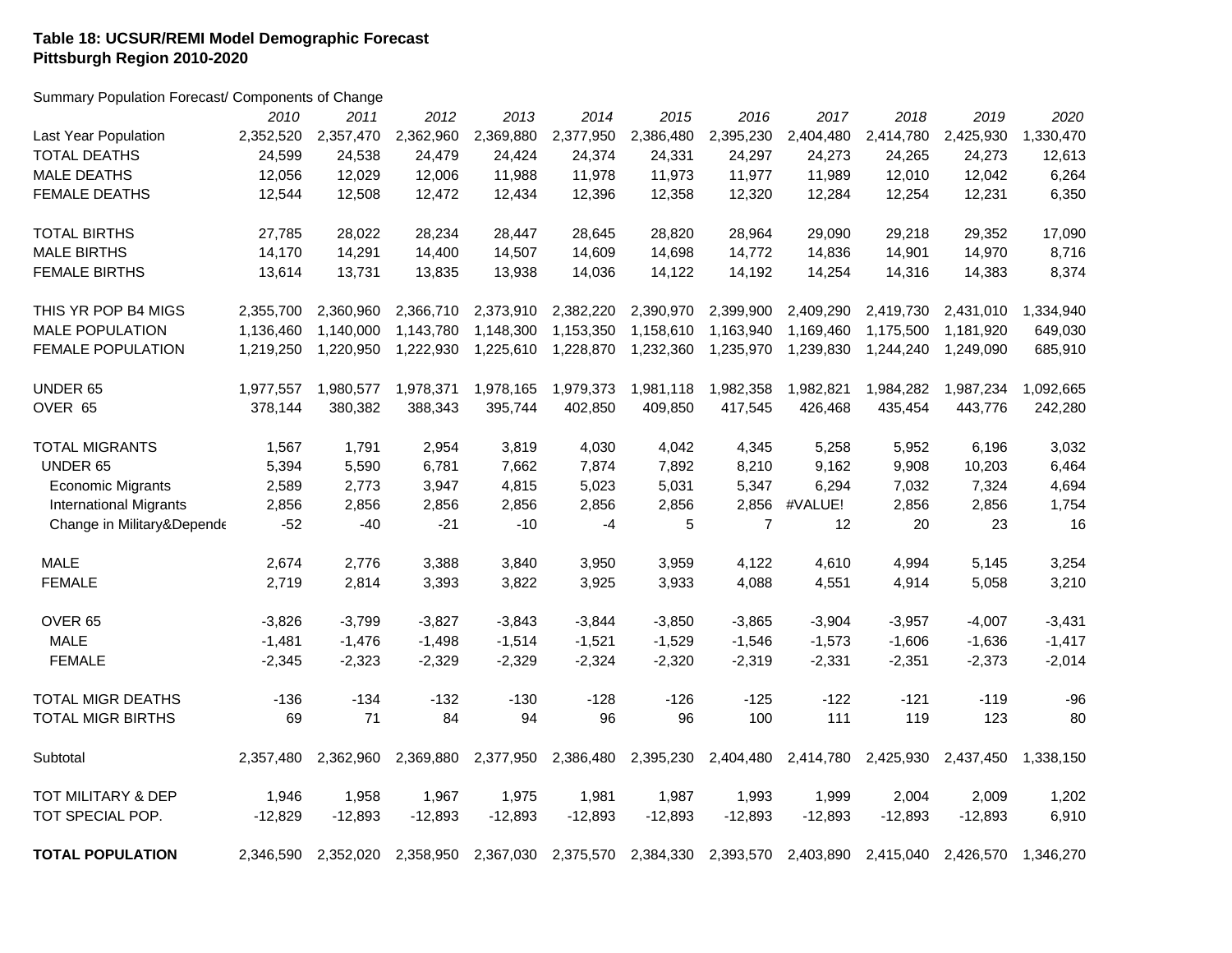**Table 18: UCSUR/REMI Model Demographic Forecast**
**Pittsburgh Region 2010-2020**

Summary Population Forecast/ Components of Change

| | *2010* | *2011* | *2012* | *2013* | *2014* | *2015* | *2016* | *2017* | *2018* | *2019* | *2020* |
|---|---|---|---|---|---|---|---|---|---|---|---|
| Last Year Population | 2,352,520 | 2,357,470 | 2,362,960 | 2,369,880 | 2,377,950 | 2,386,480 | 2,395,230 | 2,404,480 | 2,414,780 | 2,425,930 | 1,330,470 |
| TOTAL DEATHS | 24,599 | 24,538 | 24,479 | 24,424 | 24,374 | 24,331 | 24,297 | 24,273 | 24,265 | 24,273 | 12,613 |
| MALE DEATHS | 12,056 | 12,029 | 12,006 | 11,988 | 11,978 | 11,973 | 11,977 | 11,989 | 12,010 | 12,042 | 6,264 |
| FEMALE DEATHS | 12,544 | 12,508 | 12,472 | 12,434 | 12,396 | 12,358 | 12,320 | 12,284 | 12,254 | 12,231 | 6,350 |
| | | | | | | | | | | | |
| TOTAL BIRTHS | 27,785 | 28,022 | 28,234 | 28,447 | 28,645 | 28,820 | 28,964 | 29,090 | 29,218 | 29,352 | 17,090 |
| MALE BIRTHS | 14,170 | 14,291 | 14,400 | 14,507 | 14,609 | 14,698 | 14,772 | 14,836 | 14,901 | 14,970 | 8,716 |
| FEMALE BIRTHS | 13,614 | 13,731 | 13,835 | 13,938 | 14,036 | 14,122 | 14,192 | 14,254 | 14,316 | 14,383 | 8,374 |
| | | | | | | | | | | | |
| THIS YR POP B4 MIGS | 2,355,700 | 2,360,960 | 2,366,710 | 2,373,910 | 2,382,220 | 2,390,970 | 2,399,900 | 2,409,290 | 2,419,730 | 2,431,010 | 1,334,940 |
| MALE POPULATION | 1,136,460 | 1,140,000 | 1,143,780 | 1,148,300 | 1,153,350 | 1,158,610 | 1,163,940 | 1,169,460 | 1,175,500 | 1,181,920 | 649,030 |
| FEMALE POPULATION | 1,219,250 | 1,220,950 | 1,222,930 | 1,225,610 | 1,228,870 | 1,232,360 | 1,235,970 | 1,239,830 | 1,244,240 | 1,249,090 | 685,910 |
| | | | | | | | | | | | |
| UNDER 65 | 1,977,557 | 1,980,577 | 1,978,371 | 1,978,165 | 1,979,373 | 1,981,118 | 1,982,358 | 1,982,821 | 1,984,282 | 1,987,234 | 1,092,665 |
| OVER 65 | 378,144 | 380,382 | 388,343 | 395,744 | 402,850 | 409,850 | 417,545 | 426,468 | 435,454 | 443,776 | 242,280 |
| | | | | | | | | | | | |
| TOTAL MIGRANTS | 1,567 | 1,791 | 2,954 | 3,819 | 4,030 | 4,042 | 4,345 | 5,258 | 5,952 | 6,196 | 3,032 |
| UNDER 65 | 5,394 | 5,590 | 6,781 | 7,662 | 7,874 | 7,892 | 8,210 | 9,162 | 9,908 | 10,203 | 6,464 |
| Economic Migrants | 2,589 | 2,773 | 3,947 | 4,815 | 5,023 | 5,031 | 5,347 | 6,294 | 7,032 | 7,324 | 4,694 |
| International Migrants | 2,856 | 2,856 | 2,856 | 2,856 | 2,856 | 2,856 | 2,856 | #VALUE! | 2,856 | 2,856 | 1,754 |
| Change in Military&Depende | -52 | -40 | -21 | -10 | -4 | 5 | 7 | 12 | 20 | 23 | 16 |
| | | | | | | | | | | | |
| MALE | 2,674 | 2,776 | 3,388 | 3,840 | 3,950 | 3,959 | 4,122 | 4,610 | 4,994 | 5,145 | 3,254 |
| FEMALE | 2,719 | 2,814 | 3,393 | 3,822 | 3,925 | 3,933 | 4,088 | 4,551 | 4,914 | 5,058 | 3,210 |
| | | | | | | | | | | | |
| OVER 65 | -3,826 | -3,799 | -3,827 | -3,843 | -3,844 | -3,850 | -3,865 | -3,904 | -3,957 | -4,007 | -3,431 |
| MALE | -1,481 | -1,476 | -1,498 | -1,514 | -1,521 | -1,529 | -1,546 | -1,573 | -1,606 | -1,636 | -1,417 |
| FEMALE | -2,345 | -2,323 | -2,329 | -2,329 | -2,324 | -2,320 | -2,319 | -2,331 | -2,351 | -2,373 | -2,014 |
| | | | | | | | | | | | |
| TOTAL MIGR DEATHS | -136 | -134 | -132 | -130 | -128 | -126 | -125 | -122 | -121 | -119 | -96 |
| TOTAL MIGR BIRTHS | 69 | 71 | 84 | 94 | 96 | 96 | 100 | 111 | 119 | 123 | 80 |
| | | | | | | | | | | | |
| Subtotal | 2,357,480 | 2,362,960 | 2,369,880 | 2,377,950 | 2,386,480 | 2,395,230 | 2,404,480 | 2,414,780 | 2,425,930 | 2,437,450 | 1,338,150 |
| | | | | | | | | | | | |
| TOT MILITARY & DEP | 1,946 | 1,958 | 1,967 | 1,975 | 1,981 | 1,987 | 1,993 | 1,999 | 2,004 | 2,009 | 1,202 |
| TOT SPECIAL POP. | -12,829 | -12,893 | -12,893 | -12,893 | -12,893 | -12,893 | -12,893 | -12,893 | -12,893 | -12,893 | 6,910 |
| | | | | | | | | | | | |
| **TOTAL POPULATION** | 2,346,590 | 2,352,020 | 2,358,950 | 2,367,030 | 2,375,570 | 2,384,330 | 2,393,570 | 2,403,890 | 2,415,040 | 2,426,570 | 1,346,270 |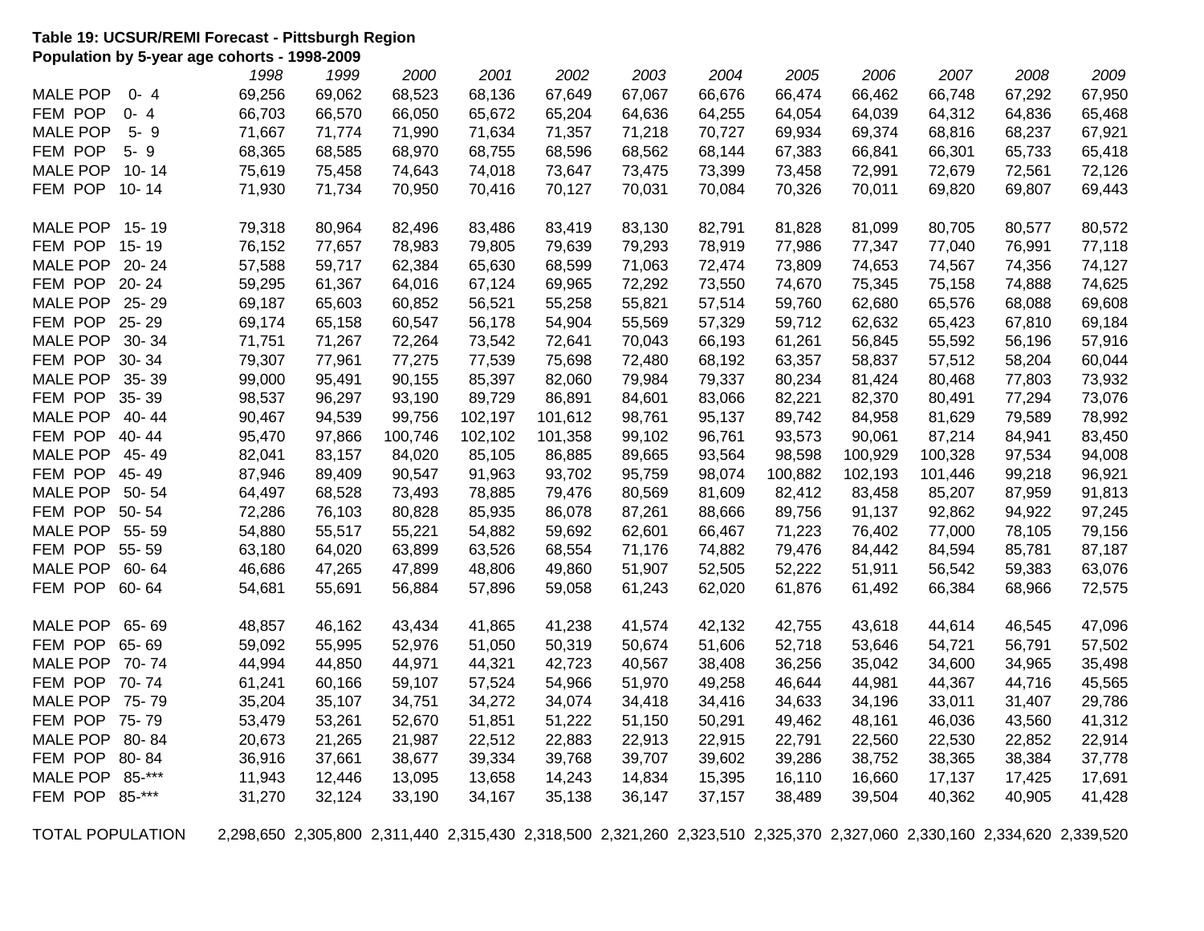**Table 19: UCSUR/REMI Forecast - Pittsburgh Region**
**Population by 5-year age cohorts - 1998-2009**

| | 1998 | 1999 | 2000 | 2001 | 2002 | 2003 | 2004 | 2005 | 2006 | 2007 | 2008 | 2009 |
|---|---|---|---|---|---|---|---|---|---|---|---|---|
| MALE POP 0- 4 | 69,256 | 69,062 | 68,523 | 68,136 | 67,649 | 67,067 | 66,676 | 66,474 | 66,462 | 66,748 | 67,292 | 67,950 |
| FEM POP 0- 4 | 66,703 | 66,570 | 66,050 | 65,672 | 65,204 | 64,636 | 64,255 | 64,054 | 64,039 | 64,312 | 64,836 | 65,468 |
| MALE POP 5- 9 | 71,667 | 71,774 | 71,990 | 71,634 | 71,357 | 71,218 | 70,727 | 69,934 | 69,374 | 68,816 | 68,237 | 67,921 |
| FEM POP 5- 9 | 68,365 | 68,585 | 68,970 | 68,755 | 68,596 | 68,562 | 68,144 | 67,383 | 66,841 | 66,301 | 65,733 | 65,418 |
| MALE POP 10- 14 | 75,619 | 75,458 | 74,643 | 74,018 | 73,647 | 73,475 | 73,399 | 73,458 | 72,991 | 72,679 | 72,561 | 72,126 |
| FEM POP 10- 14 | 71,930 | 71,734 | 70,950 | 70,416 | 70,127 | 70,031 | 70,084 | 70,326 | 70,011 | 69,820 | 69,807 | 69,443 |
| | | | | | | | | | | | | |
| MALE POP 15- 19 | 79,318 | 80,964 | 82,496 | 83,486 | 83,419 | 83,130 | 82,791 | 81,828 | 81,099 | 80,705 | 80,577 | 80,572 |
| FEM POP 15- 19 | 76,152 | 77,657 | 78,983 | 79,805 | 79,639 | 79,293 | 78,919 | 77,986 | 77,347 | 77,040 | 76,991 | 77,118 |
| MALE POP 20- 24 | 57,588 | 59,717 | 62,384 | 65,630 | 68,599 | 71,063 | 72,474 | 73,809 | 74,653 | 74,567 | 74,356 | 74,127 |
| FEM POP 20- 24 | 59,295 | 61,367 | 64,016 | 67,124 | 69,965 | 72,292 | 73,550 | 74,670 | 75,345 | 75,158 | 74,888 | 74,625 |
| MALE POP 25- 29 | 69,187 | 65,603 | 60,852 | 56,521 | 55,258 | 55,821 | 57,514 | 59,760 | 62,680 | 65,576 | 68,088 | 69,608 |
| FEM POP 25- 29 | 69,174 | 65,158 | 60,547 | 56,178 | 54,904 | 55,569 | 57,329 | 59,712 | 62,632 | 65,423 | 67,810 | 69,184 |
| MALE POP 30- 34 | 71,751 | 71,267 | 72,264 | 73,542 | 72,641 | 70,043 | 66,193 | 61,261 | 56,845 | 55,592 | 56,196 | 57,916 |
| FEM POP 30- 34 | 79,307 | 77,961 | 77,275 | 77,539 | 75,698 | 72,480 | 68,192 | 63,357 | 58,837 | 57,512 | 58,204 | 60,044 |
| MALE POP 35- 39 | 99,000 | 95,491 | 90,155 | 85,397 | 82,060 | 79,984 | 79,337 | 80,234 | 81,424 | 80,468 | 77,803 | 73,932 |
| FEM POP 35- 39 | 98,537 | 96,297 | 93,190 | 89,729 | 86,891 | 84,601 | 83,066 | 82,221 | 82,370 | 80,491 | 77,294 | 73,076 |
| MALE POP 40- 44 | 90,467 | 94,539 | 99,756 | 102,197 | 101,612 | 98,761 | 95,137 | 89,742 | 84,958 | 81,629 | 79,589 | 78,992 |
| FEM POP 40- 44 | 95,470 | 97,866 | 100,746 | 102,102 | 101,358 | 99,102 | 96,761 | 93,573 | 90,061 | 87,214 | 84,941 | 83,450 |
| MALE POP 45- 49 | 82,041 | 83,157 | 84,020 | 85,105 | 86,885 | 89,665 | 93,564 | 98,598 | 100,929 | 100,328 | 97,534 | 94,008 |
| FEM POP 45- 49 | 87,946 | 89,409 | 90,547 | 91,963 | 93,702 | 95,759 | 98,074 | 100,882 | 102,193 | 101,446 | 99,218 | 96,921 |
| MALE POP 50- 54 | 64,497 | 68,528 | 73,493 | 78,885 | 79,476 | 80,569 | 81,609 | 82,412 | 83,458 | 85,207 | 87,959 | 91,813 |
| FEM POP 50- 54 | 72,286 | 76,103 | 80,828 | 85,935 | 86,078 | 87,261 | 88,666 | 89,756 | 91,137 | 92,862 | 94,922 | 97,245 |
| MALE POP 55- 59 | 54,880 | 55,517 | 55,221 | 54,882 | 59,692 | 62,601 | 66,467 | 71,223 | 76,402 | 77,000 | 78,105 | 79,156 |
| FEM POP 55- 59 | 63,180 | 64,020 | 63,899 | 63,526 | 68,554 | 71,176 | 74,882 | 79,476 | 84,442 | 84,594 | 85,781 | 87,187 |
| MALE POP 60- 64 | 46,686 | 47,265 | 47,899 | 48,806 | 49,860 | 51,907 | 52,505 | 52,222 | 51,911 | 56,542 | 59,383 | 63,076 |
| FEM POP 60- 64 | 54,681 | 55,691 | 56,884 | 57,896 | 59,058 | 61,243 | 62,020 | 61,876 | 61,492 | 66,384 | 68,966 | 72,575 |
| | | | | | | | | | | | | |
| MALE POP 65- 69 | 48,857 | 46,162 | 43,434 | 41,865 | 41,238 | 41,574 | 42,132 | 42,755 | 43,618 | 44,614 | 46,545 | 47,096 |
| FEM POP 65- 69 | 59,092 | 55,995 | 52,976 | 51,050 | 50,319 | 50,674 | 51,606 | 52,718 | 53,646 | 54,721 | 56,791 | 57,502 |
| MALE POP 70- 74 | 44,994 | 44,850 | 44,971 | 44,321 | 42,723 | 40,567 | 38,408 | 36,256 | 35,042 | 34,600 | 34,965 | 35,498 |
| FEM POP 70- 74 | 61,241 | 60,166 | 59,107 | 57,524 | 54,966 | 51,970 | 49,258 | 46,644 | 44,981 | 44,367 | 44,716 | 45,565 |
| MALE POP 75- 79 | 35,204 | 35,107 | 34,751 | 34,272 | 34,074 | 34,418 | 34,416 | 34,633 | 34,196 | 33,011 | 31,407 | 29,786 |
| FEM POP 75- 79 | 53,479 | 53,261 | 52,670 | 51,851 | 51,222 | 51,150 | 50,291 | 49,462 | 48,161 | 46,036 | 43,560 | 41,312 |
| MALE POP 80- 84 | 20,673 | 21,265 | 21,987 | 22,512 | 22,883 | 22,913 | 22,915 | 22,791 | 22,560 | 22,530 | 22,852 | 22,914 |
| FEM POP 80- 84 | 36,916 | 37,661 | 38,677 | 39,334 | 39,768 | 39,707 | 39,602 | 39,286 | 38,752 | 38,365 | 38,384 | 37,778 |
| MALE POP 85-*** | 11,943 | 12,446 | 13,095 | 13,658 | 14,243 | 14,834 | 15,395 | 16,110 | 16,660 | 17,137 | 17,425 | 17,691 |
| FEM POP 85-*** | 31,270 | 32,124 | 33,190 | 34,167 | 35,138 | 36,147 | 37,157 | 38,489 | 39,504 | 40,362 | 40,905 | 41,428 |
| | | | | | | | | | | | | |
| TOTAL POPULATION | 2,298,650 | 2,305,800 | 2,311,440 | 2,315,430 | 2,318,500 | 2,321,260 | 2,323,510 | 2,325,370 | 2,327,060 | 2,330,160 | 2,334,620 | 2,339,520 |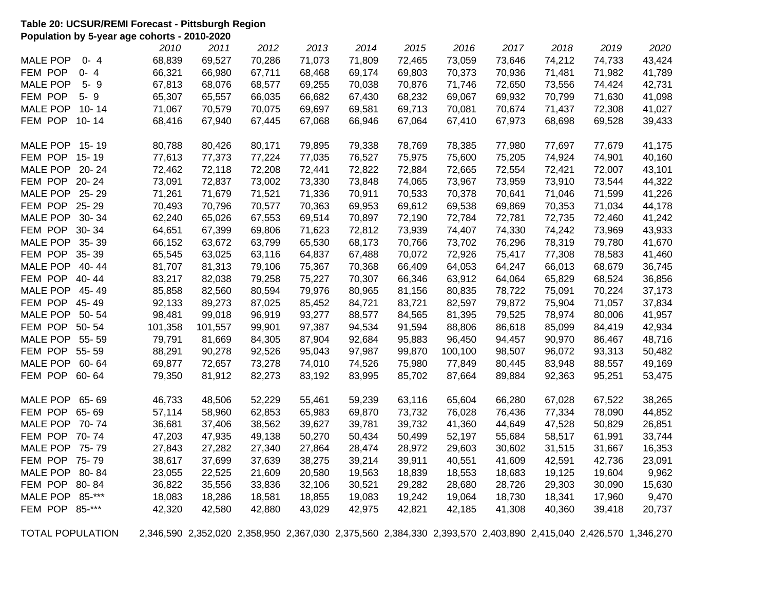**Table 20: UCSUR/REMI Forecast - Pittsburgh Region**
**Population by 5-year age cohorts - 2010-2020**

| | *2010* | *2011* | *2012* | *2013* | *2014* | *2015* | *2016* | *2017* | *2018* | *2019* | *2020* |
|---|---|---|---|---|---|---|---|---|---|---|---|
| MALE POP 0- 4 | 68,839 | 69,527 | 70,286 | 71,073 | 71,809 | 72,465 | 73,059 | 73,646 | 74,212 | 74,733 | 43,424 |
| FEM POP 0- 4 | 66,321 | 66,980 | 67,711 | 68,468 | 69,174 | 69,803 | 70,373 | 70,936 | 71,481 | 71,982 | 41,789 |
| MALE POP 5- 9 | 67,813 | 68,076 | 68,577 | 69,255 | 70,038 | 70,876 | 71,746 | 72,650 | 73,556 | 74,424 | 42,731 |
| FEM POP 5- 9 | 65,307 | 65,557 | 66,035 | 66,682 | 67,430 | 68,232 | 69,067 | 69,932 | 70,799 | 71,630 | 41,098 |
| MALE POP 10- 14 | 71,067 | 70,579 | 70,075 | 69,697 | 69,581 | 69,713 | 70,081 | 70,674 | 71,437 | 72,308 | 41,027 |
| FEM POP 10- 14 | 68,416 | 67,940 | 67,445 | 67,068 | 66,946 | 67,064 | 67,410 | 67,973 | 68,698 | 69,528 | 39,433 |
| | | | | | | | | | | | |
| MALE POP 15- 19 | 80,788 | 80,426 | 80,171 | 79,895 | 79,338 | 78,769 | 78,385 | 77,980 | 77,697 | 77,679 | 41,175 |
| FEM POP 15- 19 | 77,613 | 77,373 | 77,224 | 77,035 | 76,527 | 75,975 | 75,600 | 75,205 | 74,924 | 74,901 | 40,160 |
| MALE POP 20- 24 | 72,462 | 72,118 | 72,208 | 72,441 | 72,822 | 72,884 | 72,665 | 72,554 | 72,421 | 72,007 | 43,101 |
| FEM POP 20- 24 | 73,091 | 72,837 | 73,002 | 73,330 | 73,848 | 74,065 | 73,967 | 73,959 | 73,910 | 73,544 | 44,322 |
| MALE POP 25- 29 | 71,261 | 71,679 | 71,521 | 71,336 | 70,911 | 70,533 | 70,378 | 70,641 | 71,046 | 71,599 | 41,226 |
| FEM POP 25- 29 | 70,493 | 70,796 | 70,577 | 70,363 | 69,953 | 69,612 | 69,538 | 69,869 | 70,353 | 71,034 | 44,178 |
| MALE POP 30- 34 | 62,240 | 65,026 | 67,553 | 69,514 | 70,897 | 72,190 | 72,784 | 72,781 | 72,735 | 72,460 | 41,242 |
| FEM POP 30- 34 | 64,651 | 67,399 | 69,806 | 71,623 | 72,812 | 73,939 | 74,407 | 74,330 | 74,242 | 73,969 | 43,933 |
| MALE POP 35- 39 | 66,152 | 63,672 | 63,799 | 65,530 | 68,173 | 70,766 | 73,702 | 76,296 | 78,319 | 79,780 | 41,670 |
| FEM POP 35- 39 | 65,545 | 63,025 | 63,116 | 64,837 | 67,488 | 70,072 | 72,926 | 75,417 | 77,308 | 78,583 | 41,460 |
| MALE POP 40- 44 | 81,707 | 81,313 | 79,106 | 75,367 | 70,368 | 66,409 | 64,053 | 64,247 | 66,013 | 68,679 | 36,745 |
| FEM POP 40- 44 | 83,217 | 82,038 | 79,258 | 75,227 | 70,307 | 66,346 | 63,912 | 64,064 | 65,829 | 68,524 | 36,856 |
| MALE POP 45- 49 | 85,858 | 82,560 | 80,594 | 79,976 | 80,965 | 81,156 | 80,835 | 78,722 | 75,091 | 70,224 | 37,173 |
| FEM POP 45- 49 | 92,133 | 89,273 | 87,025 | 85,452 | 84,721 | 83,721 | 82,597 | 79,872 | 75,904 | 71,057 | 37,834 |
| MALE POP 50- 54 | 98,481 | 99,018 | 96,919 | 93,277 | 88,577 | 84,565 | 81,395 | 79,525 | 78,974 | 80,006 | 41,957 |
| FEM POP 50- 54 | 101,358 | 101,557 | 99,901 | 97,387 | 94,534 | 91,594 | 88,806 | 86,618 | 85,099 | 84,419 | 42,934 |
| MALE POP 55- 59 | 79,791 | 81,669 | 84,305 | 87,904 | 92,684 | 95,883 | 96,450 | 94,457 | 90,970 | 86,467 | 48,716 |
| FEM POP 55- 59 | 88,291 | 90,278 | 92,526 | 95,043 | 97,987 | 99,870 | 100,100 | 98,507 | 96,072 | 93,313 | 50,482 |
| MALE POP 60- 64 | 69,877 | 72,657 | 73,278 | 74,010 | 74,526 | 75,980 | 77,849 | 80,445 | 83,948 | 88,557 | 49,169 |
| FEM POP 60- 64 | 79,350 | 81,912 | 82,273 | 83,192 | 83,995 | 85,702 | 87,664 | 89,884 | 92,363 | 95,251 | 53,475 |
| | | | | | | | | | | | |
| MALE POP 65- 69 | 46,733 | 48,506 | 52,229 | 55,461 | 59,239 | 63,116 | 65,604 | 66,280 | 67,028 | 67,522 | 38,265 |
| FEM POP 65- 69 | 57,114 | 58,960 | 62,853 | 65,983 | 69,870 | 73,732 | 76,028 | 76,436 | 77,334 | 78,090 | 44,852 |
| MALE POP 70- 74 | 36,681 | 37,406 | 38,562 | 39,627 | 39,781 | 39,732 | 41,360 | 44,649 | 47,528 | 50,829 | 26,851 |
| FEM POP 70- 74 | 47,203 | 47,935 | 49,138 | 50,270 | 50,434 | 50,499 | 52,197 | 55,684 | 58,517 | 61,991 | 33,744 |
| MALE POP 75- 79 | 27,843 | 27,282 | 27,340 | 27,864 | 28,474 | 28,972 | 29,603 | 30,602 | 31,515 | 31,667 | 16,353 |
| FEM POP 75- 79 | 38,617 | 37,699 | 37,639 | 38,275 | 39,214 | 39,911 | 40,551 | 41,609 | 42,591 | 42,736 | 23,091 |
| MALE POP 80- 84 | 23,055 | 22,525 | 21,609 | 20,580 | 19,563 | 18,839 | 18,553 | 18,683 | 19,125 | 19,604 | 9,962 |
| FEM POP 80- 84 | 36,822 | 35,556 | 33,836 | 32,106 | 30,521 | 29,282 | 28,680 | 28,726 | 29,303 | 30,090 | 15,630 |
| MALE POP 85-*** | 18,083 | 18,286 | 18,581 | 18,855 | 19,083 | 19,242 | 19,064 | 18,730 | 18,341 | 17,960 | 9,470 |
| FEM POP 85-*** | 42,320 | 42,580 | 42,880 | 43,029 | 42,975 | 42,821 | 42,185 | 41,308 | 40,360 | 39,418 | 20,737 |
| | | | | | | | | | | | |
| TOTAL POPULATION | 2,346,590 | 2,352,020 | 2,358,950 | 2,367,030 | 2,375,560 | 2,384,330 | 2,393,570 | 2,403,890 | 2,415,040 | 2,426,570 | 1,346,270 |